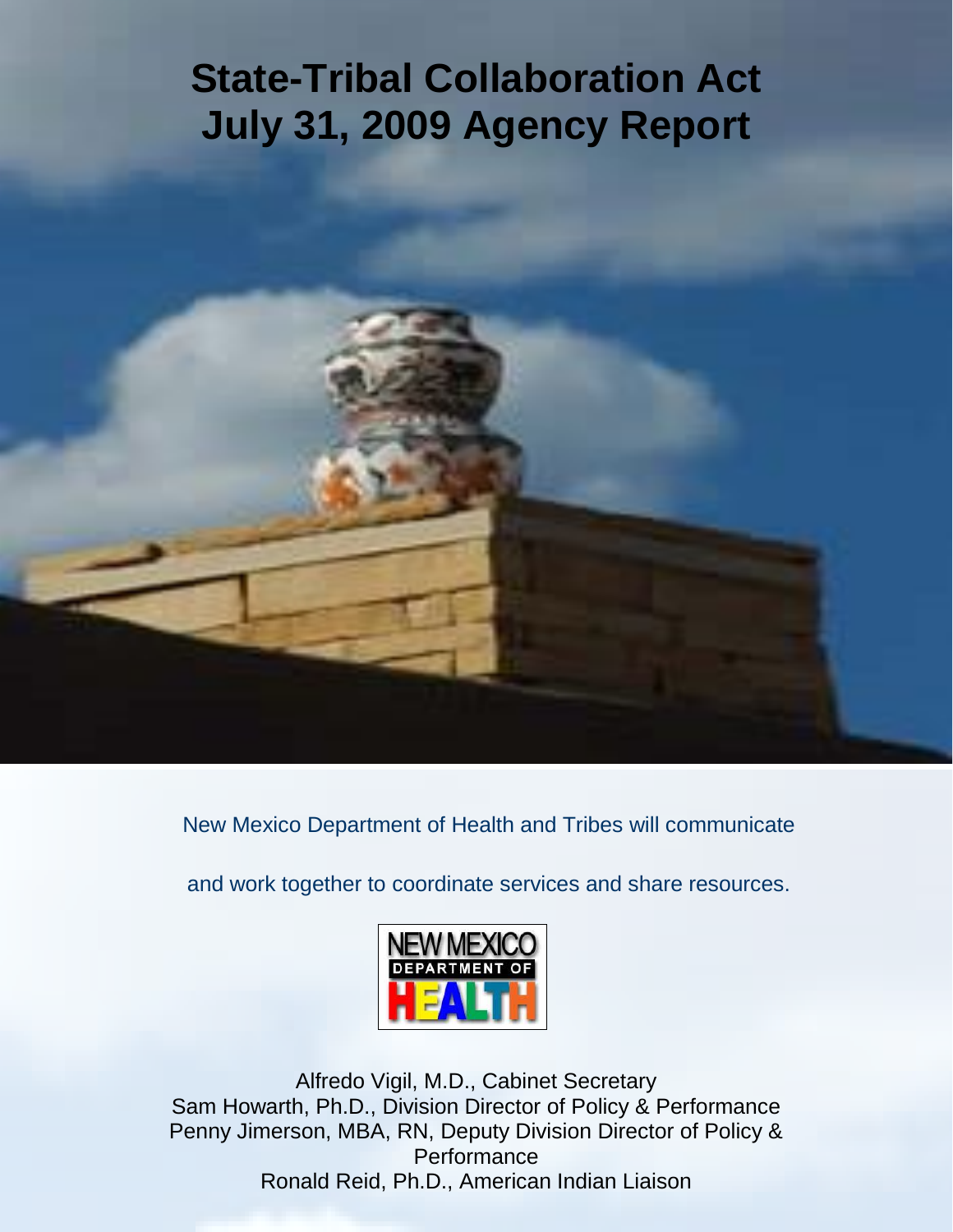# State-Tribal Collaboration Act
# July 31, 2009 Agency Report

New Mexico Department of Health and Tribes will communicate

and work together to coordinate services and share resources.

NEW MEXICO DEPARTMENT OF HEALTH

Alfredo Vigil, M.D., Cabinet Secretary
Sam Howarth, Ph.D., Division Director of Policy & Performance
Penny Jimerson, MBA, RN, Deputy Division Director of Policy & Performance
Ronald Reid, Ph.D., American Indian Liaison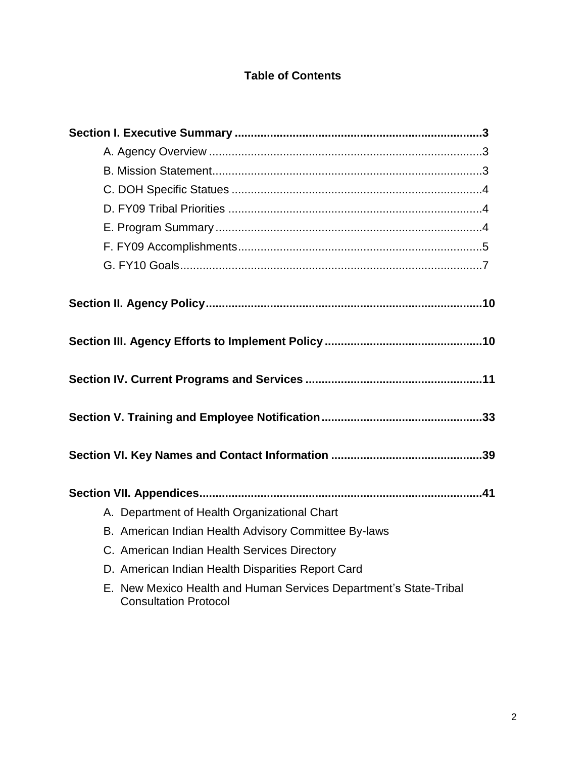# Table of Contents

**Section I. Executive Summary ............................................................................3**

- A. Agency Overview ....................................................................................3
- B. Mission Statement...................................................................................3
- C. DOH Specific Statues .............................................................................4
- D. FY09 Tribal Priorities ..............................................................................4
- E. Program Summary ..................................................................................4
- F. FY09 Accomplishments...........................................................................5
- G. FY10 Goals..............................................................................................7

**Section II. Agency Policy.....................................................................................10**

**Section III. Agency Efforts to Implement Policy ................................................10**

**Section IV. Current Programs and Services ......................................................11**

**Section V. Training and Employee Notification.................................................33**

**Section VI. Key Names and Contact Information ..............................................39**

**Section VII. Appendices.......................................................................................41**

- A. Department of Health Organizational Chart
- B. American Indian Health Advisory Committee By-laws
- C. American Indian Health Services Directory
- D. American Indian Health Disparities Report Card
- E. New Mexico Health and Human Services Department’s State-Tribal Consultation Protocol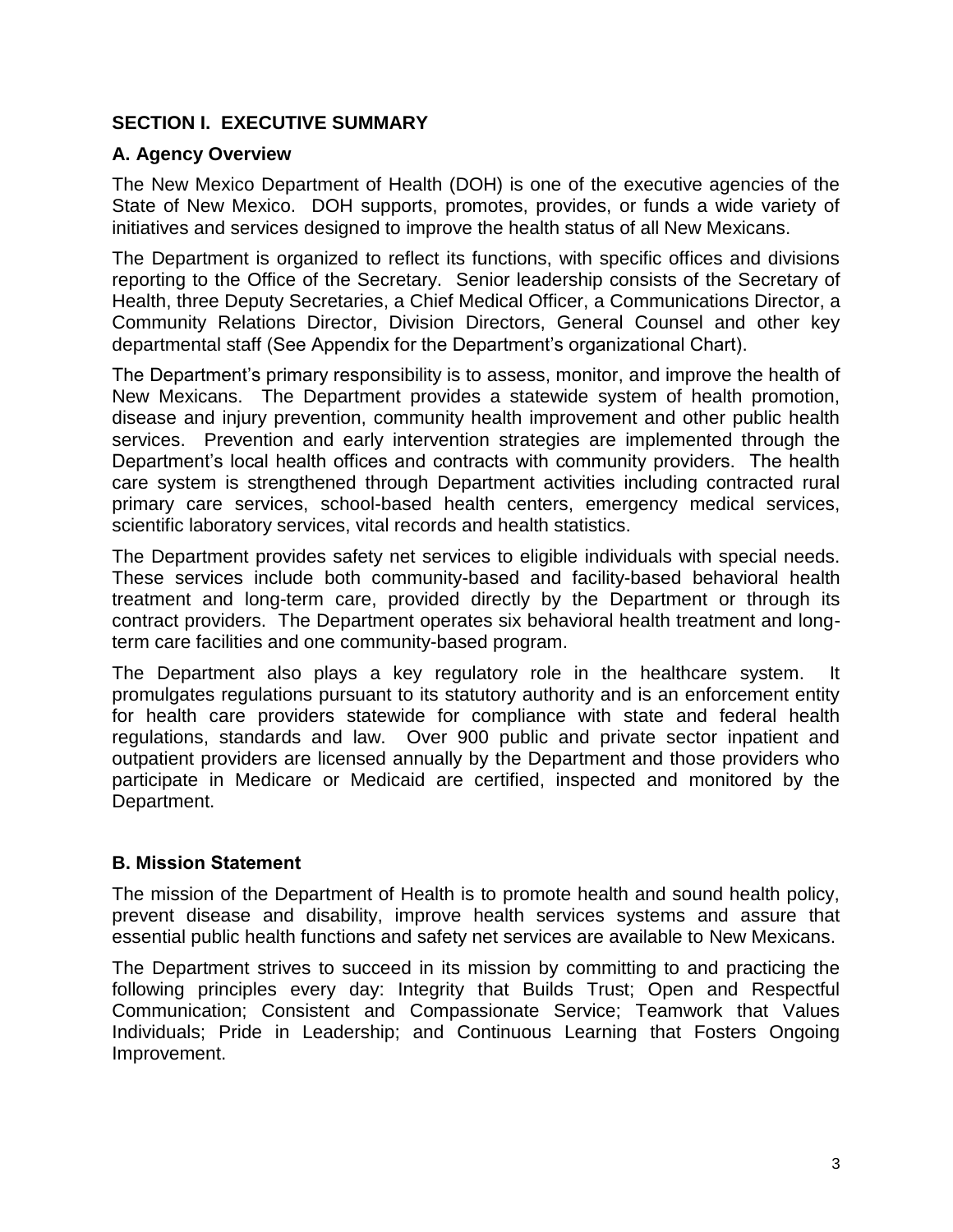## SECTION I. EXECUTIVE SUMMARY

### A. Agency Overview

The New Mexico Department of Health (DOH) is one of the executive agencies of the State of New Mexico. DOH supports, promotes, provides, or funds a wide variety of initiatives and services designed to improve the health status of all New Mexicans.

The Department is organized to reflect its functions, with specific offices and divisions reporting to the Office of the Secretary. Senior leadership consists of the Secretary of Health, three Deputy Secretaries, a Chief Medical Officer, a Communications Director, a Community Relations Director, Division Directors, General Counsel and other key departmental staff (See Appendix for the Department's organizational Chart).

The Department's primary responsibility is to assess, monitor, and improve the health of New Mexicans. The Department provides a statewide system of health promotion, disease and injury prevention, community health improvement and other public health services. Prevention and early intervention strategies are implemented through the Department's local health offices and contracts with community providers. The health care system is strengthened through Department activities including contracted rural primary care services, school-based health centers, emergency medical services, scientific laboratory services, vital records and health statistics.

The Department provides safety net services to eligible individuals with special needs. These services include both community-based and facility-based behavioral health treatment and long-term care, provided directly by the Department or through its contract providers. The Department operates six behavioral health treatment and long-term care facilities and one community-based program.

The Department also plays a key regulatory role in the healthcare system. It promulgates regulations pursuant to its statutory authority and is an enforcement entity for health care providers statewide for compliance with state and federal health regulations, standards and law. Over 900 public and private sector inpatient and outpatient providers are licensed annually by the Department and those providers who participate in Medicare or Medicaid are certified, inspected and monitored by the Department.

### B. Mission Statement

The mission of the Department of Health is to promote health and sound health policy, prevent disease and disability, improve health services systems and assure that essential public health functions and safety net services are available to New Mexicans.

The Department strives to succeed in its mission by committing to and practicing the following principles every day: Integrity that Builds Trust; Open and Respectful Communication; Consistent and Compassionate Service; Teamwork that Values Individuals; Pride in Leadership; and Continuous Learning that Fosters Ongoing Improvement.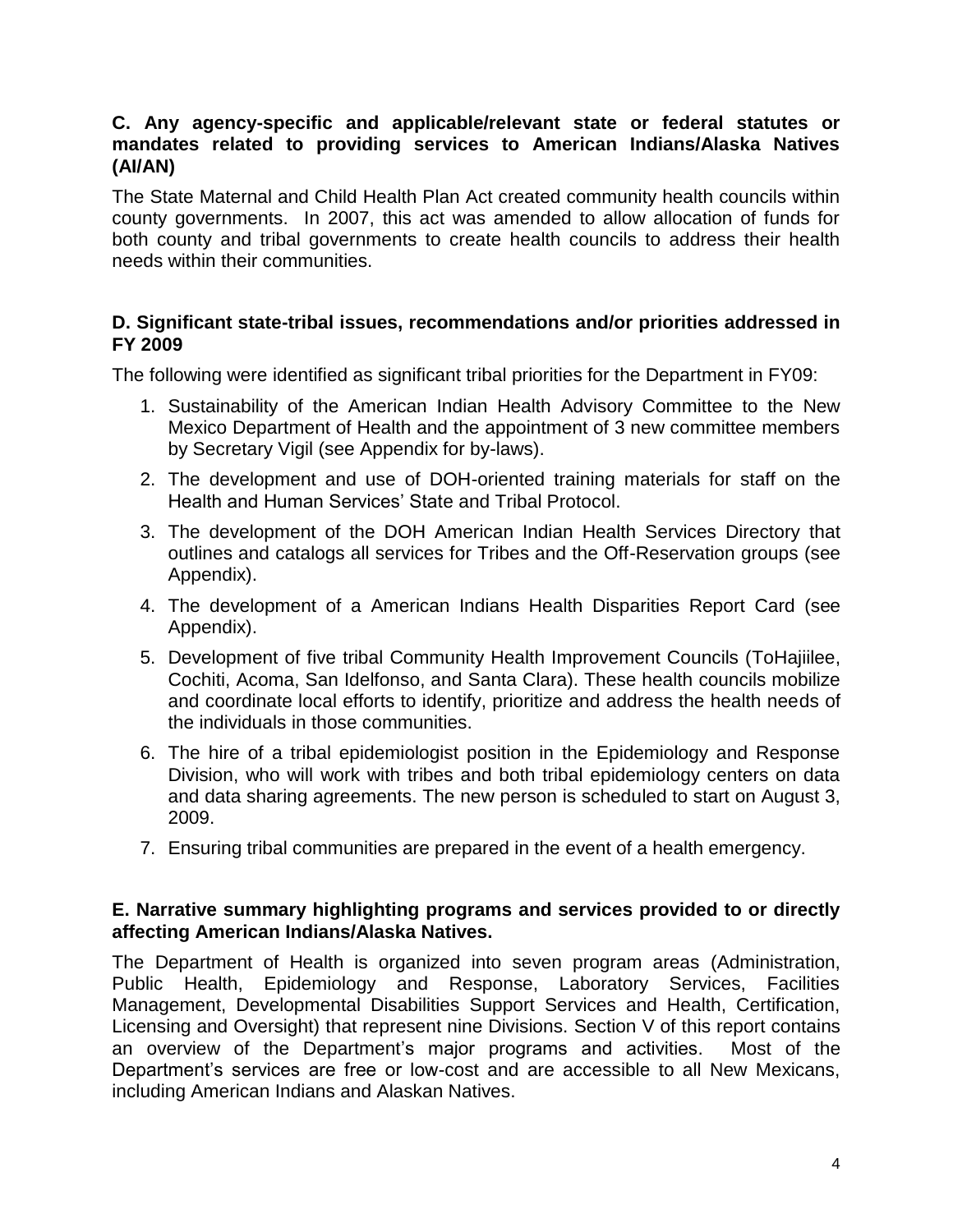### C. Any agency-specific and applicable/relevant state or federal statutes or mandates related to providing services to American Indians/Alaska Natives (AI/AN)

The State Maternal and Child Health Plan Act created community health councils within county governments. In 2007, this act was amended to allow allocation of funds for both county and tribal governments to create health councils to address their health needs within their communities.

### D. Significant state-tribal issues, recommendations and/or priorities addressed in FY 2009

The following were identified as significant tribal priorities for the Department in FY09:

1. Sustainability of the American Indian Health Advisory Committee to the New Mexico Department of Health and the appointment of 3 new committee members by Secretary Vigil (see Appendix for by-laws).
2. The development and use of DOH-oriented training materials for staff on the Health and Human Services' State and Tribal Protocol.
3. The development of the DOH American Indian Health Services Directory that outlines and catalogs all services for Tribes and the Off-Reservation groups (see Appendix).
4. The development of a American Indians Health Disparities Report Card (see Appendix).
5. Development of five tribal Community Health Improvement Councils (ToHajiilee, Cochiti, Acoma, San Idelfonso, and Santa Clara). These health councils mobilize and coordinate local efforts to identify, prioritize and address the health needs of the individuals in those communities.
6. The hire of a tribal epidemiologist position in the Epidemiology and Response Division, who will work with tribes and both tribal epidemiology centers on data and data sharing agreements. The new person is scheduled to start on August 3, 2009.
7. Ensuring tribal communities are prepared in the event of a health emergency.

### E. Narrative summary highlighting programs and services provided to or directly affecting American Indians/Alaska Natives.

The Department of Health is organized into seven program areas (Administration, Public Health, Epidemiology and Response, Laboratory Services, Facilities Management, Developmental Disabilities Support Services and Health, Certification, Licensing and Oversight) that represent nine Divisions. Section V of this report contains an overview of the Department's major programs and activities. Most of the Department's services are free or low-cost and are accessible to all New Mexicans, including American Indians and Alaskan Natives.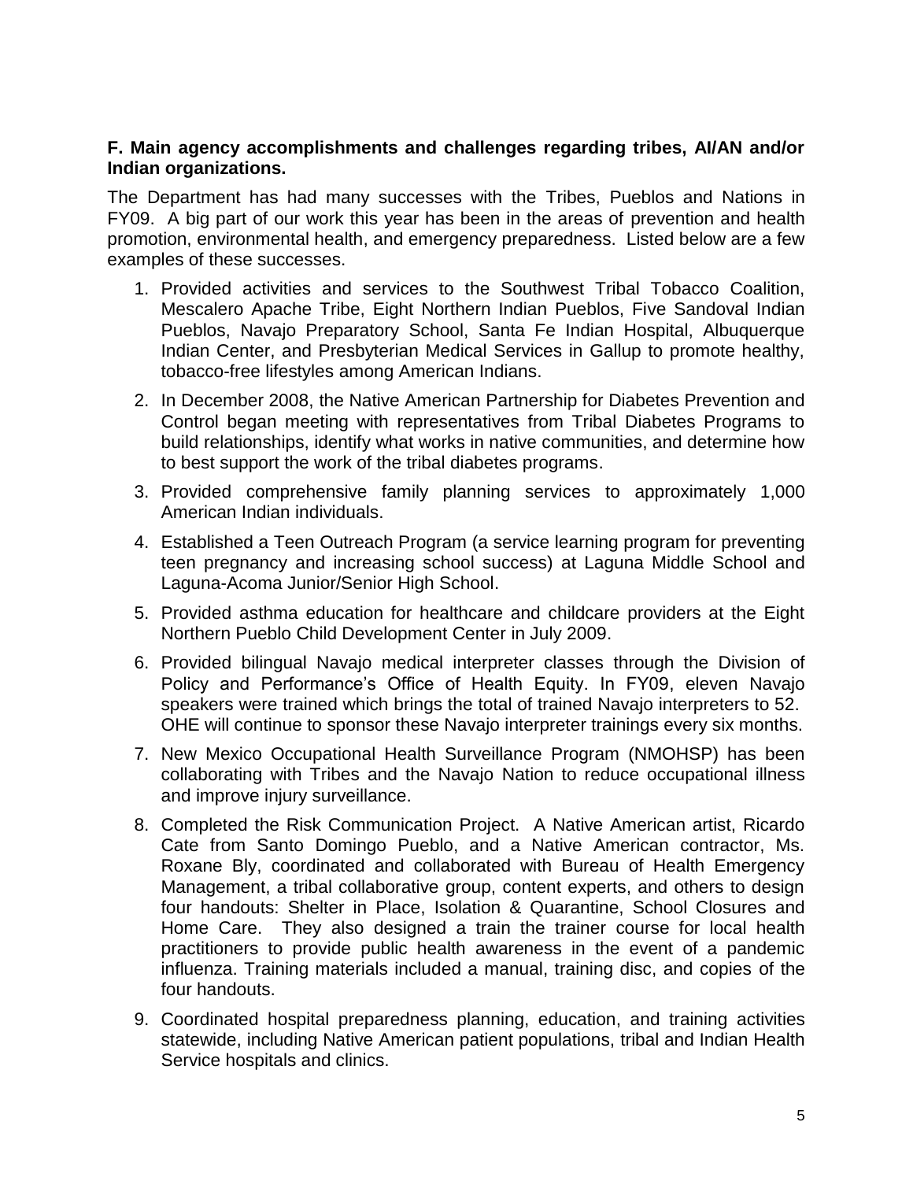**F. Main agency accomplishments and challenges regarding tribes, AI/AN and/or Indian organizations.**

The Department has had many successes with the Tribes, Pueblos and Nations in FY09. A big part of our work this year has been in the areas of prevention and health promotion, environmental health, and emergency preparedness. Listed below are a few examples of these successes.

1. Provided activities and services to the Southwest Tribal Tobacco Coalition, Mescalero Apache Tribe, Eight Northern Indian Pueblos, Five Sandoval Indian Pueblos, Navajo Preparatory School, Santa Fe Indian Hospital, Albuquerque Indian Center, and Presbyterian Medical Services in Gallup to promote healthy, tobacco-free lifestyles among American Indians.
2. In December 2008, the Native American Partnership for Diabetes Prevention and Control began meeting with representatives from Tribal Diabetes Programs to build relationships, identify what works in native communities, and determine how to best support the work of the tribal diabetes programs.
3. Provided comprehensive family planning services to approximately 1,000 American Indian individuals.
4. Established a Teen Outreach Program (a service learning program for preventing teen pregnancy and increasing school success) at Laguna Middle School and Laguna-Acoma Junior/Senior High School.
5. Provided asthma education for healthcare and childcare providers at the Eight Northern Pueblo Child Development Center in July 2009.
6. Provided bilingual Navajo medical interpreter classes through the Division of Policy and Performance's Office of Health Equity. In FY09, eleven Navajo speakers were trained which brings the total of trained Navajo interpreters to 52. OHE will continue to sponsor these Navajo interpreter trainings every six months.
7. New Mexico Occupational Health Surveillance Program (NMOHSP) has been collaborating with Tribes and the Navajo Nation to reduce occupational illness and improve injury surveillance.
8. Completed the Risk Communication Project. A Native American artist, Ricardo Cate from Santo Domingo Pueblo, and a Native American contractor, Ms. Roxane Bly, coordinated and collaborated with Bureau of Health Emergency Management, a tribal collaborative group, content experts, and others to design four handouts: Shelter in Place, Isolation & Quarantine, School Closures and Home Care. They also designed a train the trainer course for local health practitioners to provide public health awareness in the event of a pandemic influenza. Training materials included a manual, training disc, and copies of the four handouts.
9. Coordinated hospital preparedness planning, education, and training activities statewide, including Native American patient populations, tribal and Indian Health Service hospitals and clinics.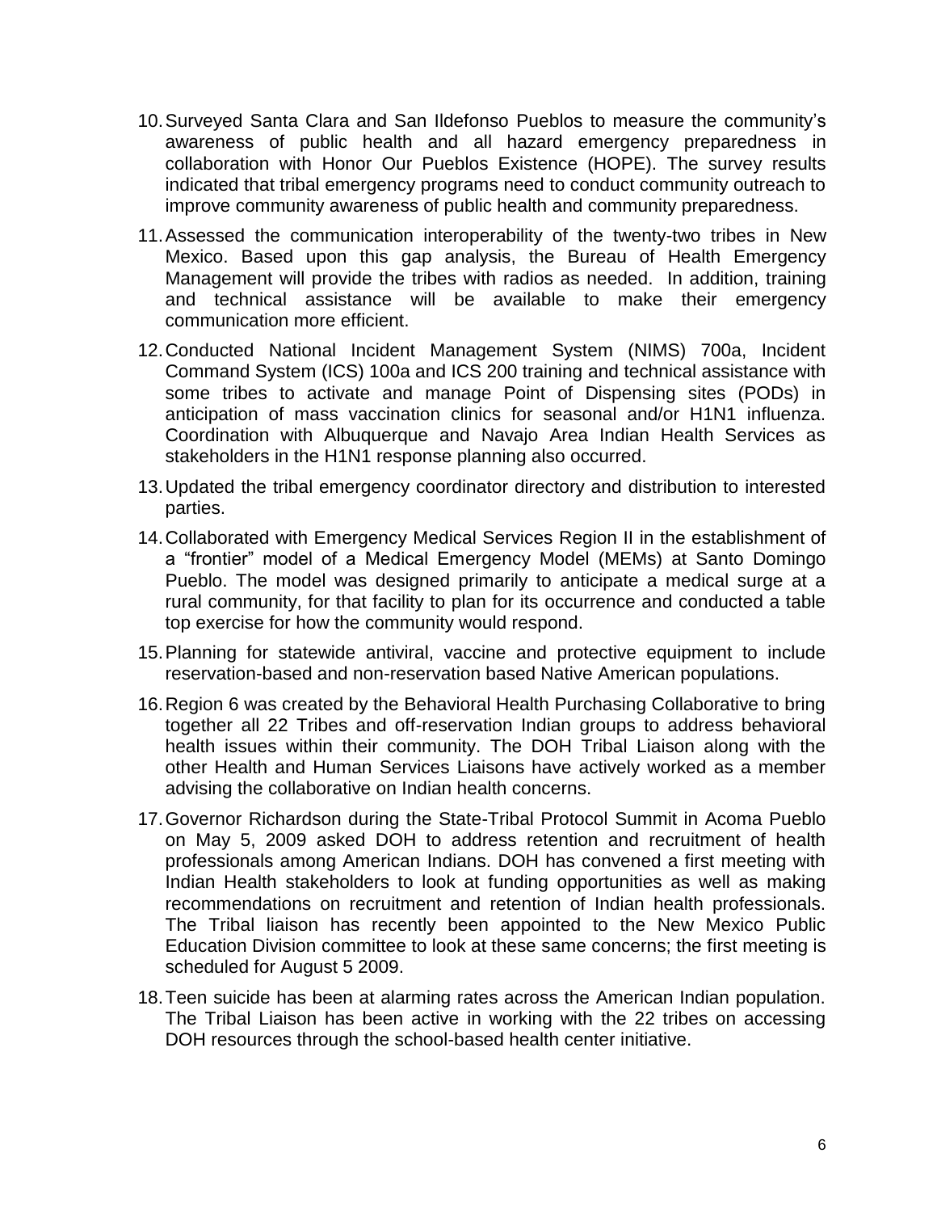10. Surveyed Santa Clara and San Ildefonso Pueblos to measure the community's awareness of public health and all hazard emergency preparedness in collaboration with Honor Our Pueblos Existence (HOPE). The survey results indicated that tribal emergency programs need to conduct community outreach to improve community awareness of public health and community preparedness.

11. Assessed the communication interoperability of the twenty-two tribes in New Mexico. Based upon this gap analysis, the Bureau of Health Emergency Management will provide the tribes with radios as needed. In addition, training and technical assistance will be available to make their emergency communication more efficient.

12. Conducted National Incident Management System (NIMS) 700a, Incident Command System (ICS) 100a and ICS 200 training and technical assistance with some tribes to activate and manage Point of Dispensing sites (PODs) in anticipation of mass vaccination clinics for seasonal and/or H1N1 influenza. Coordination with Albuquerque and Navajo Area Indian Health Services as stakeholders in the H1N1 response planning also occurred.

13. Updated the tribal emergency coordinator directory and distribution to interested parties.

14. Collaborated with Emergency Medical Services Region II in the establishment of a "frontier" model of a Medical Emergency Model (MEMs) at Santo Domingo Pueblo. The model was designed primarily to anticipate a medical surge at a rural community, for that facility to plan for its occurrence and conducted a table top exercise for how the community would respond.

15. Planning for statewide antiviral, vaccine and protective equipment to include reservation-based and non-reservation based Native American populations.

16. Region 6 was created by the Behavioral Health Purchasing Collaborative to bring together all 22 Tribes and off-reservation Indian groups to address behavioral health issues within their community. The DOH Tribal Liaison along with the other Health and Human Services Liaisons have actively worked as a member advising the collaborative on Indian health concerns.

17. Governor Richardson during the State-Tribal Protocol Summit in Acoma Pueblo on May 5, 2009 asked DOH to address retention and recruitment of health professionals among American Indians. DOH has convened a first meeting with Indian Health stakeholders to look at funding opportunities as well as making recommendations on recruitment and retention of Indian health professionals. The Tribal liaison has recently been appointed to the New Mexico Public Education Division committee to look at these same concerns; the first meeting is scheduled for August 5 2009.

18. Teen suicide has been at alarming rates across the American Indian population. The Tribal Liaison has been active in working with the 22 tribes on accessing DOH resources through the school-based health center initiative.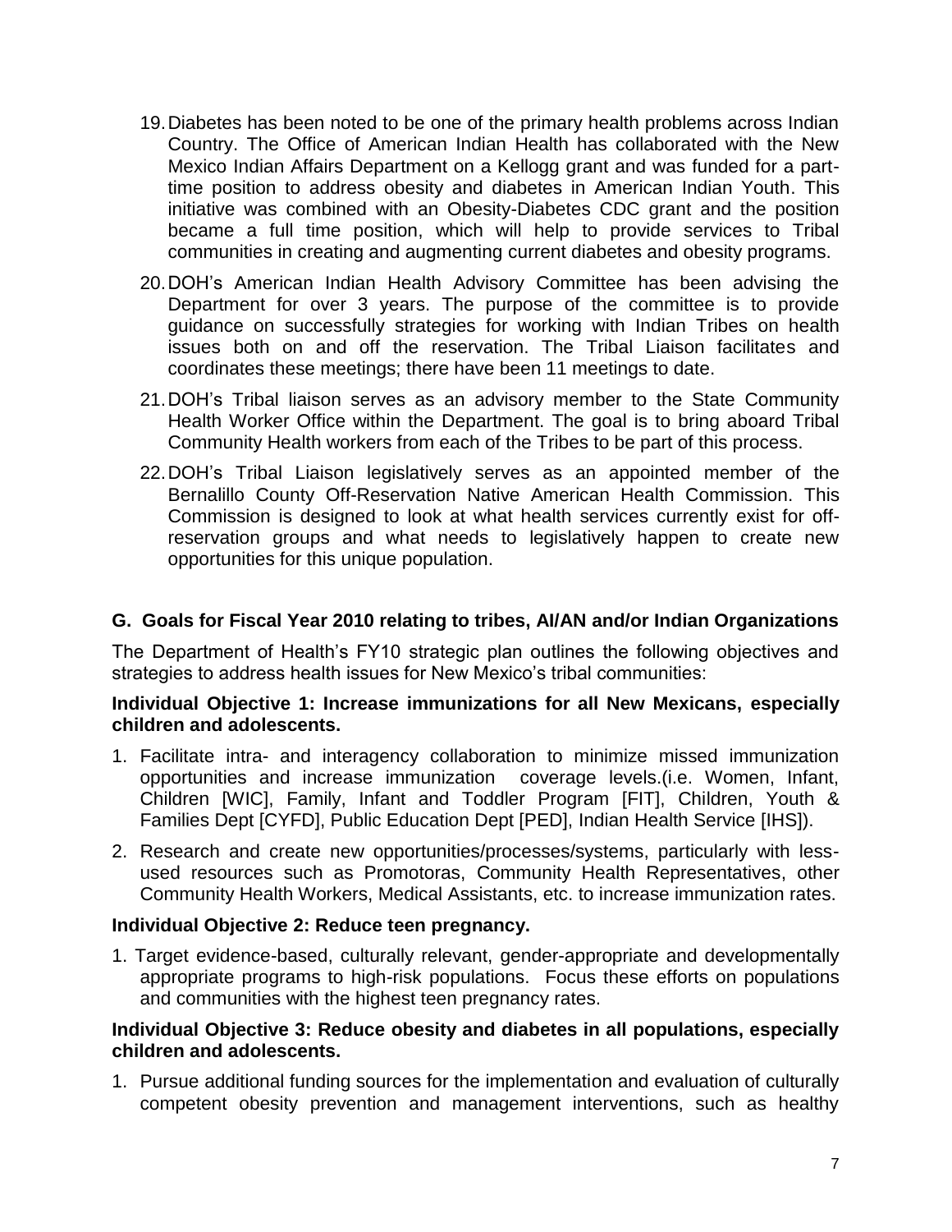19. Diabetes has been noted to be one of the primary health problems across Indian Country. The Office of American Indian Health has collaborated with the New Mexico Indian Affairs Department on a Kellogg grant and was funded for a part-time position to address obesity and diabetes in American Indian Youth. This initiative was combined with an Obesity-Diabetes CDC grant and the position became a full time position, which will help to provide services to Tribal communities in creating and augmenting current diabetes and obesity programs.

20. DOH's American Indian Health Advisory Committee has been advising the Department for over 3 years. The purpose of the committee is to provide guidance on successfully strategies for working with Indian Tribes on health issues both on and off the reservation. The Tribal Liaison facilitates and coordinates these meetings; there have been 11 meetings to date.

21. DOH's Tribal liaison serves as an advisory member to the State Community Health Worker Office within the Department. The goal is to bring aboard Tribal Community Health workers from each of the Tribes to be part of this process.

22. DOH's Tribal Liaison legislatively serves as an appointed member of the Bernalillo County Off-Reservation Native American Health Commission. This Commission is designed to look at what health services currently exist for off-reservation groups and what needs to legislatively happen to create new opportunities for this unique population.

## G. Goals for Fiscal Year 2010 relating to tribes, AI/AN and/or Indian Organizations

The Department of Health's FY10 strategic plan outlines the following objectives and strategies to address health issues for New Mexico's tribal communities:

**Individual Objective 1: Increase immunizations for all New Mexicans, especially children and adolescents.**

1. Facilitate intra- and interagency collaboration to minimize missed immunization opportunities and increase immunization coverage levels.(i.e. Women, Infant, Children [WIC], Family, Infant and Toddler Program [FIT], Children, Youth & Families Dept [CYFD], Public Education Dept [PED], Indian Health Service [IHS]).
2. Research and create new opportunities/processes/systems, particularly with less-used resources such as Promotoras, Community Health Representatives, other Community Health Workers, Medical Assistants, etc. to increase immunization rates.

**Individual Objective 2: Reduce teen pregnancy.**

1. Target evidence-based, culturally relevant, gender-appropriate and developmentally appropriate programs to high-risk populations. Focus these efforts on populations and communities with the highest teen pregnancy rates.

**Individual Objective 3: Reduce obesity and diabetes in all populations, especially children and adolescents.**

1. Pursue additional funding sources for the implementation and evaluation of culturally competent obesity prevention and management interventions, such as healthy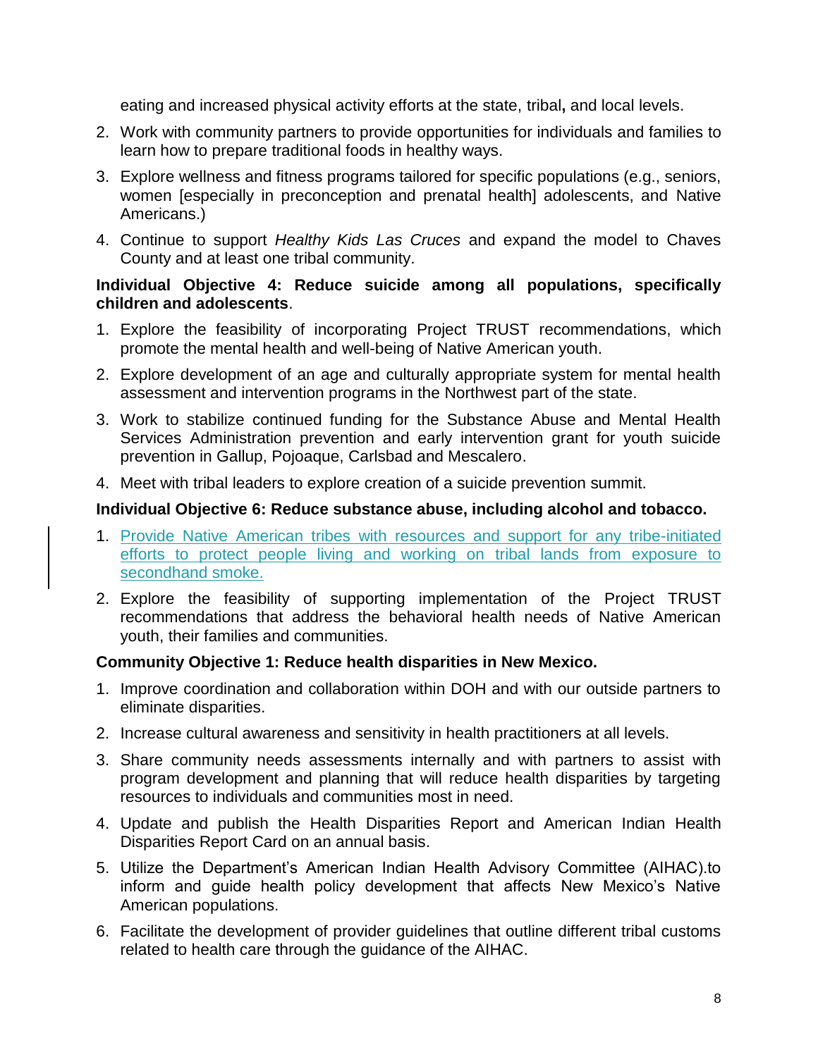eating and increased physical activity efforts at the state, tribal**,** and local levels.

2. Work with community partners to provide opportunities for individuals and families to learn how to prepare traditional foods in healthy ways.
3. Explore wellness and fitness programs tailored for specific populations (e.g., seniors, women [especially in preconception and prenatal health] adolescents, and Native Americans.)
4. Continue to support *Healthy Kids Las Cruces* and expand the model to Chaves County and at least one tribal community.

**Individual Objective 4: Reduce suicide among all populations, specifically children and adolescents**.

1. Explore the feasibility of incorporating Project TRUST recommendations, which promote the mental health and well-being of Native American youth.
2. Explore development of an age and culturally appropriate system for mental health assessment and intervention programs in the Northwest part of the state.
3. Work to stabilize continued funding for the Substance Abuse and Mental Health Services Administration prevention and early intervention grant for youth suicide prevention in Gallup, Pojoaque, Carlsbad and Mescalero.
4. Meet with tribal leaders to explore creation of a suicide prevention summit.

**Individual Objective 6: Reduce substance abuse, including alcohol and tobacco.**

1. Provide Native American tribes with resources and support for any tribe-initiated efforts to protect people living and working on tribal lands from exposure to secondhand smoke.
2. Explore the feasibility of supporting implementation of the Project TRUST recommendations that address the behavioral health needs of Native American youth, their families and communities.

**Community Objective 1: Reduce health disparities in New Mexico.**

1. Improve coordination and collaboration within DOH and with our outside partners to eliminate disparities.
2. Increase cultural awareness and sensitivity in health practitioners at all levels.
3. Share community needs assessments internally and with partners to assist with program development and planning that will reduce health disparities by targeting resources to individuals and communities most in need.
4. Update and publish the Health Disparities Report and American Indian Health Disparities Report Card on an annual basis.
5. Utilize the Department's American Indian Health Advisory Committee (AIHAC).to inform and guide health policy development that affects New Mexico's Native American populations.
6. Facilitate the development of provider guidelines that outline different tribal customs related to health care through the guidance of the AIHAC.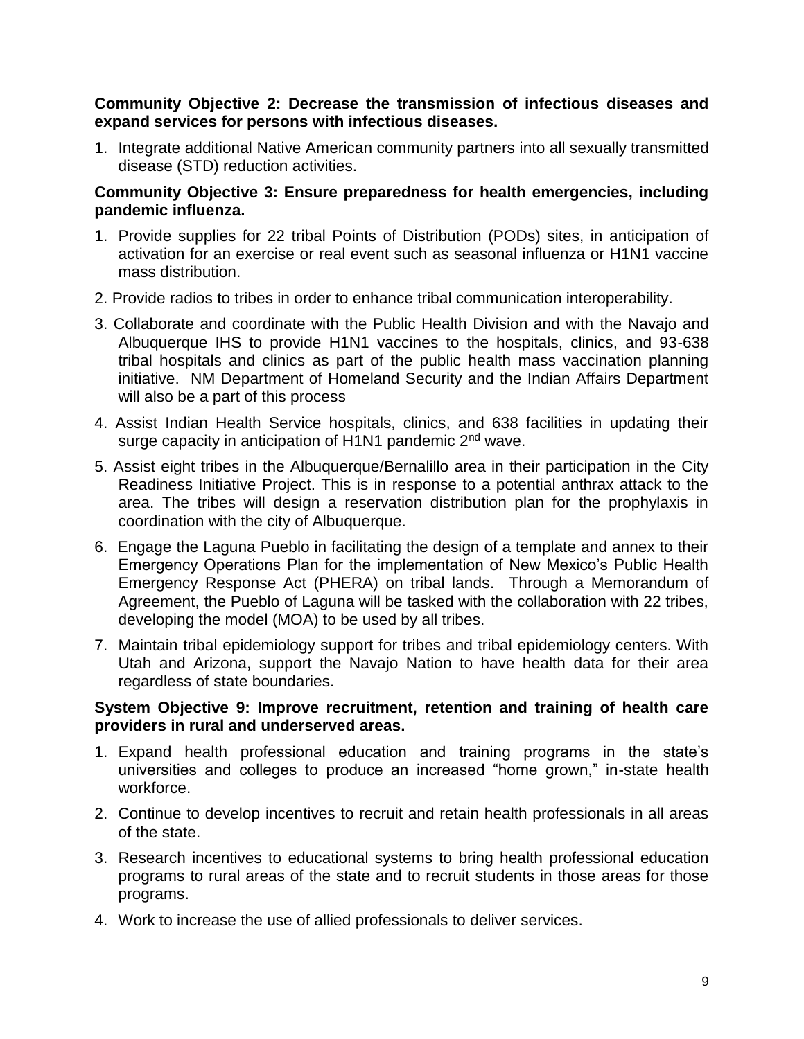**Community Objective 2: Decrease the transmission of infectious diseases and expand services for persons with infectious diseases.**

1. Integrate additional Native American community partners into all sexually transmitted disease (STD) reduction activities.

**Community Objective 3: Ensure preparedness for health emergencies, including pandemic influenza.**

1. Provide supplies for 22 tribal Points of Distribution (PODs) sites, in anticipation of activation for an exercise or real event such as seasonal influenza or H1N1 vaccine mass distribution.
2. Provide radios to tribes in order to enhance tribal communication interoperability.
3. Collaborate and coordinate with the Public Health Division and with the Navajo and Albuquerque IHS to provide H1N1 vaccines to the hospitals, clinics, and 93-638 tribal hospitals and clinics as part of the public health mass vaccination planning initiative. NM Department of Homeland Security and the Indian Affairs Department will also be a part of this process
4. Assist Indian Health Service hospitals, clinics, and 638 facilities in updating their surge capacity in anticipation of H1N1 pandemic 2nd wave.
5. Assist eight tribes in the Albuquerque/Bernalillo area in their participation in the City Readiness Initiative Project. This is in response to a potential anthrax attack to the area. The tribes will design a reservation distribution plan for the prophylaxis in coordination with the city of Albuquerque.
6. Engage the Laguna Pueblo in facilitating the design of a template and annex to their Emergency Operations Plan for the implementation of New Mexico's Public Health Emergency Response Act (PHERA) on tribal lands. Through a Memorandum of Agreement, the Pueblo of Laguna will be tasked with the collaboration with 22 tribes, developing the model (MOA) to be used by all tribes.
7. Maintain tribal epidemiology support for tribes and tribal epidemiology centers. With Utah and Arizona, support the Navajo Nation to have health data for their area regardless of state boundaries.

**System Objective 9: Improve recruitment, retention and training of health care providers in rural and underserved areas.**

1. Expand health professional education and training programs in the state's universities and colleges to produce an increased "home grown," in-state health workforce.
2. Continue to develop incentives to recruit and retain health professionals in all areas of the state.
3. Research incentives to educational systems to bring health professional education programs to rural areas of the state and to recruit students in those areas for those programs.
4. Work to increase the use of allied professionals to deliver services.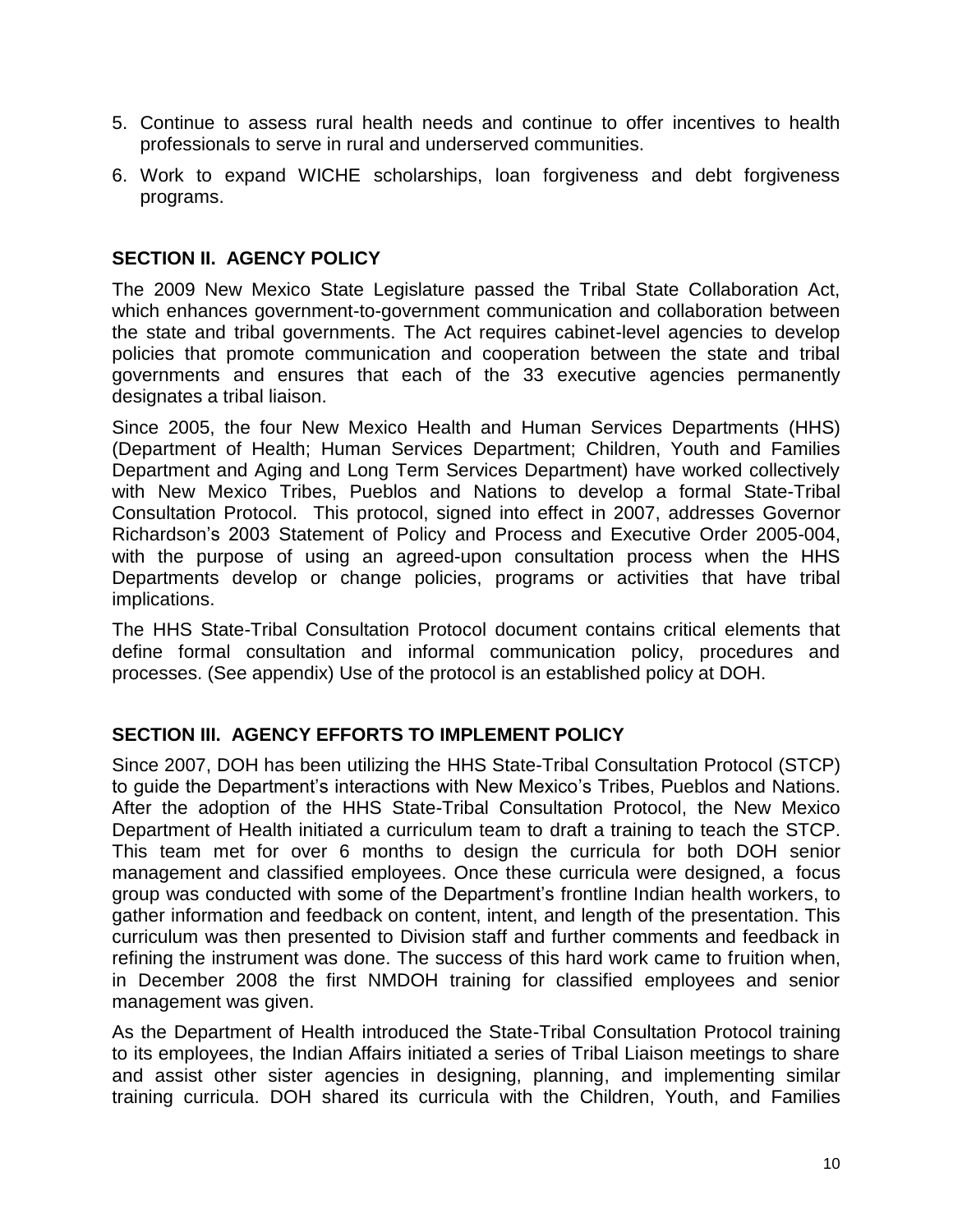5. Continue to assess rural health needs and continue to offer incentives to health professionals to serve in rural and underserved communities.
6. Work to expand WICHE scholarships, loan forgiveness and debt forgiveness programs.

## SECTION II. AGENCY POLICY

The 2009 New Mexico State Legislature passed the Tribal State Collaboration Act, which enhances government-to-government communication and collaboration between the state and tribal governments. The Act requires cabinet-level agencies to develop policies that promote communication and cooperation between the state and tribal governments and ensures that each of the 33 executive agencies permanently designates a tribal liaison.

Since 2005, the four New Mexico Health and Human Services Departments (HHS) (Department of Health; Human Services Department; Children, Youth and Families Department and Aging and Long Term Services Department) have worked collectively with New Mexico Tribes, Pueblos and Nations to develop a formal State-Tribal Consultation Protocol. This protocol, signed into effect in 2007, addresses Governor Richardson's 2003 Statement of Policy and Process and Executive Order 2005-004, with the purpose of using an agreed-upon consultation process when the HHS Departments develop or change policies, programs or activities that have tribal implications.

The HHS State-Tribal Consultation Protocol document contains critical elements that define formal consultation and informal communication policy, procedures and processes. (See appendix) Use of the protocol is an established policy at DOH.

## SECTION III. AGENCY EFFORTS TO IMPLEMENT POLICY

Since 2007, DOH has been utilizing the HHS State-Tribal Consultation Protocol (STCP) to guide the Department's interactions with New Mexico's Tribes, Pueblos and Nations. After the adoption of the HHS State-Tribal Consultation Protocol, the New Mexico Department of Health initiated a curriculum team to draft a training to teach the STCP. This team met for over 6 months to design the curricula for both DOH senior management and classified employees. Once these curricula were designed, a focus group was conducted with some of the Department's frontline Indian health workers, to gather information and feedback on content, intent, and length of the presentation. This curriculum was then presented to Division staff and further comments and feedback in refining the instrument was done. The success of this hard work came to fruition when, in December 2008 the first NMDOH training for classified employees and senior management was given.

As the Department of Health introduced the State-Tribal Consultation Protocol training to its employees, the Indian Affairs initiated a series of Tribal Liaison meetings to share and assist other sister agencies in designing, planning, and implementing similar training curricula. DOH shared its curricula with the Children, Youth, and Families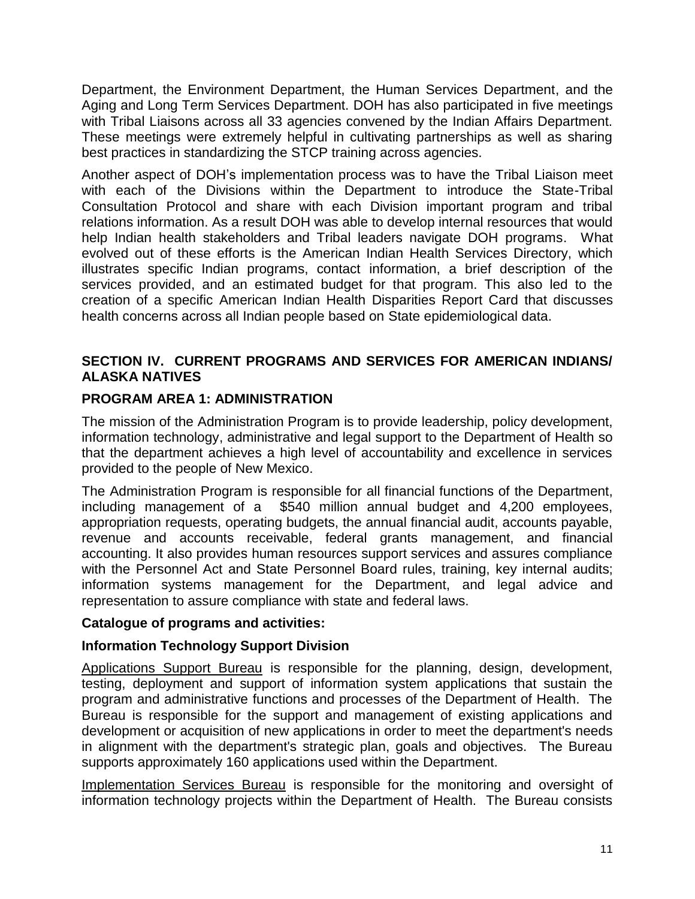Department, the Environment Department, the Human Services Department, and the Aging and Long Term Services Department. DOH has also participated in five meetings with Tribal Liaisons across all 33 agencies convened by the Indian Affairs Department. These meetings were extremely helpful in cultivating partnerships as well as sharing best practices in standardizing the STCP training across agencies.

Another aspect of DOH's implementation process was to have the Tribal Liaison meet with each of the Divisions within the Department to introduce the State-Tribal Consultation Protocol and share with each Division important program and tribal relations information. As a result DOH was able to develop internal resources that would help Indian health stakeholders and Tribal leaders navigate DOH programs. What evolved out of these efforts is the American Indian Health Services Directory, which illustrates specific Indian programs, contact information, a brief description of the services provided, and an estimated budget for that program. This also led to the creation of a specific American Indian Health Disparities Report Card that discusses health concerns across all Indian people based on State epidemiological data.

## SECTION IV. CURRENT PROGRAMS AND SERVICES FOR AMERICAN INDIANS/ ALASKA NATIVES

### PROGRAM AREA 1: ADMINISTRATION

The mission of the Administration Program is to provide leadership, policy development, information technology, administrative and legal support to the Department of Health so that the department achieves a high level of accountability and excellence in services provided to the people of New Mexico.

The Administration Program is responsible for all financial functions of the Department, including management of a $540 million annual budget and 4,200 employees, appropriation requests, operating budgets, the annual financial audit, accounts payable, revenue and accounts receivable, federal grants management, and financial accounting. It also provides human resources support services and assures compliance with the Personnel Act and State Personnel Board rules, training, key internal audits; information systems management for the Department, and legal advice and representation to assure compliance with state and federal laws.

**Catalogue of programs and activities:**

**Information Technology Support Division**

Applications Support Bureau is responsible for the planning, design, development, testing, deployment and support of information system applications that sustain the program and administrative functions and processes of the Department of Health. The Bureau is responsible for the support and management of existing applications and development or acquisition of new applications in order to meet the department's needs in alignment with the department's strategic plan, goals and objectives. The Bureau supports approximately 160 applications used within the Department.

Implementation Services Bureau is responsible for the monitoring and oversight of information technology projects within the Department of Health. The Bureau consists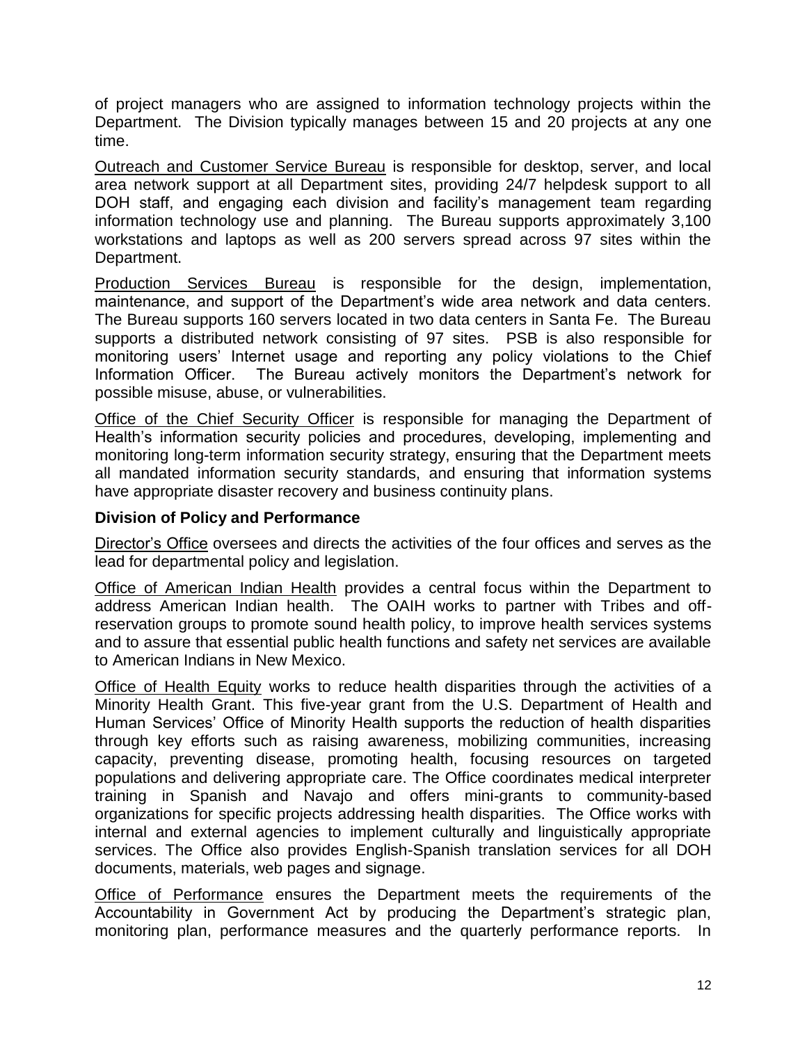of project managers who are assigned to information technology projects within the Department. The Division typically manages between 15 and 20 projects at any one time.

Outreach and Customer Service Bureau is responsible for desktop, server, and local area network support at all Department sites, providing 24/7 helpdesk support to all DOH staff, and engaging each division and facility's management team regarding information technology use and planning. The Bureau supports approximately 3,100 workstations and laptops as well as 200 servers spread across 97 sites within the Department.

Production Services Bureau is responsible for the design, implementation, maintenance, and support of the Department's wide area network and data centers. The Bureau supports 160 servers located in two data centers in Santa Fe. The Bureau supports a distributed network consisting of 97 sites. PSB is also responsible for monitoring users' Internet usage and reporting any policy violations to the Chief Information Officer. The Bureau actively monitors the Department's network for possible misuse, abuse, or vulnerabilities.

Office of the Chief Security Officer is responsible for managing the Department of Health's information security policies and procedures, developing, implementing and monitoring long-term information security strategy, ensuring that the Department meets all mandated information security standards, and ensuring that information systems have appropriate disaster recovery and business continuity plans.

**Division of Policy and Performance**

Director's Office oversees and directs the activities of the four offices and serves as the lead for departmental policy and legislation.

Office of American Indian Health provides a central focus within the Department to address American Indian health. The OAIH works to partner with Tribes and off-reservation groups to promote sound health policy, to improve health services systems and to assure that essential public health functions and safety net services are available to American Indians in New Mexico.

Office of Health Equity works to reduce health disparities through the activities of a Minority Health Grant. This five-year grant from the U.S. Department of Health and Human Services' Office of Minority Health supports the reduction of health disparities through key efforts such as raising awareness, mobilizing communities, increasing capacity, preventing disease, promoting health, focusing resources on targeted populations and delivering appropriate care. The Office coordinates medical interpreter training in Spanish and Navajo and offers mini-grants to community-based organizations for specific projects addressing health disparities. The Office works with internal and external agencies to implement culturally and linguistically appropriate services. The Office also provides English-Spanish translation services for all DOH documents, materials, web pages and signage.

Office of Performance ensures the Department meets the requirements of the Accountability in Government Act by producing the Department's strategic plan, monitoring plan, performance measures and the quarterly performance reports. In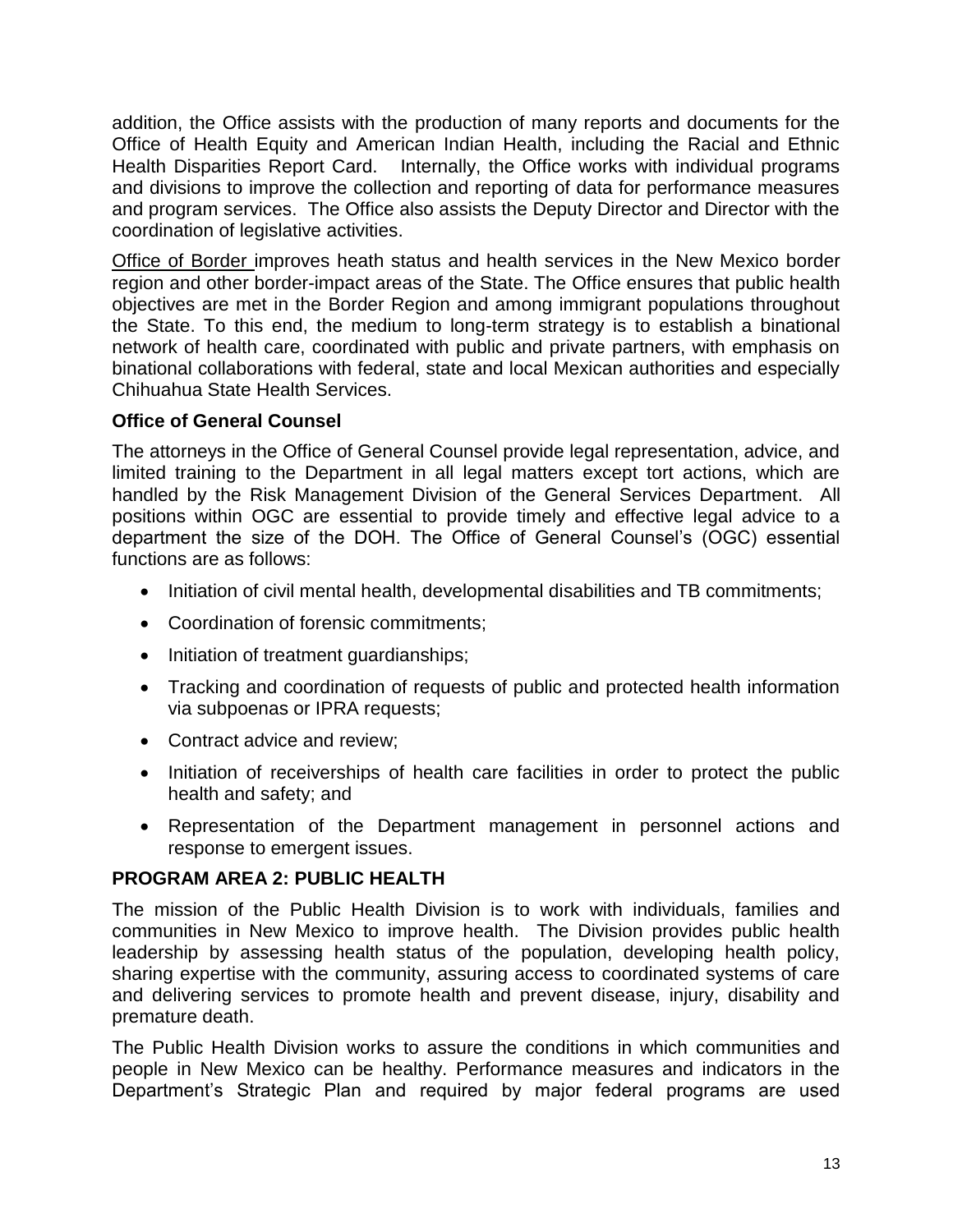addition, the Office assists with the production of many reports and documents for the Office of Health Equity and American Indian Health, including the Racial and Ethnic Health Disparities Report Card. Internally, the Office works with individual programs and divisions to improve the collection and reporting of data for performance measures and program services. The Office also assists the Deputy Director and Director with the coordination of legislative activities.

Office of Border improves heath status and health services in the New Mexico border region and other border-impact areas of the State. The Office ensures that public health objectives are met in the Border Region and among immigrant populations throughout the State. To this end, the medium to long-term strategy is to establish a binational network of health care, coordinated with public and private partners, with emphasis on binational collaborations with federal, state and local Mexican authorities and especially Chihuahua State Health Services.

**Office of General Counsel**

The attorneys in the Office of General Counsel provide legal representation, advice, and limited training to the Department in all legal matters except tort actions, which are handled by the Risk Management Division of the General Services Department. All positions within OGC are essential to provide timely and effective legal advice to a department the size of the DOH. The Office of General Counsel's (OGC) essential functions are as follows:

- Initiation of civil mental health, developmental disabilities and TB commitments;
- Coordination of forensic commitments;
- Initiation of treatment guardianships;
- Tracking and coordination of requests of public and protected health information via subpoenas or IPRA requests;
- Contract advice and review;
- Initiation of receiverships of health care facilities in order to protect the public health and safety; and
- Representation of the Department management in personnel actions and response to emergent issues.

**PROGRAM AREA 2: PUBLIC HEALTH**

The mission of the Public Health Division is to work with individuals, families and communities in New Mexico to improve health. The Division provides public health leadership by assessing health status of the population, developing health policy, sharing expertise with the community, assuring access to coordinated systems of care and delivering services to promote health and prevent disease, injury, disability and premature death.

The Public Health Division works to assure the conditions in which communities and people in New Mexico can be healthy. Performance measures and indicators in the Department's Strategic Plan and required by major federal programs are used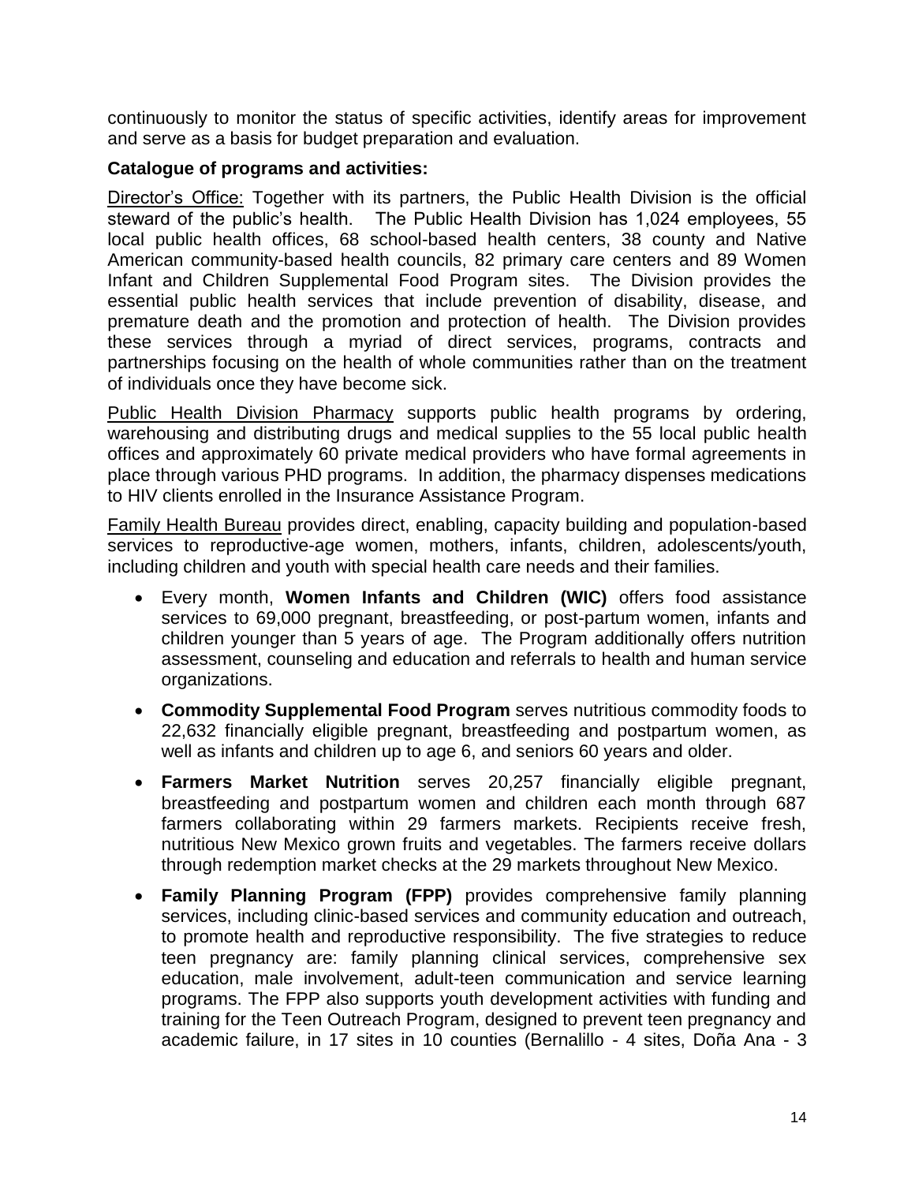continuously to monitor the status of specific activities, identify areas for improvement and serve as a basis for budget preparation and evaluation.

**Catalogue of programs and activities:**

Director's Office: Together with its partners, the Public Health Division is the official steward of the public's health. The Public Health Division has 1,024 employees, 55 local public health offices, 68 school-based health centers, 38 county and Native American community-based health councils, 82 primary care centers and 89 Women Infant and Children Supplemental Food Program sites. The Division provides the essential public health services that include prevention of disability, disease, and premature death and the promotion and protection of health. The Division provides these services through a myriad of direct services, programs, contracts and partnerships focusing on the health of whole communities rather than on the treatment of individuals once they have become sick.

Public Health Division Pharmacy supports public health programs by ordering, warehousing and distributing drugs and medical supplies to the 55 local public health offices and approximately 60 private medical providers who have formal agreements in place through various PHD programs. In addition, the pharmacy dispenses medications to HIV clients enrolled in the Insurance Assistance Program.

Family Health Bureau provides direct, enabling, capacity building and population-based services to reproductive-age women, mothers, infants, children, adolescents/youth, including children and youth with special health care needs and their families.

- Every month, **Women Infants and Children (WIC)** offers food assistance services to 69,000 pregnant, breastfeeding, or post-partum women, infants and children younger than 5 years of age. The Program additionally offers nutrition assessment, counseling and education and referrals to health and human service organizations.
- **Commodity Supplemental Food Program** serves nutritious commodity foods to 22,632 financially eligible pregnant, breastfeeding and postpartum women, as well as infants and children up to age 6, and seniors 60 years and older.
- **Farmers Market Nutrition** serves 20,257 financially eligible pregnant, breastfeeding and postpartum women and children each month through 687 farmers collaborating within 29 farmers markets. Recipients receive fresh, nutritious New Mexico grown fruits and vegetables. The farmers receive dollars through redemption market checks at the 29 markets throughout New Mexico.
- **Family Planning Program (FPP)** provides comprehensive family planning services, including clinic-based services and community education and outreach, to promote health and reproductive responsibility. The five strategies to reduce teen pregnancy are: family planning clinical services, comprehensive sex education, male involvement, adult-teen communication and service learning programs. The FPP also supports youth development activities with funding and training for the Teen Outreach Program, designed to prevent teen pregnancy and academic failure, in 17 sites in 10 counties (Bernalillo - 4 sites, Doña Ana - 3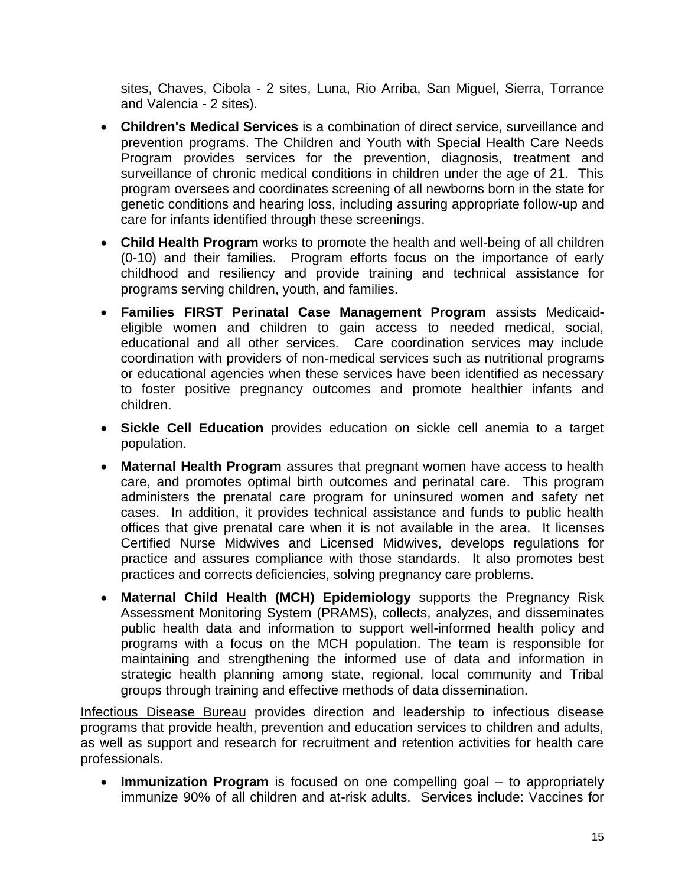sites, Chaves, Cibola - 2 sites, Luna, Rio Arriba, San Miguel, Sierra, Torrance and Valencia - 2 sites).

- **Children's Medical Services** is a combination of direct service, surveillance and prevention programs. The Children and Youth with Special Health Care Needs Program provides services for the prevention, diagnosis, treatment and surveillance of chronic medical conditions in children under the age of 21. This program oversees and coordinates screening of all newborns born in the state for genetic conditions and hearing loss, including assuring appropriate follow-up and care for infants identified through these screenings.
- **Child Health Program** works to promote the health and well-being of all children (0-10) and their families. Program efforts focus on the importance of early childhood and resiliency and provide training and technical assistance for programs serving children, youth, and families.
- **Families FIRST Perinatal Case Management Program** assists Medicaid-eligible women and children to gain access to needed medical, social, educational and all other services. Care coordination services may include coordination with providers of non-medical services such as nutritional programs or educational agencies when these services have been identified as necessary to foster positive pregnancy outcomes and promote healthier infants and children.
- **Sickle Cell Education** provides education on sickle cell anemia to a target population.
- **Maternal Health Program** assures that pregnant women have access to health care, and promotes optimal birth outcomes and perinatal care. This program administers the prenatal care program for uninsured women and safety net cases. In addition, it provides technical assistance and funds to public health offices that give prenatal care when it is not available in the area. It licenses Certified Nurse Midwives and Licensed Midwives, develops regulations for practice and assures compliance with those standards. It also promotes best practices and corrects deficiencies, solving pregnancy care problems.
- **Maternal Child Health (MCH) Epidemiology** supports the Pregnancy Risk Assessment Monitoring System (PRAMS), collects, analyzes, and disseminates public health data and information to support well-informed health policy and programs with a focus on the MCH population. The team is responsible for maintaining and strengthening the informed use of data and information in strategic health planning among state, regional, local community and Tribal groups through training and effective methods of data dissemination.

Infectious Disease Bureau provides direction and leadership to infectious disease programs that provide health, prevention and education services to children and adults, as well as support and research for recruitment and retention activities for health care professionals.

- **Immunization Program** is focused on one compelling goal – to appropriately immunize 90% of all children and at-risk adults. Services include: Vaccines for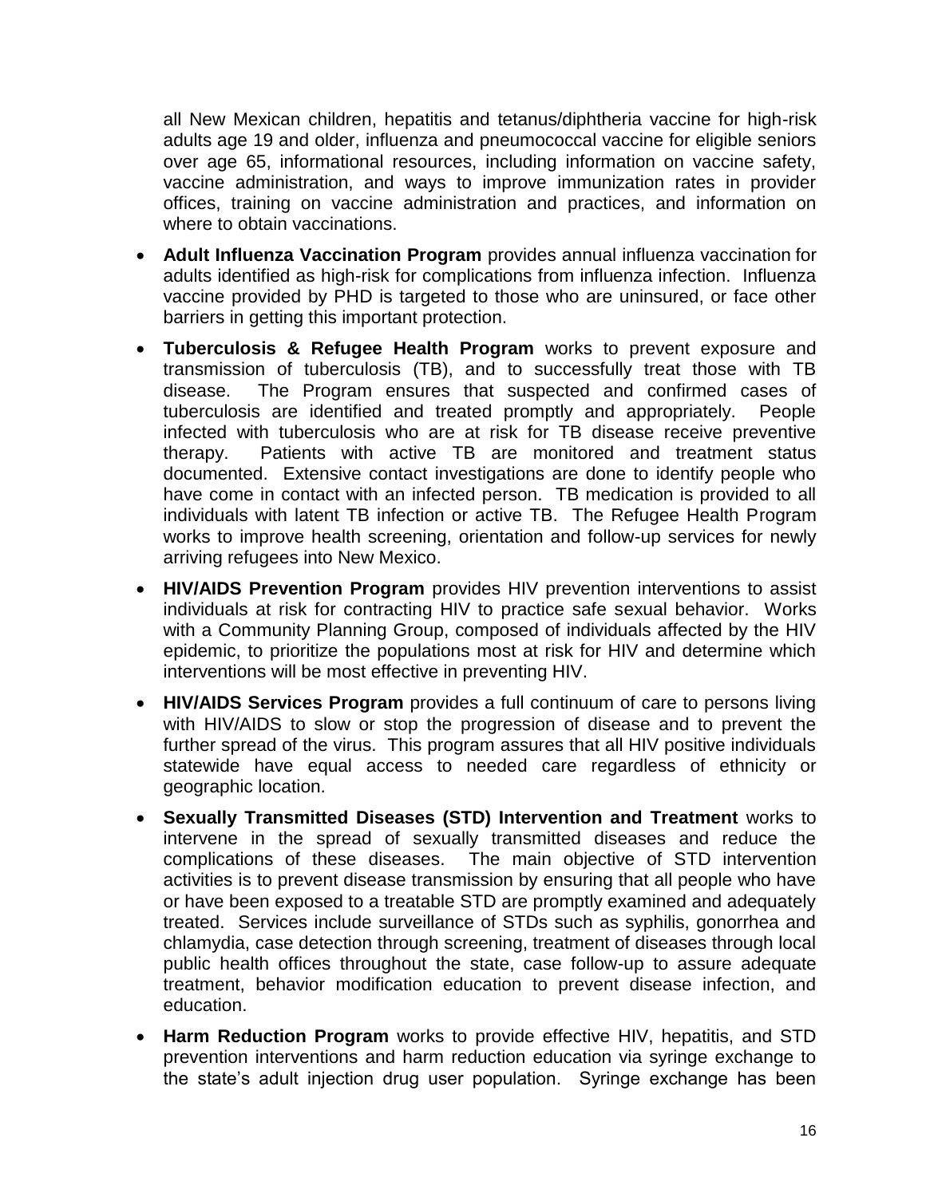all New Mexican children, hepatitis and tetanus/diphtheria vaccine for high-risk adults age 19 and older, influenza and pneumococcal vaccine for eligible seniors over age 65, informational resources, including information on vaccine safety, vaccine administration, and ways to improve immunization rates in provider offices, training on vaccine administration and practices, and information on where to obtain vaccinations.

- **Adult Influenza Vaccination Program** provides annual influenza vaccination for adults identified as high-risk for complications from influenza infection. Influenza vaccine provided by PHD is targeted to those who are uninsured, or face other barriers in getting this important protection.
- **Tuberculosis & Refugee Health Program** works to prevent exposure and transmission of tuberculosis (TB), and to successfully treat those with TB disease. The Program ensures that suspected and confirmed cases of tuberculosis are identified and treated promptly and appropriately. People infected with tuberculosis who are at risk for TB disease receive preventive therapy. Patients with active TB are monitored and treatment status documented. Extensive contact investigations are done to identify people who have come in contact with an infected person. TB medication is provided to all individuals with latent TB infection or active TB. The Refugee Health Program works to improve health screening, orientation and follow-up services for newly arriving refugees into New Mexico.
- **HIV/AIDS Prevention Program** provides HIV prevention interventions to assist individuals at risk for contracting HIV to practice safe sexual behavior. Works with a Community Planning Group, composed of individuals affected by the HIV epidemic, to prioritize the populations most at risk for HIV and determine which interventions will be most effective in preventing HIV.
- **HIV/AIDS Services Program** provides a full continuum of care to persons living with HIV/AIDS to slow or stop the progression of disease and to prevent the further spread of the virus. This program assures that all HIV positive individuals statewide have equal access to needed care regardless of ethnicity or geographic location.
- **Sexually Transmitted Diseases (STD) Intervention and Treatment** works to intervene in the spread of sexually transmitted diseases and reduce the complications of these diseases. The main objective of STD intervention activities is to prevent disease transmission by ensuring that all people who have or have been exposed to a treatable STD are promptly examined and adequately treated. Services include surveillance of STDs such as syphilis, gonorrhea and chlamydia, case detection through screening, treatment of diseases through local public health offices throughout the state, case follow-up to assure adequate treatment, behavior modification education to prevent disease infection, and education.
- **Harm Reduction Program** works to provide effective HIV, hepatitis, and STD prevention interventions and harm reduction education via syringe exchange to the state's adult injection drug user population. Syringe exchange has been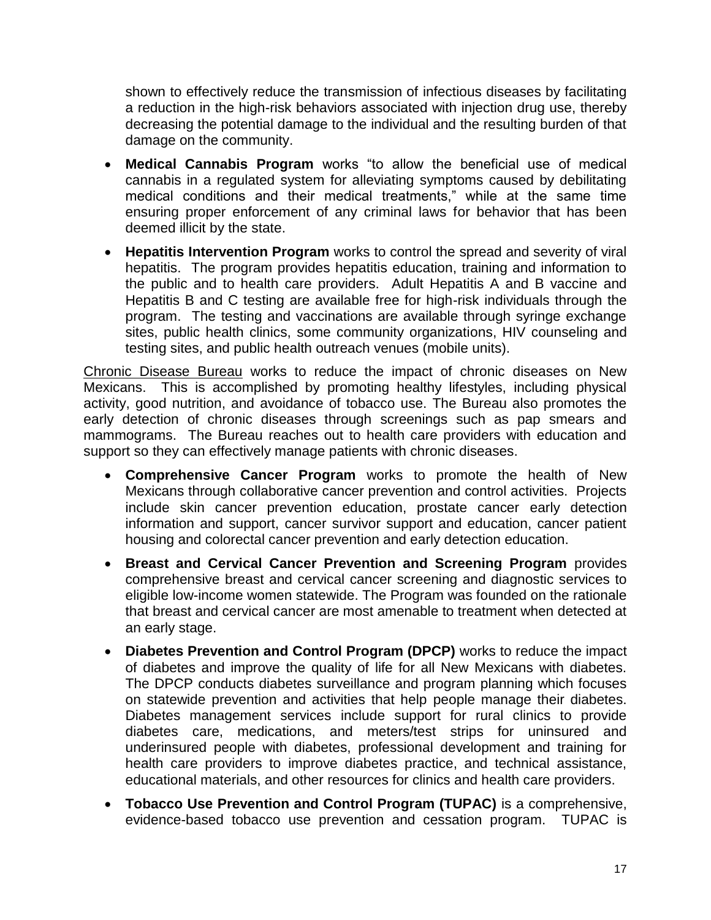shown to effectively reduce the transmission of infectious diseases by facilitating a reduction in the high-risk behaviors associated with injection drug use, thereby decreasing the potential damage to the individual and the resulting burden of that damage on the community.

- **Medical Cannabis Program** works "to allow the beneficial use of medical cannabis in a regulated system for alleviating symptoms caused by debilitating medical conditions and their medical treatments," while at the same time ensuring proper enforcement of any criminal laws for behavior that has been deemed illicit by the state.
- **Hepatitis Intervention Program** works to control the spread and severity of viral hepatitis. The program provides hepatitis education, training and information to the public and to health care providers. Adult Hepatitis A and B vaccine and Hepatitis B and C testing are available free for high-risk individuals through the program. The testing and vaccinations are available through syringe exchange sites, public health clinics, some community organizations, HIV counseling and testing sites, and public health outreach venues (mobile units).

Chronic Disease Bureau works to reduce the impact of chronic diseases on New Mexicans. This is accomplished by promoting healthy lifestyles, including physical activity, good nutrition, and avoidance of tobacco use. The Bureau also promotes the early detection of chronic diseases through screenings such as pap smears and mammograms. The Bureau reaches out to health care providers with education and support so they can effectively manage patients with chronic diseases.

- **Comprehensive Cancer Program** works to promote the health of New Mexicans through collaborative cancer prevention and control activities. Projects include skin cancer prevention education, prostate cancer early detection information and support, cancer survivor support and education, cancer patient housing and colorectal cancer prevention and early detection education.
- **Breast and Cervical Cancer Prevention and Screening Program** provides comprehensive breast and cervical cancer screening and diagnostic services to eligible low-income women statewide. The Program was founded on the rationale that breast and cervical cancer are most amenable to treatment when detected at an early stage.
- **Diabetes Prevention and Control Program (DPCP)** works to reduce the impact of diabetes and improve the quality of life for all New Mexicans with diabetes. The DPCP conducts diabetes surveillance and program planning which focuses on statewide prevention and activities that help people manage their diabetes. Diabetes management services include support for rural clinics to provide diabetes care, medications, and meters/test strips for uninsured and underinsured people with diabetes, professional development and training for health care providers to improve diabetes practice, and technical assistance, educational materials, and other resources for clinics and health care providers.
- **Tobacco Use Prevention and Control Program (TUPAC)** is a comprehensive, evidence-based tobacco use prevention and cessation program. TUPAC is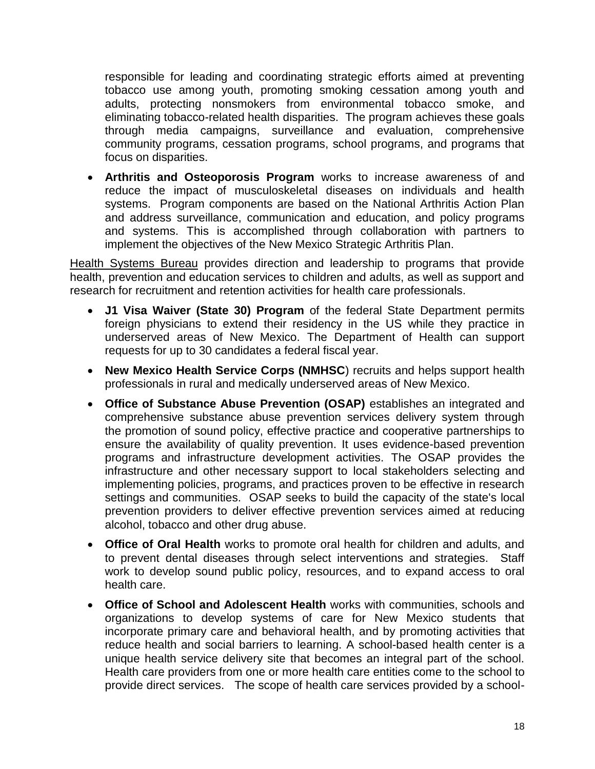responsible for leading and coordinating strategic efforts aimed at preventing tobacco use among youth, promoting smoking cessation among youth and adults, protecting nonsmokers from environmental tobacco smoke, and eliminating tobacco-related health disparities. The program achieves these goals through media campaigns, surveillance and evaluation, comprehensive community programs, cessation programs, school programs, and programs that focus on disparities.

- **Arthritis and Osteoporosis Program** works to increase awareness of and reduce the impact of musculoskeletal diseases on individuals and health systems. Program components are based on the National Arthritis Action Plan and address surveillance, communication and education, and policy programs and systems. This is accomplished through collaboration with partners to implement the objectives of the New Mexico Strategic Arthritis Plan.

Health Systems Bureau provides direction and leadership to programs that provide health, prevention and education services to children and adults, as well as support and research for recruitment and retention activities for health care professionals.

- **J1 Visa Waiver (State 30) Program** of the federal State Department permits foreign physicians to extend their residency in the US while they practice in underserved areas of New Mexico. The Department of Health can support requests for up to 30 candidates a federal fiscal year.
- **New Mexico Health Service Corps (NMHSC**) recruits and helps support health professionals in rural and medically underserved areas of New Mexico.
- **Office of Substance Abuse Prevention (OSAP)** establishes an integrated and comprehensive substance abuse prevention services delivery system through the promotion of sound policy, effective practice and cooperative partnerships to ensure the availability of quality prevention. It uses evidence-based prevention programs and infrastructure development activities. The OSAP provides the infrastructure and other necessary support to local stakeholders selecting and implementing policies, programs, and practices proven to be effective in research settings and communities. OSAP seeks to build the capacity of the state's local prevention providers to deliver effective prevention services aimed at reducing alcohol, tobacco and other drug abuse.
- **Office of Oral Health** works to promote oral health for children and adults, and to prevent dental diseases through select interventions and strategies. Staff work to develop sound public policy, resources, and to expand access to oral health care.
- **Office of School and Adolescent Health** works with communities, schools and organizations to develop systems of care for New Mexico students that incorporate primary care and behavioral health, and by promoting activities that reduce health and social barriers to learning. A school-based health center is a unique health service delivery site that becomes an integral part of the school. Health care providers from one or more health care entities come to the school to provide direct services. The scope of health care services provided by a school-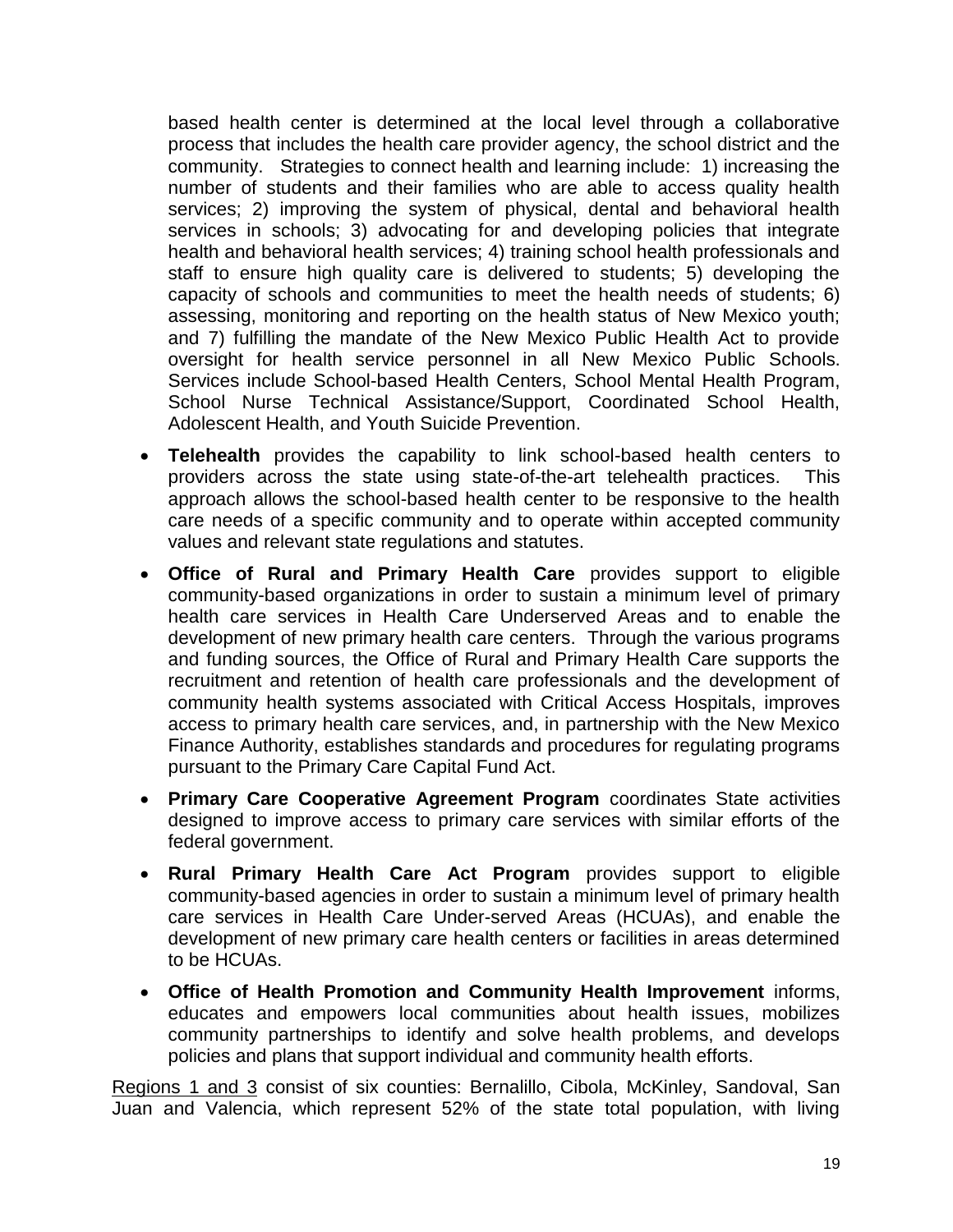based health center is determined at the local level through a collaborative process that includes the health care provider agency, the school district and the community. Strategies to connect health and learning include: 1) increasing the number of students and their families who are able to access quality health services; 2) improving the system of physical, dental and behavioral health services in schools; 3) advocating for and developing policies that integrate health and behavioral health services; 4) training school health professionals and staff to ensure high quality care is delivered to students; 5) developing the capacity of schools and communities to meet the health needs of students; 6) assessing, monitoring and reporting on the health status of New Mexico youth; and 7) fulfilling the mandate of the New Mexico Public Health Act to provide oversight for health service personnel in all New Mexico Public Schools. Services include School-based Health Centers, School Mental Health Program, School Nurse Technical Assistance/Support, Coordinated School Health, Adolescent Health, and Youth Suicide Prevention.

- **Telehealth** provides the capability to link school-based health centers to providers across the state using state-of-the-art telehealth practices. This approach allows the school-based health center to be responsive to the health care needs of a specific community and to operate within accepted community values and relevant state regulations and statutes.
- **Office of Rural and Primary Health Care** provides support to eligible community-based organizations in order to sustain a minimum level of primary health care services in Health Care Underserved Areas and to enable the development of new primary health care centers. Through the various programs and funding sources, the Office of Rural and Primary Health Care supports the recruitment and retention of health care professionals and the development of community health systems associated with Critical Access Hospitals, improves access to primary health care services, and, in partnership with the New Mexico Finance Authority, establishes standards and procedures for regulating programs pursuant to the Primary Care Capital Fund Act.
- **Primary Care Cooperative Agreement Program** coordinates State activities designed to improve access to primary care services with similar efforts of the federal government.
- **Rural Primary Health Care Act Program** provides support to eligible community-based agencies in order to sustain a minimum level of primary health care services in Health Care Under-served Areas (HCUAs), and enable the development of new primary care health centers or facilities in areas determined to be HCUAs.
- **Office of Health Promotion and Community Health Improvement** informs, educates and empowers local communities about health issues, mobilizes community partnerships to identify and solve health problems, and develops policies and plans that support individual and community health efforts.

Regions 1 and 3 consist of six counties: Bernalillo, Cibola, McKinley, Sandoval, San Juan and Valencia, which represent 52% of the state total population, with living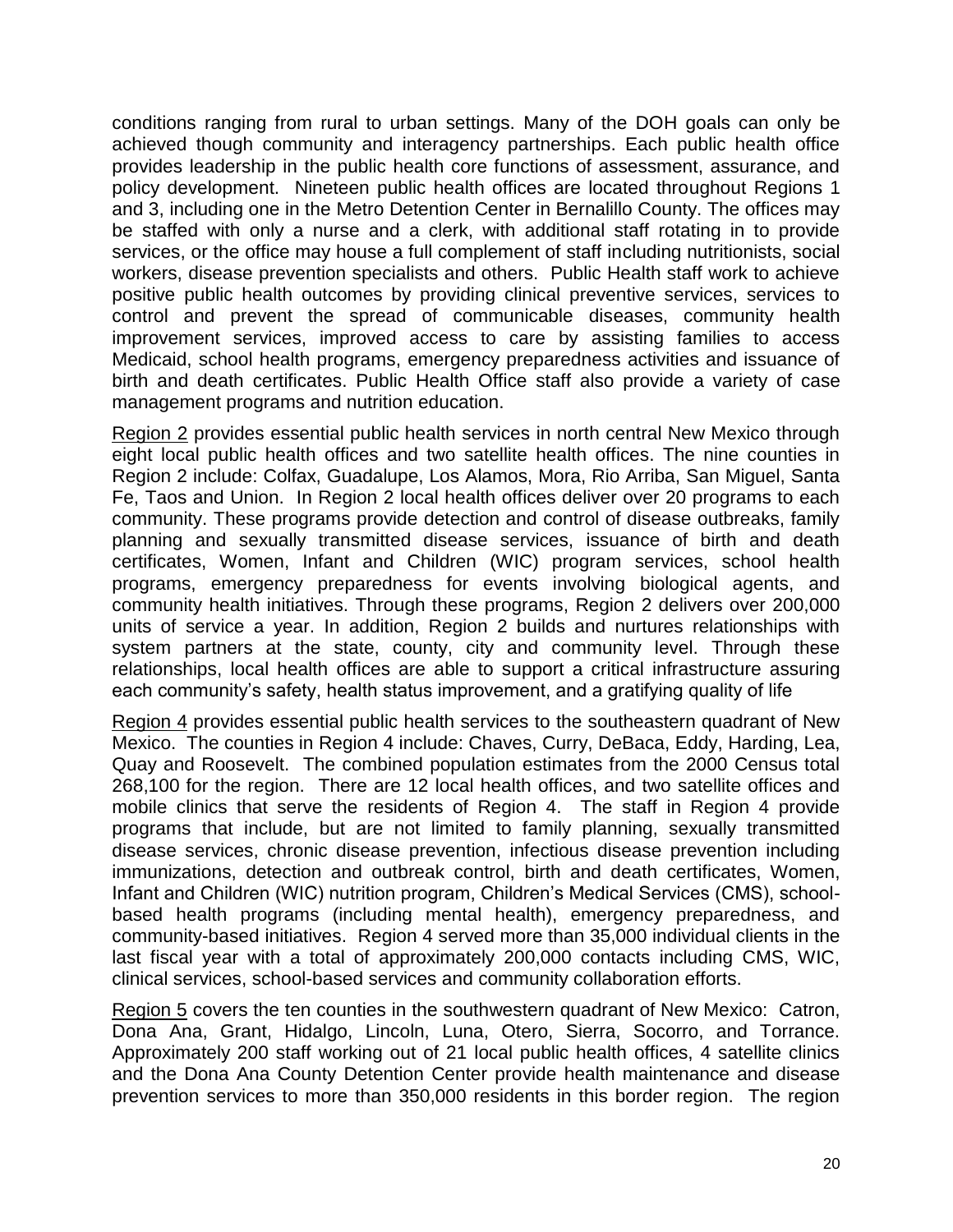conditions ranging from rural to urban settings. Many of the DOH goals can only be achieved though community and interagency partnerships. Each public health office provides leadership in the public health core functions of assessment, assurance, and policy development. Nineteen public health offices are located throughout Regions 1 and 3, including one in the Metro Detention Center in Bernalillo County. The offices may be staffed with only a nurse and a clerk, with additional staff rotating in to provide services, or the office may house a full complement of staff including nutritionists, social workers, disease prevention specialists and others. Public Health staff work to achieve positive public health outcomes by providing clinical preventive services, services to control and prevent the spread of communicable diseases, community health improvement services, improved access to care by assisting families to access Medicaid, school health programs, emergency preparedness activities and issuance of birth and death certificates. Public Health Office staff also provide a variety of case management programs and nutrition education.

Region 2 provides essential public health services in north central New Mexico through eight local public health offices and two satellite health offices. The nine counties in Region 2 include: Colfax, Guadalupe, Los Alamos, Mora, Rio Arriba, San Miguel, Santa Fe, Taos and Union. In Region 2 local health offices deliver over 20 programs to each community. These programs provide detection and control of disease outbreaks, family planning and sexually transmitted disease services, issuance of birth and death certificates, Women, Infant and Children (WIC) program services, school health programs, emergency preparedness for events involving biological agents, and community health initiatives. Through these programs, Region 2 delivers over 200,000 units of service a year. In addition, Region 2 builds and nurtures relationships with system partners at the state, county, city and community level. Through these relationships, local health offices are able to support a critical infrastructure assuring each community's safety, health status improvement, and a gratifying quality of life

Region 4 provides essential public health services to the southeastern quadrant of New Mexico. The counties in Region 4 include: Chaves, Curry, DeBaca, Eddy, Harding, Lea, Quay and Roosevelt. The combined population estimates from the 2000 Census total 268,100 for the region. There are 12 local health offices, and two satellite offices and mobile clinics that serve the residents of Region 4. The staff in Region 4 provide programs that include, but are not limited to family planning, sexually transmitted disease services, chronic disease prevention, infectious disease prevention including immunizations, detection and outbreak control, birth and death certificates, Women, Infant and Children (WIC) nutrition program, Children's Medical Services (CMS), school-based health programs (including mental health), emergency preparedness, and community-based initiatives. Region 4 served more than 35,000 individual clients in the last fiscal year with a total of approximately 200,000 contacts including CMS, WIC, clinical services, school-based services and community collaboration efforts.

Region 5 covers the ten counties in the southwestern quadrant of New Mexico: Catron, Dona Ana, Grant, Hidalgo, Lincoln, Luna, Otero, Sierra, Socorro, and Torrance. Approximately 200 staff working out of 21 local public health offices, 4 satellite clinics and the Dona Ana County Detention Center provide health maintenance and disease prevention services to more than 350,000 residents in this border region. The region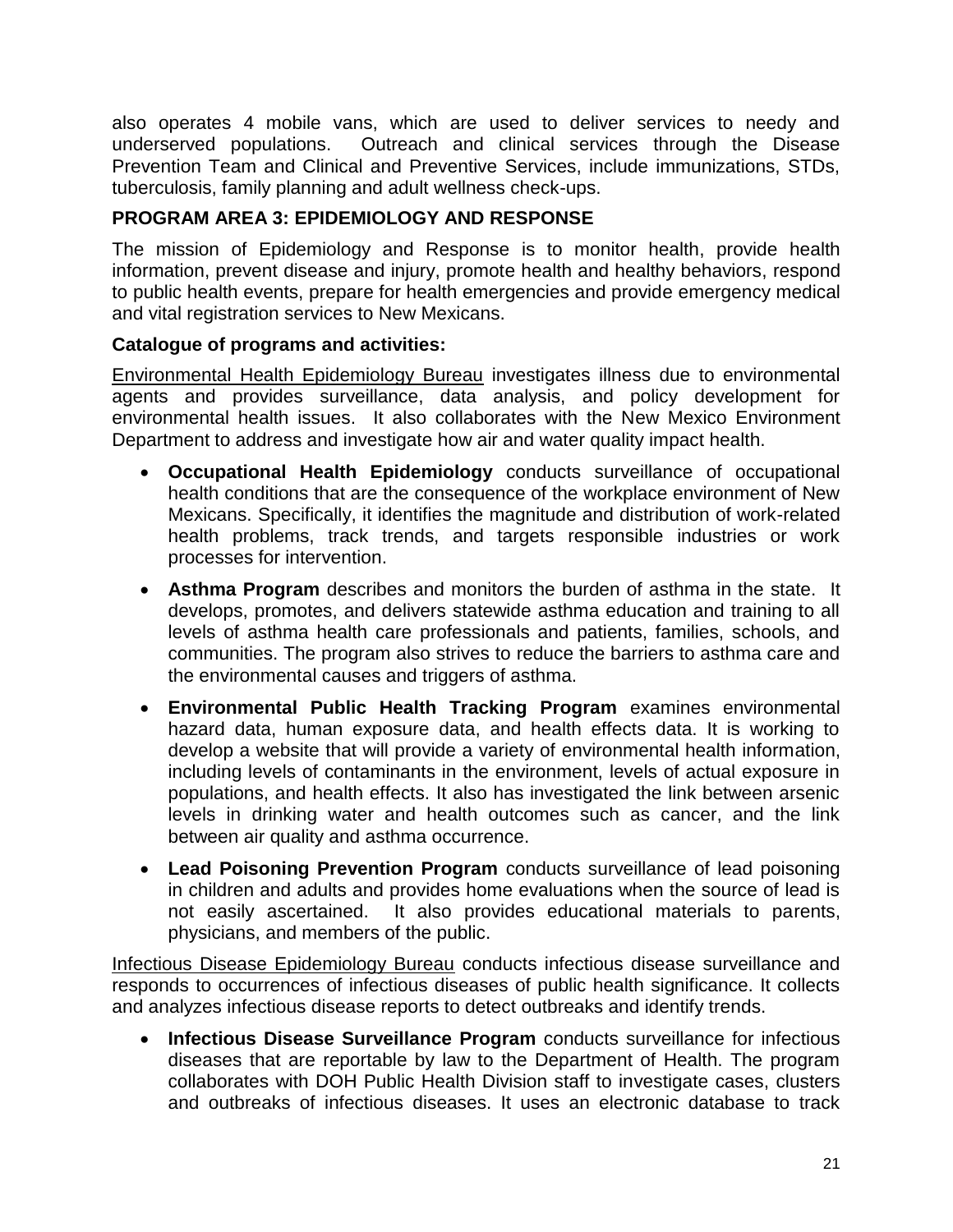also operates 4 mobile vans, which are used to deliver services to needy and underserved populations. Outreach and clinical services through the Disease Prevention Team and Clinical and Preventive Services, include immunizations, STDs, tuberculosis, family planning and adult wellness check-ups.

## PROGRAM AREA 3: EPIDEMIOLOGY AND RESPONSE

The mission of Epidemiology and Response is to monitor health, provide health information, prevent disease and injury, promote health and healthy behaviors, respond to public health events, prepare for health emergencies and provide emergency medical and vital registration services to New Mexicans.

### Catalogue of programs and activities:

Environmental Health Epidemiology Bureau investigates illness due to environmental agents and provides surveillance, data analysis, and policy development for environmental health issues. It also collaborates with the New Mexico Environment Department to address and investigate how air and water quality impact health.

- **Occupational Health Epidemiology** conducts surveillance of occupational health conditions that are the consequence of the workplace environment of New Mexicans. Specifically, it identifies the magnitude and distribution of work-related health problems, track trends, and targets responsible industries or work processes for intervention.
- **Asthma Program** describes and monitors the burden of asthma in the state. It develops, promotes, and delivers statewide asthma education and training to all levels of asthma health care professionals and patients, families, schools, and communities. The program also strives to reduce the barriers to asthma care and the environmental causes and triggers of asthma.
- **Environmental Public Health Tracking Program** examines environmental hazard data, human exposure data, and health effects data. It is working to develop a website that will provide a variety of environmental health information, including levels of contaminants in the environment, levels of actual exposure in populations, and health effects. It also has investigated the link between arsenic levels in drinking water and health outcomes such as cancer, and the link between air quality and asthma occurrence.
- **Lead Poisoning Prevention Program** conducts surveillance of lead poisoning in children and adults and provides home evaluations when the source of lead is not easily ascertained. It also provides educational materials to parents, physicians, and members of the public.

Infectious Disease Epidemiology Bureau conducts infectious disease surveillance and responds to occurrences of infectious diseases of public health significance. It collects and analyzes infectious disease reports to detect outbreaks and identify trends.

- **Infectious Disease Surveillance Program** conducts surveillance for infectious diseases that are reportable by law to the Department of Health. The program collaborates with DOH Public Health Division staff to investigate cases, clusters and outbreaks of infectious diseases. It uses an electronic database to track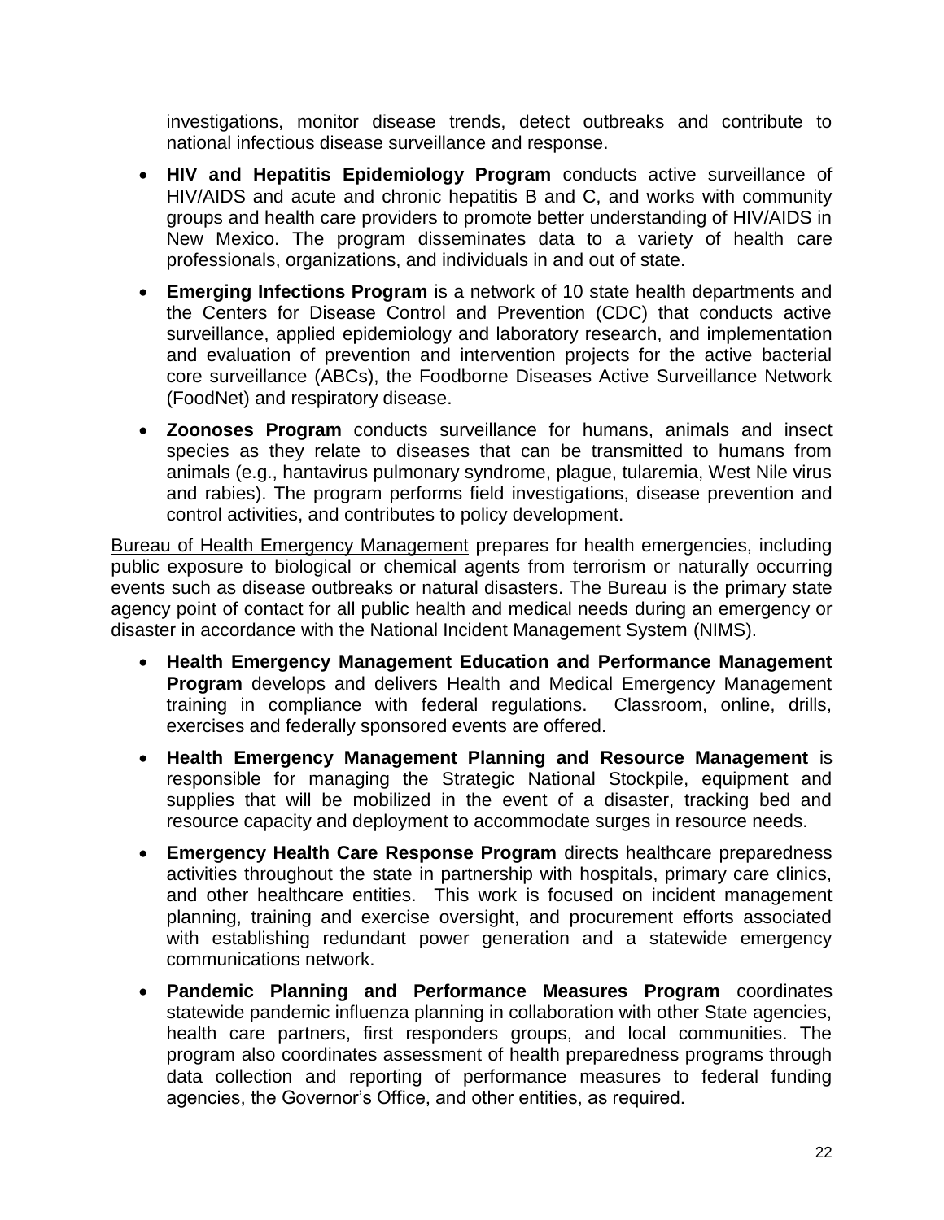investigations, monitor disease trends, detect outbreaks and contribute to national infectious disease surveillance and response.

- **HIV and Hepatitis Epidemiology Program** conducts active surveillance of HIV/AIDS and acute and chronic hepatitis B and C, and works with community groups and health care providers to promote better understanding of HIV/AIDS in New Mexico. The program disseminates data to a variety of health care professionals, organizations, and individuals in and out of state.
- **Emerging Infections Program** is a network of 10 state health departments and the Centers for Disease Control and Prevention (CDC) that conducts active surveillance, applied epidemiology and laboratory research, and implementation and evaluation of prevention and intervention projects for the active bacterial core surveillance (ABCs), the Foodborne Diseases Active Surveillance Network (FoodNet) and respiratory disease.
- **Zoonoses Program** conducts surveillance for humans, animals and insect species as they relate to diseases that can be transmitted to humans from animals (e.g., hantavirus pulmonary syndrome, plague, tularemia, West Nile virus and rabies). The program performs field investigations, disease prevention and control activities, and contributes to policy development.

<u>Bureau of Health Emergency Management</u> prepares for health emergencies, including public exposure to biological or chemical agents from terrorism or naturally occurring events such as disease outbreaks or natural disasters. The Bureau is the primary state agency point of contact for all public health and medical needs during an emergency or disaster in accordance with the National Incident Management System (NIMS).

- **Health Emergency Management Education and Performance Management Program** develops and delivers Health and Medical Emergency Management training in compliance with federal regulations. Classroom, online, drills, exercises and federally sponsored events are offered.
- **Health Emergency Management Planning and Resource Management** is responsible for managing the Strategic National Stockpile, equipment and supplies that will be mobilized in the event of a disaster, tracking bed and resource capacity and deployment to accommodate surges in resource needs.
- **Emergency Health Care Response Program** directs healthcare preparedness activities throughout the state in partnership with hospitals, primary care clinics, and other healthcare entities. This work is focused on incident management planning, training and exercise oversight, and procurement efforts associated with establishing redundant power generation and a statewide emergency communications network.
- **Pandemic Planning and Performance Measures Program** coordinates statewide pandemic influenza planning in collaboration with other State agencies, health care partners, first responders groups, and local communities. The program also coordinates assessment of health preparedness programs through data collection and reporting of performance measures to federal funding agencies, the Governor's Office, and other entities, as required.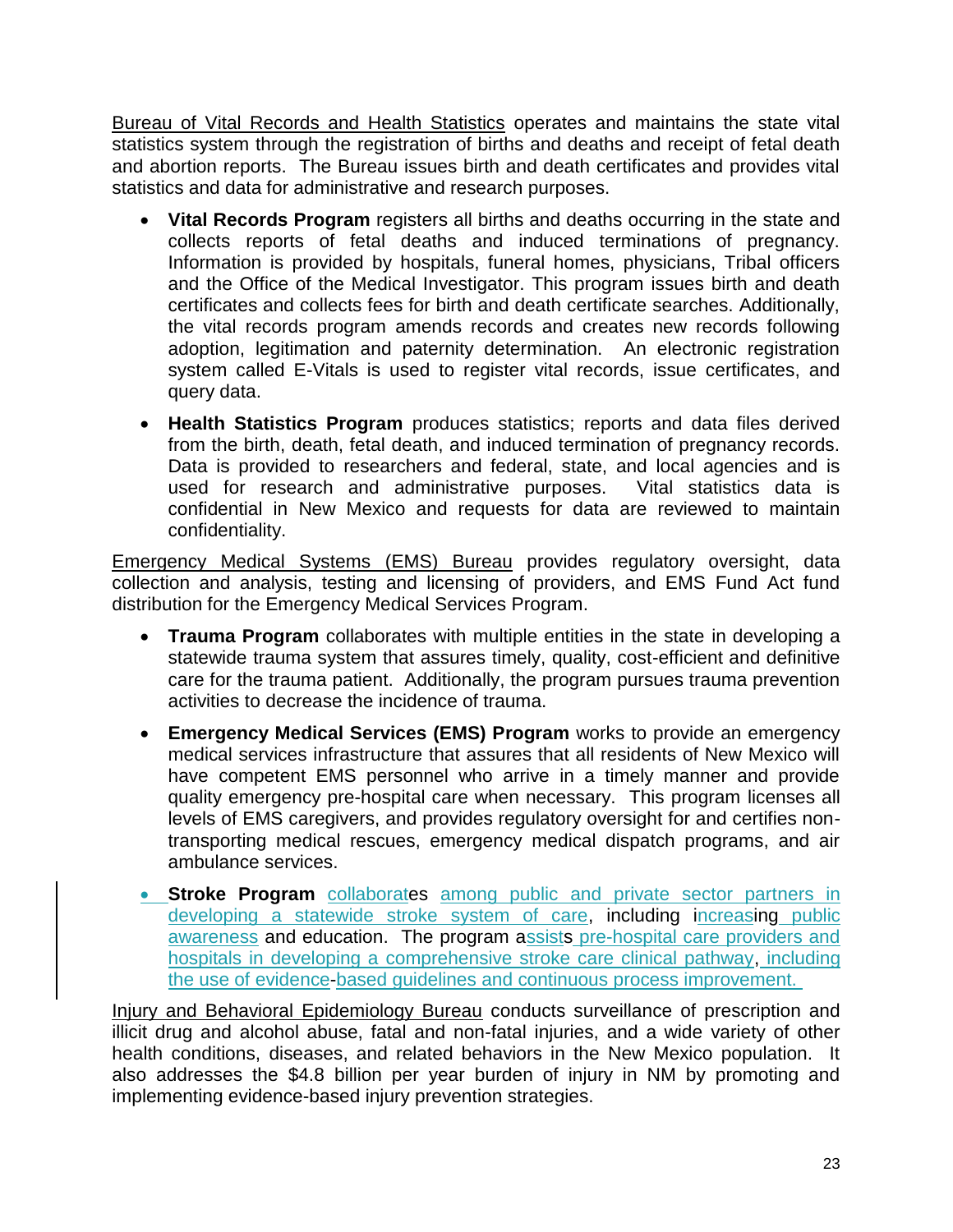Bureau of Vital Records and Health Statistics operates and maintains the state vital statistics system through the registration of births and deaths and receipt of fetal death and abortion reports. The Bureau issues birth and death certificates and provides vital statistics and data for administrative and research purposes.

- **Vital Records Program** registers all births and deaths occurring in the state and collects reports of fetal deaths and induced terminations of pregnancy. Information is provided by hospitals, funeral homes, physicians, Tribal officers and the Office of the Medical Investigator. This program issues birth and death certificates and collects fees for birth and death certificate searches. Additionally, the vital records program amends records and creates new records following adoption, legitimation and paternity determination. An electronic registration system called E-Vitals is used to register vital records, issue certificates, and query data.
- **Health Statistics Program** produces statistics; reports and data files derived from the birth, death, fetal death, and induced termination of pregnancy records. Data is provided to researchers and federal, state, and local agencies and is used for research and administrative purposes. Vital statistics data is confidential in New Mexico and requests for data are reviewed to maintain confidentiality.

Emergency Medical Systems (EMS) Bureau provides regulatory oversight, data collection and analysis, testing and licensing of providers, and EMS Fund Act fund distribution for the Emergency Medical Services Program.

- **Trauma Program** collaborates with multiple entities in the state in developing a statewide trauma system that assures timely, quality, cost-efficient and definitive care for the trauma patient. Additionally, the program pursues trauma prevention activities to decrease the incidence of trauma.
- **Emergency Medical Services (EMS) Program** works to provide an emergency medical services infrastructure that assures that all residents of New Mexico will have competent EMS personnel who arrive in a timely manner and provide quality emergency pre-hospital care when necessary. This program licenses all levels of EMS caregivers, and provides regulatory oversight for and certifies non-transporting medical rescues, emergency medical dispatch programs, and air ambulance services.
- **Stroke Program** collaborates among public and private sector partners in developing a statewide stroke system of care, including increasing public awareness and education. The program assists pre-hospital care providers and hospitals in developing a comprehensive stroke care clinical pathway, including the use of evidence-based guidelines and continuous process improvement.

Injury and Behavioral Epidemiology Bureau conducts surveillance of prescription and illicit drug and alcohol abuse, fatal and non-fatal injuries, and a wide variety of other health conditions, diseases, and related behaviors in the New Mexico population. It also addresses the $4.8 billion per year burden of injury in NM by promoting and implementing evidence-based injury prevention strategies.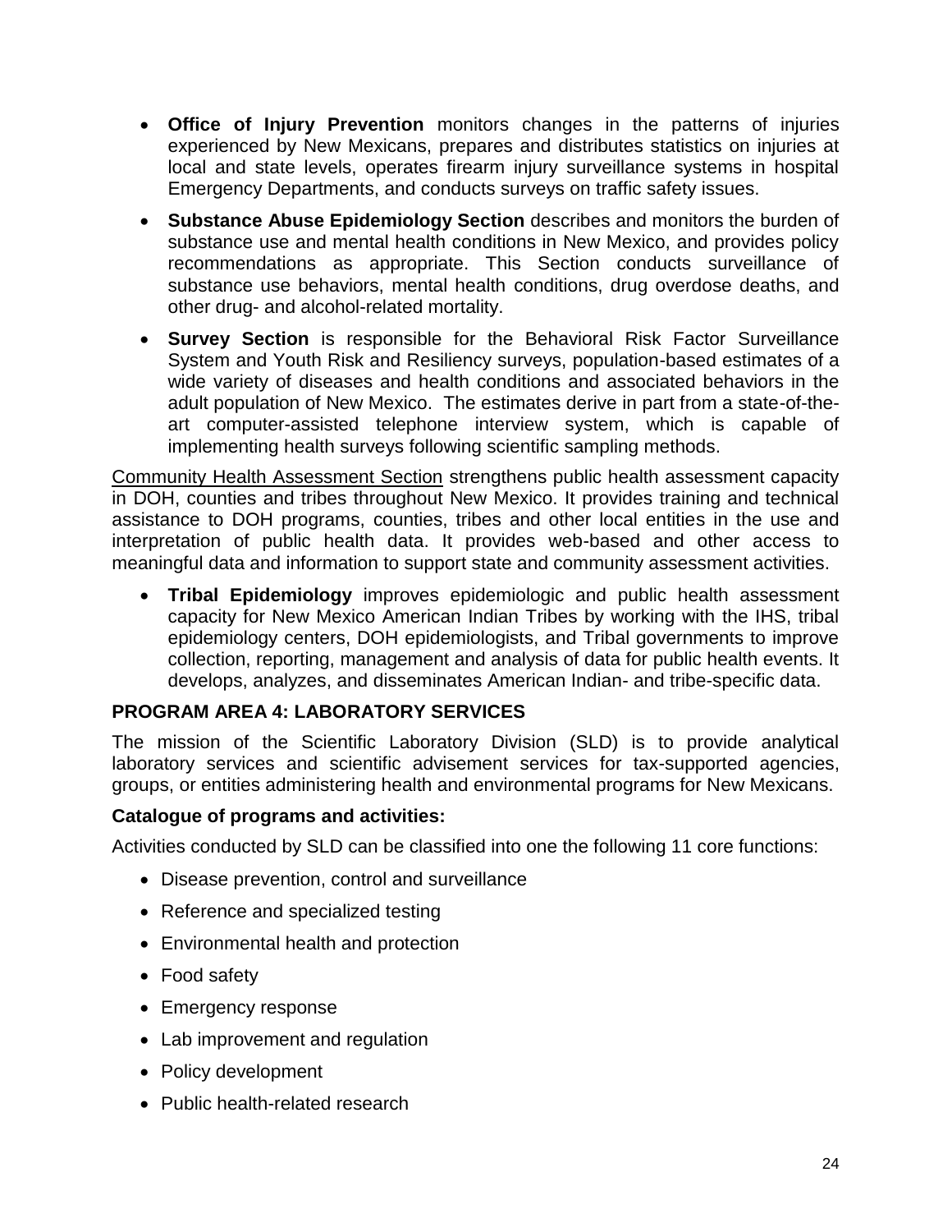- **Office of Injury Prevention** monitors changes in the patterns of injuries experienced by New Mexicans, prepares and distributes statistics on injuries at local and state levels, operates firearm injury surveillance systems in hospital Emergency Departments, and conducts surveys on traffic safety issues.
- **Substance Abuse Epidemiology Section** describes and monitors the burden of substance use and mental health conditions in New Mexico, and provides policy recommendations as appropriate. This Section conducts surveillance of substance use behaviors, mental health conditions, drug overdose deaths, and other drug- and alcohol-related mortality.
- **Survey Section** is responsible for the Behavioral Risk Factor Surveillance System and Youth Risk and Resiliency surveys, population-based estimates of a wide variety of diseases and health conditions and associated behaviors in the adult population of New Mexico. The estimates derive in part from a state-of-the-art computer-assisted telephone interview system, which is capable of implementing health surveys following scientific sampling methods.

<u>Community Health Assessment Section</u> strengthens public health assessment capacity in DOH, counties and tribes throughout New Mexico. It provides training and technical assistance to DOH programs, counties, tribes and other local entities in the use and interpretation of public health data. It provides web-based and other access to meaningful data and information to support state and community assessment activities.

- **Tribal Epidemiology** improves epidemiologic and public health assessment capacity for New Mexico American Indian Tribes by working with the IHS, tribal epidemiology centers, DOH epidemiologists, and Tribal governments to improve collection, reporting, management and analysis of data for public health events. It develops, analyzes, and disseminates American Indian- and tribe-specific data.

### PROGRAM AREA 4: LABORATORY SERVICES

The mission of the Scientific Laboratory Division (SLD) is to provide analytical laboratory services and scientific advisement services for tax-supported agencies, groups, or entities administering health and environmental programs for New Mexicans.

#### Catalogue of programs and activities:

Activities conducted by SLD can be classified into one the following 11 core functions:

- Disease prevention, control and surveillance
- Reference and specialized testing
- Environmental health and protection
- Food safety
- Emergency response
- Lab improvement and regulation
- Policy development
- Public health-related research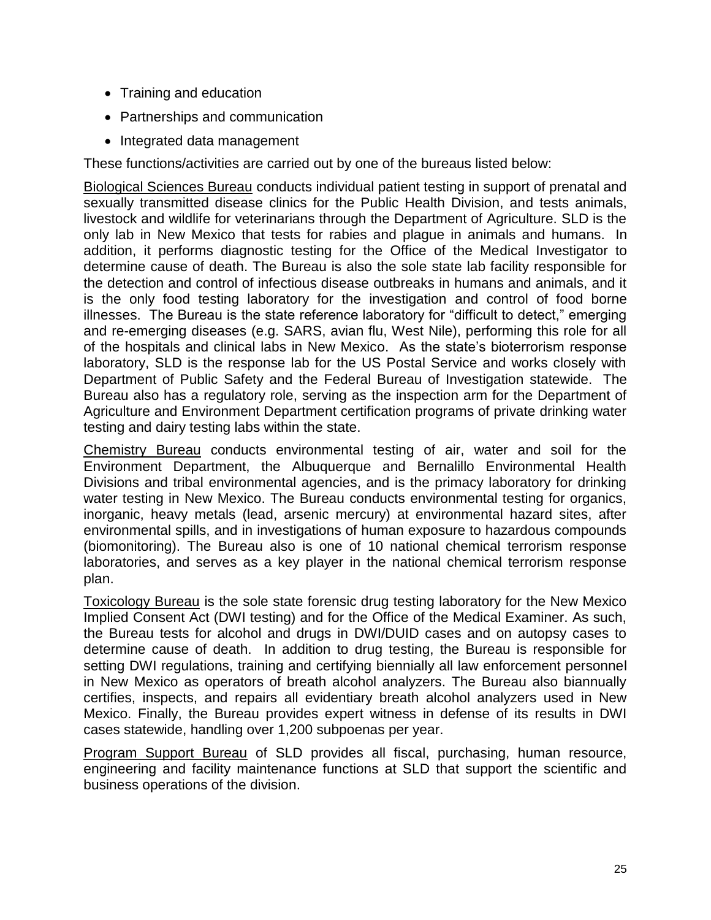- Training and education
- Partnerships and communication
- Integrated data management

These functions/activities are carried out by one of the bureaus listed below:

Biological Sciences Bureau conducts individual patient testing in support of prenatal and sexually transmitted disease clinics for the Public Health Division, and tests animals, livestock and wildlife for veterinarians through the Department of Agriculture. SLD is the only lab in New Mexico that tests for rabies and plague in animals and humans. In addition, it performs diagnostic testing for the Office of the Medical Investigator to determine cause of death. The Bureau is also the sole state lab facility responsible for the detection and control of infectious disease outbreaks in humans and animals, and it is the only food testing laboratory for the investigation and control of food borne illnesses. The Bureau is the state reference laboratory for "difficult to detect," emerging and re-emerging diseases (e.g. SARS, avian flu, West Nile), performing this role for all of the hospitals and clinical labs in New Mexico. As the state's bioterrorism response laboratory, SLD is the response lab for the US Postal Service and works closely with Department of Public Safety and the Federal Bureau of Investigation statewide. The Bureau also has a regulatory role, serving as the inspection arm for the Department of Agriculture and Environment Department certification programs of private drinking water testing and dairy testing labs within the state.

Chemistry Bureau conducts environmental testing of air, water and soil for the Environment Department, the Albuquerque and Bernalillo Environmental Health Divisions and tribal environmental agencies, and is the primacy laboratory for drinking water testing in New Mexico. The Bureau conducts environmental testing for organics, inorganic, heavy metals (lead, arsenic mercury) at environmental hazard sites, after environmental spills, and in investigations of human exposure to hazardous compounds (biomonitoring). The Bureau also is one of 10 national chemical terrorism response laboratories, and serves as a key player in the national chemical terrorism response plan.

Toxicology Bureau is the sole state forensic drug testing laboratory for the New Mexico Implied Consent Act (DWI testing) and for the Office of the Medical Examiner. As such, the Bureau tests for alcohol and drugs in DWI/DUID cases and on autopsy cases to determine cause of death. In addition to drug testing, the Bureau is responsible for setting DWI regulations, training and certifying biennially all law enforcement personnel in New Mexico as operators of breath alcohol analyzers. The Bureau also biannually certifies, inspects, and repairs all evidentiary breath alcohol analyzers used in New Mexico. Finally, the Bureau provides expert witness in defense of its results in DWI cases statewide, handling over 1,200 subpoenas per year.

Program Support Bureau of SLD provides all fiscal, purchasing, human resource, engineering and facility maintenance functions at SLD that support the scientific and business operations of the division.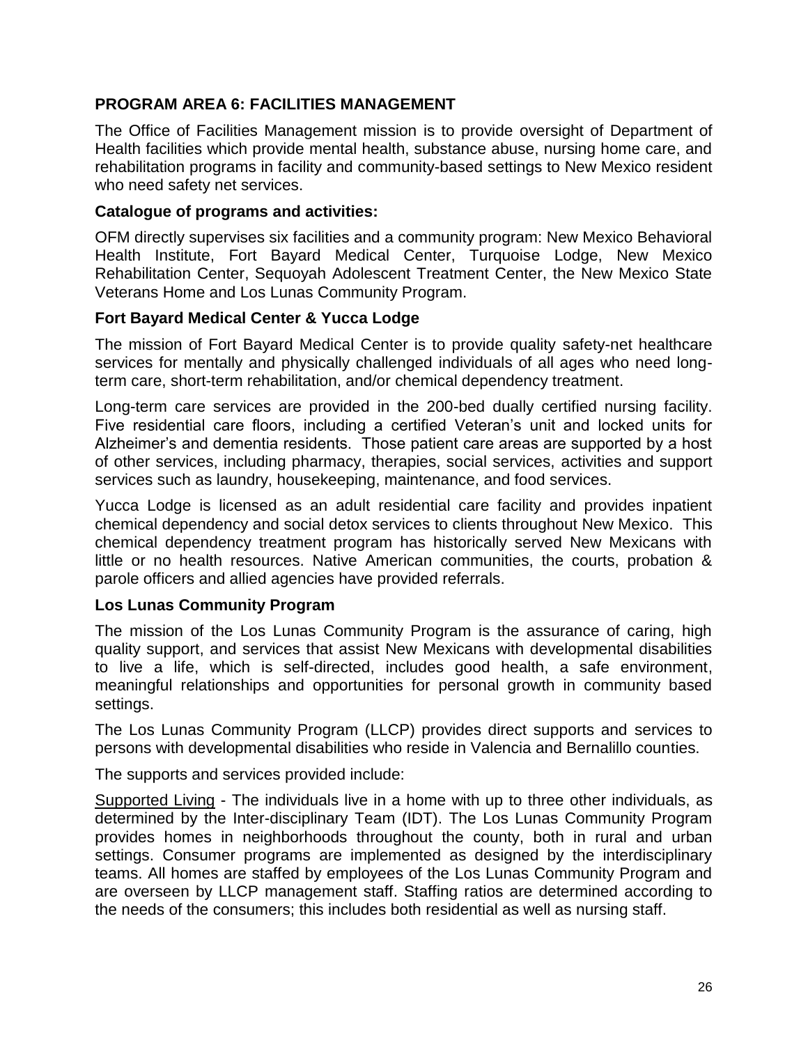## PROGRAM AREA 6: FACILITIES MANAGEMENT

The Office of Facilities Management mission is to provide oversight of Department of Health facilities which provide mental health, substance abuse, nursing home care, and rehabilitation programs in facility and community-based settings to New Mexico resident who need safety net services.

### Catalogue of programs and activities:

OFM directly supervises six facilities and a community program: New Mexico Behavioral Health Institute, Fort Bayard Medical Center, Turquoise Lodge, New Mexico Rehabilitation Center, Sequoyah Adolescent Treatment Center, the New Mexico State Veterans Home and Los Lunas Community Program.

### Fort Bayard Medical Center & Yucca Lodge

The mission of Fort Bayard Medical Center is to provide quality safety-net healthcare services for mentally and physically challenged individuals of all ages who need long-term care, short-term rehabilitation, and/or chemical dependency treatment.

Long-term care services are provided in the 200-bed dually certified nursing facility. Five residential care floors, including a certified Veteran's unit and locked units for Alzheimer's and dementia residents. Those patient care areas are supported by a host of other services, including pharmacy, therapies, social services, activities and support services such as laundry, housekeeping, maintenance, and food services.

Yucca Lodge is licensed as an adult residential care facility and provides inpatient chemical dependency and social detox services to clients throughout New Mexico. This chemical dependency treatment program has historically served New Mexicans with little or no health resources. Native American communities, the courts, probation & parole officers and allied agencies have provided referrals.

### Los Lunas Community Program

The mission of the Los Lunas Community Program is the assurance of caring, high quality support, and services that assist New Mexicans with developmental disabilities to live a life, which is self-directed, includes good health, a safe environment, meaningful relationships and opportunities for personal growth in community based settings.

The Los Lunas Community Program (LLCP) provides direct supports and services to persons with developmental disabilities who reside in Valencia and Bernalillo counties.

The supports and services provided include:

Supported Living - The individuals live in a home with up to three other individuals, as determined by the Inter-disciplinary Team (IDT). The Los Lunas Community Program provides homes in neighborhoods throughout the county, both in rural and urban settings. Consumer programs are implemented as designed by the interdisciplinary teams. All homes are staffed by employees of the Los Lunas Community Program and are overseen by LLCP management staff. Staffing ratios are determined according to the needs of the consumers; this includes both residential as well as nursing staff.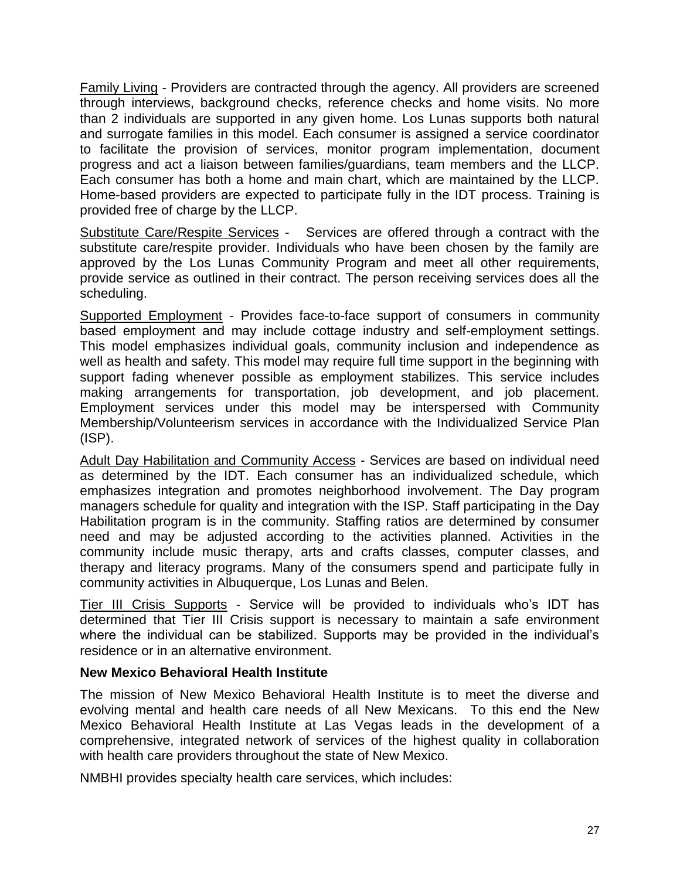Family Living - Providers are contracted through the agency. All providers are screened through interviews, background checks, reference checks and home visits. No more than 2 individuals are supported in any given home. Los Lunas supports both natural and surrogate families in this model. Each consumer is assigned a service coordinator to facilitate the provision of services, monitor program implementation, document progress and act a liaison between families/guardians, team members and the LLCP. Each consumer has both a home and main chart, which are maintained by the LLCP. Home-based providers are expected to participate fully in the IDT process. Training is provided free of charge by the LLCP.

Substitute Care/Respite Services - Services are offered through a contract with the substitute care/respite provider. Individuals who have been chosen by the family are approved by the Los Lunas Community Program and meet all other requirements, provide service as outlined in their contract. The person receiving services does all the scheduling.

Supported Employment - Provides face-to-face support of consumers in community based employment and may include cottage industry and self-employment settings. This model emphasizes individual goals, community inclusion and independence as well as health and safety. This model may require full time support in the beginning with support fading whenever possible as employment stabilizes. This service includes making arrangements for transportation, job development, and job placement. Employment services under this model may be interspersed with Community Membership/Volunteerism services in accordance with the Individualized Service Plan (ISP).

Adult Day Habilitation and Community Access - Services are based on individual need as determined by the IDT. Each consumer has an individualized schedule, which emphasizes integration and promotes neighborhood involvement. The Day program managers schedule for quality and integration with the ISP. Staff participating in the Day Habilitation program is in the community. Staffing ratios are determined by consumer need and may be adjusted according to the activities planned. Activities in the community include music therapy, arts and crafts classes, computer classes, and therapy and literacy programs. Many of the consumers spend and participate fully in community activities in Albuquerque, Los Lunas and Belen.

Tier III Crisis Supports - Service will be provided to individuals who's IDT has determined that Tier III Crisis support is necessary to maintain a safe environment where the individual can be stabilized. Supports may be provided in the individual's residence or in an alternative environment.

**New Mexico Behavioral Health Institute**

The mission of New Mexico Behavioral Health Institute is to meet the diverse and evolving mental and health care needs of all New Mexicans. To this end the New Mexico Behavioral Health Institute at Las Vegas leads in the development of a comprehensive, integrated network of services of the highest quality in collaboration with health care providers throughout the state of New Mexico.

NMBHI provides specialty health care services, which includes: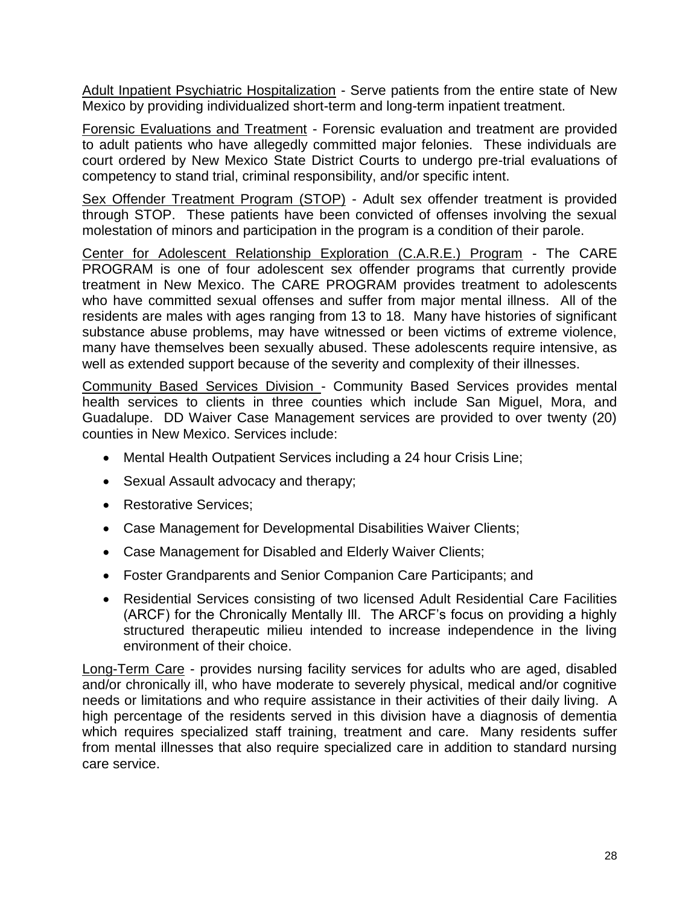<u>Adult Inpatient Psychiatric Hospitalization</u> - Serve patients from the entire state of New Mexico by providing individualized short-term and long-term inpatient treatment.

<u>Forensic Evaluations and Treatment</u> - Forensic evaluation and treatment are provided to adult patients who have allegedly committed major felonies. These individuals are court ordered by New Mexico State District Courts to undergo pre-trial evaluations of competency to stand trial, criminal responsibility, and/or specific intent.

<u>Sex Offender Treatment Program (STOP)</u> - Adult sex offender treatment is provided through STOP. These patients have been convicted of offenses involving the sexual molestation of minors and participation in the program is a condition of their parole.

<u>Center for Adolescent Relationship Exploration (C.A.R.E.) Program</u> - The CARE PROGRAM is one of four adolescent sex offender programs that currently provide treatment in New Mexico. The CARE PROGRAM provides treatment to adolescents who have committed sexual offenses and suffer from major mental illness. All of the residents are males with ages ranging from 13 to 18. Many have histories of significant substance abuse problems, may have witnessed or been victims of extreme violence, many have themselves been sexually abused. These adolescents require intensive, as well as extended support because of the severity and complexity of their illnesses.

<u>Community Based Services Division</u> - Community Based Services provides mental health services to clients in three counties which include San Miguel, Mora, and Guadalupe. DD Waiver Case Management services are provided to over twenty (20) counties in New Mexico. Services include:

- Mental Health Outpatient Services including a 24 hour Crisis Line;
- Sexual Assault advocacy and therapy;
- Restorative Services;
- Case Management for Developmental Disabilities Waiver Clients;
- Case Management for Disabled and Elderly Waiver Clients;
- Foster Grandparents and Senior Companion Care Participants; and
- Residential Services consisting of two licensed Adult Residential Care Facilities (ARCF) for the Chronically Mentally Ill. The ARCF's focus on providing a highly structured therapeutic milieu intended to increase independence in the living environment of their choice.

<u>Long-Term Care</u> - provides nursing facility services for adults who are aged, disabled and/or chronically ill, who have moderate to severely physical, medical and/or cognitive needs or limitations and who require assistance in their activities of their daily living. A high percentage of the residents served in this division have a diagnosis of dementia which requires specialized staff training, treatment and care. Many residents suffer from mental illnesses that also require specialized care in addition to standard nursing care service.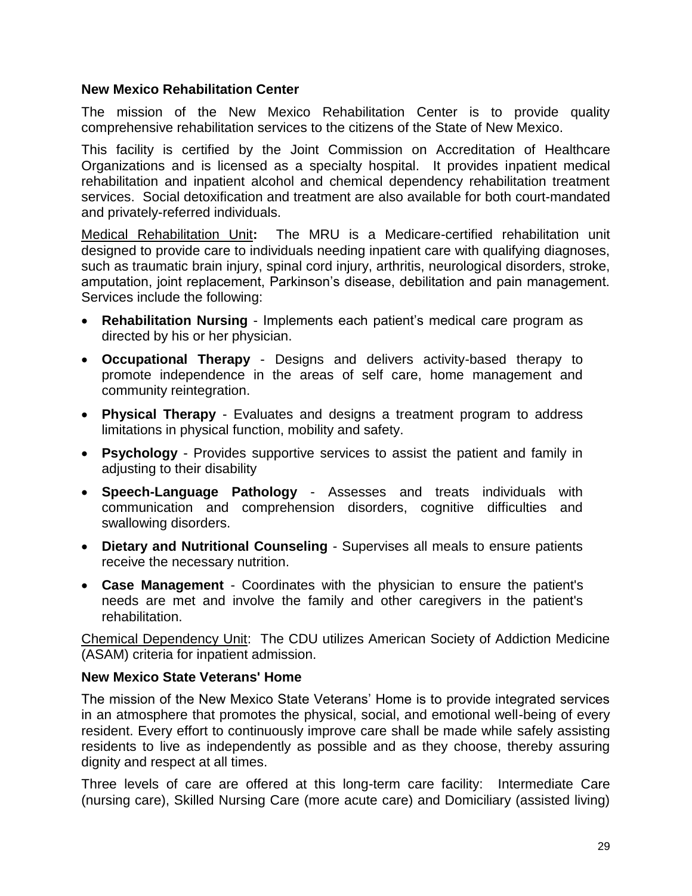**New Mexico Rehabilitation Center**

The mission of the New Mexico Rehabilitation Center is to provide quality comprehensive rehabilitation services to the citizens of the State of New Mexico.

This facility is certified by the Joint Commission on Accreditation of Healthcare Organizations and is licensed as a specialty hospital. It provides inpatient medical rehabilitation and inpatient alcohol and chemical dependency rehabilitation treatment services. Social detoxification and treatment are also available for both court-mandated and privately-referred individuals.

<u>Medical Rehabilitation Unit</u>**:** The MRU is a Medicare-certified rehabilitation unit designed to provide care to individuals needing inpatient care with qualifying diagnoses, such as traumatic brain injury, spinal cord injury, arthritis, neurological disorders, stroke, amputation, joint replacement, Parkinson's disease, debilitation and pain management. Services include the following:

- **Rehabilitation Nursing** - Implements each patient's medical care program as directed by his or her physician.
- **Occupational Therapy** - Designs and delivers activity-based therapy to promote independence in the areas of self care, home management and community reintegration.
- **Physical Therapy** - Evaluates and designs a treatment program to address limitations in physical function, mobility and safety.
- **Psychology** - Provides supportive services to assist the patient and family in adjusting to their disability
- **Speech-Language Pathology** - Assesses and treats individuals with communication and comprehension disorders, cognitive difficulties and swallowing disorders.
- **Dietary and Nutritional Counseling** - Supervises all meals to ensure patients receive the necessary nutrition.
- **Case Management** - Coordinates with the physician to ensure the patient's needs are met and involve the family and other caregivers in the patient's rehabilitation.

<u>Chemical Dependency Unit</u>: The CDU utilizes American Society of Addiction Medicine (ASAM) criteria for inpatient admission.

**New Mexico State Veterans' Home**

The mission of the New Mexico State Veterans' Home is to provide integrated services in an atmosphere that promotes the physical, social, and emotional well-being of every resident. Every effort to continuously improve care shall be made while safely assisting residents to live as independently as possible and as they choose, thereby assuring dignity and respect at all times.

Three levels of care are offered at this long-term care facility: Intermediate Care (nursing care), Skilled Nursing Care (more acute care) and Domiciliary (assisted living)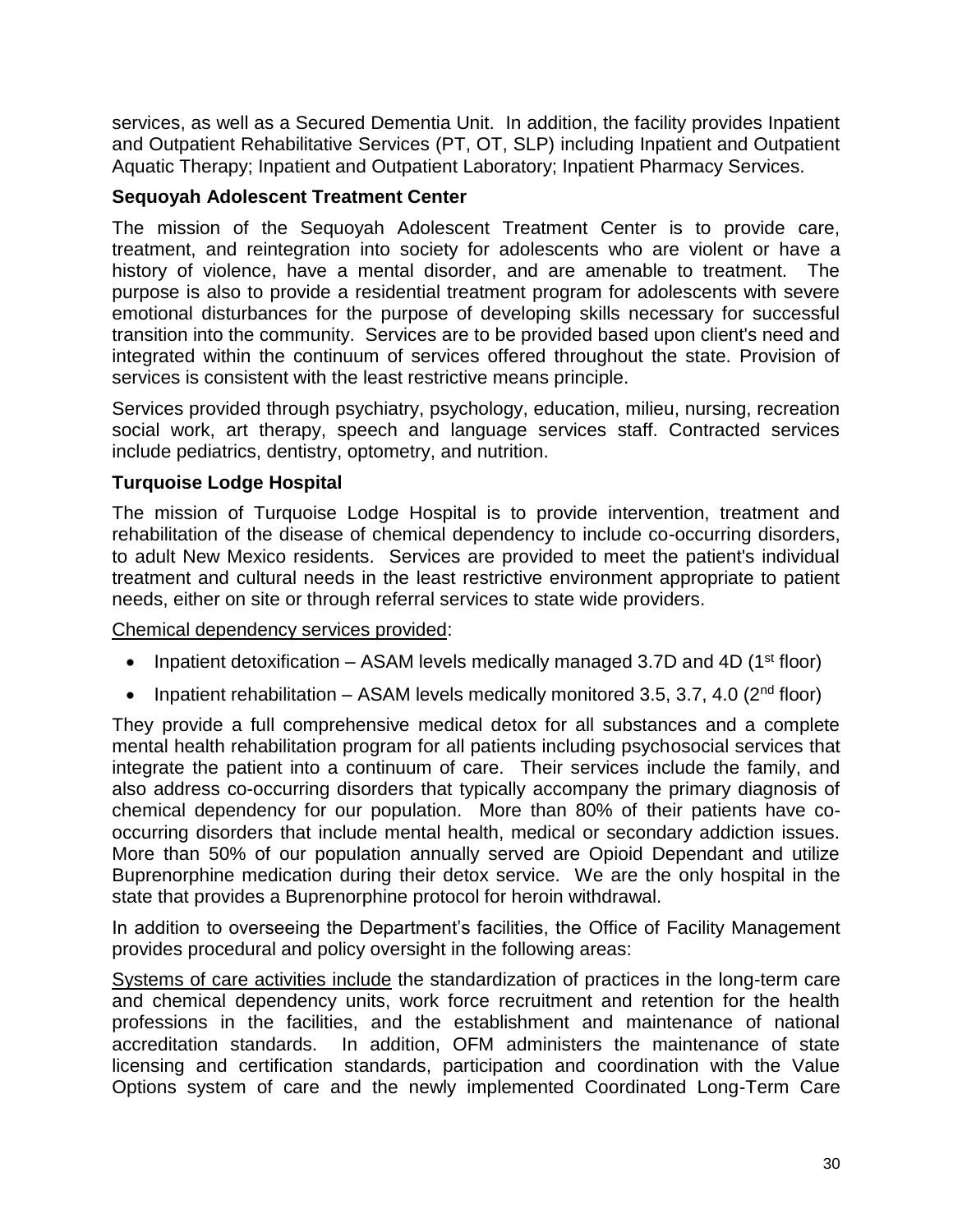services, as well as a Secured Dementia Unit. In addition, the facility provides Inpatient and Outpatient Rehabilitative Services (PT, OT, SLP) including Inpatient and Outpatient Aquatic Therapy; Inpatient and Outpatient Laboratory; Inpatient Pharmacy Services.

**Sequoyah Adolescent Treatment Center**

The mission of the Sequoyah Adolescent Treatment Center is to provide care, treatment, and reintegration into society for adolescents who are violent or have a history of violence, have a mental disorder, and are amenable to treatment. The purpose is also to provide a residential treatment program for adolescents with severe emotional disturbances for the purpose of developing skills necessary for successful transition into the community. Services are to be provided based upon client's need and integrated within the continuum of services offered throughout the state. Provision of services is consistent with the least restrictive means principle.

Services provided through psychiatry, psychology, education, milieu, nursing, recreation social work, art therapy, speech and language services staff. Contracted services include pediatrics, dentistry, optometry, and nutrition.

**Turquoise Lodge Hospital**

The mission of Turquoise Lodge Hospital is to provide intervention, treatment and rehabilitation of the disease of chemical dependency to include co-occurring disorders, to adult New Mexico residents. Services are provided to meet the patient's individual treatment and cultural needs in the least restrictive environment appropriate to patient needs, either on site or through referral services to state wide providers.

<u>Chemical dependency services provided</u>:

- Inpatient detoxification – ASAM levels medically managed 3.7D and 4D (1st floor)
- Inpatient rehabilitation – ASAM levels medically monitored 3.5, 3.7, 4.0 (2nd floor)

They provide a full comprehensive medical detox for all substances and a complete mental health rehabilitation program for all patients including psychosocial services that integrate the patient into a continuum of care. Their services include the family, and also address co-occurring disorders that typically accompany the primary diagnosis of chemical dependency for our population. More than 80% of their patients have co-occurring disorders that include mental health, medical or secondary addiction issues. More than 50% of our population annually served are Opioid Dependant and utilize Buprenorphine medication during their detox service. We are the only hospital in the state that provides a Buprenorphine protocol for heroin withdrawal.

In addition to overseeing the Department's facilities, the Office of Facility Management provides procedural and policy oversight in the following areas:

<u>Systems of care activities include</u> the standardization of practices in the long-term care and chemical dependency units, work force recruitment and retention for the health professions in the facilities, and the establishment and maintenance of national accreditation standards. In addition, OFM administers the maintenance of state licensing and certification standards, participation and coordination with the Value Options system of care and the newly implemented Coordinated Long-Term Care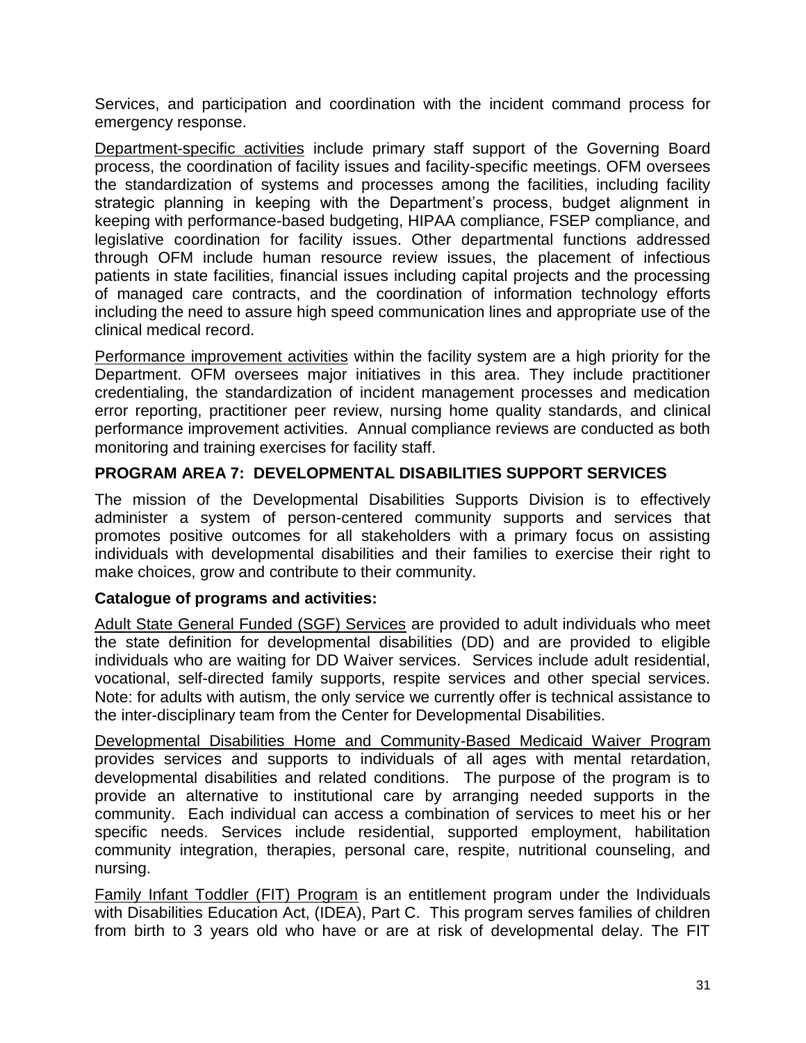Services, and participation and coordination with the incident command process for emergency response.

Department-specific activities include primary staff support of the Governing Board process, the coordination of facility issues and facility-specific meetings. OFM oversees the standardization of systems and processes among the facilities, including facility strategic planning in keeping with the Department's process, budget alignment in keeping with performance-based budgeting, HIPAA compliance, FSEP compliance, and legislative coordination for facility issues. Other departmental functions addressed through OFM include human resource review issues, the placement of infectious patients in state facilities, financial issues including capital projects and the processing of managed care contracts, and the coordination of information technology efforts including the need to assure high speed communication lines and appropriate use of the clinical medical record.

Performance improvement activities within the facility system are a high priority for the Department. OFM oversees major initiatives in this area. They include practitioner credentialing, the standardization of incident management processes and medication error reporting, practitioner peer review, nursing home quality standards, and clinical performance improvement activities. Annual compliance reviews are conducted as both monitoring and training exercises for facility staff.

## PROGRAM AREA 7: DEVELOPMENTAL DISABILITIES SUPPORT SERVICES

The mission of the Developmental Disabilities Supports Division is to effectively administer a system of person-centered community supports and services that promotes positive outcomes for all stakeholders with a primary focus on assisting individuals with developmental disabilities and their families to exercise their right to make choices, grow and contribute to their community.

### Catalogue of programs and activities:

Adult State General Funded (SGF) Services are provided to adult individuals who meet the state definition for developmental disabilities (DD) and are provided to eligible individuals who are waiting for DD Waiver services. Services include adult residential, vocational, self-directed family supports, respite services and other special services. Note: for adults with autism, the only service we currently offer is technical assistance to the inter-disciplinary team from the Center for Developmental Disabilities.

Developmental Disabilities Home and Community-Based Medicaid Waiver Program provides services and supports to individuals of all ages with mental retardation, developmental disabilities and related conditions. The purpose of the program is to provide an alternative to institutional care by arranging needed supports in the community. Each individual can access a combination of services to meet his or her specific needs. Services include residential, supported employment, habilitation community integration, therapies, personal care, respite, nutritional counseling, and nursing.

Family Infant Toddler (FIT) Program is an entitlement program under the Individuals with Disabilities Education Act, (IDEA), Part C. This program serves families of children from birth to 3 years old who have or are at risk of developmental delay. The FIT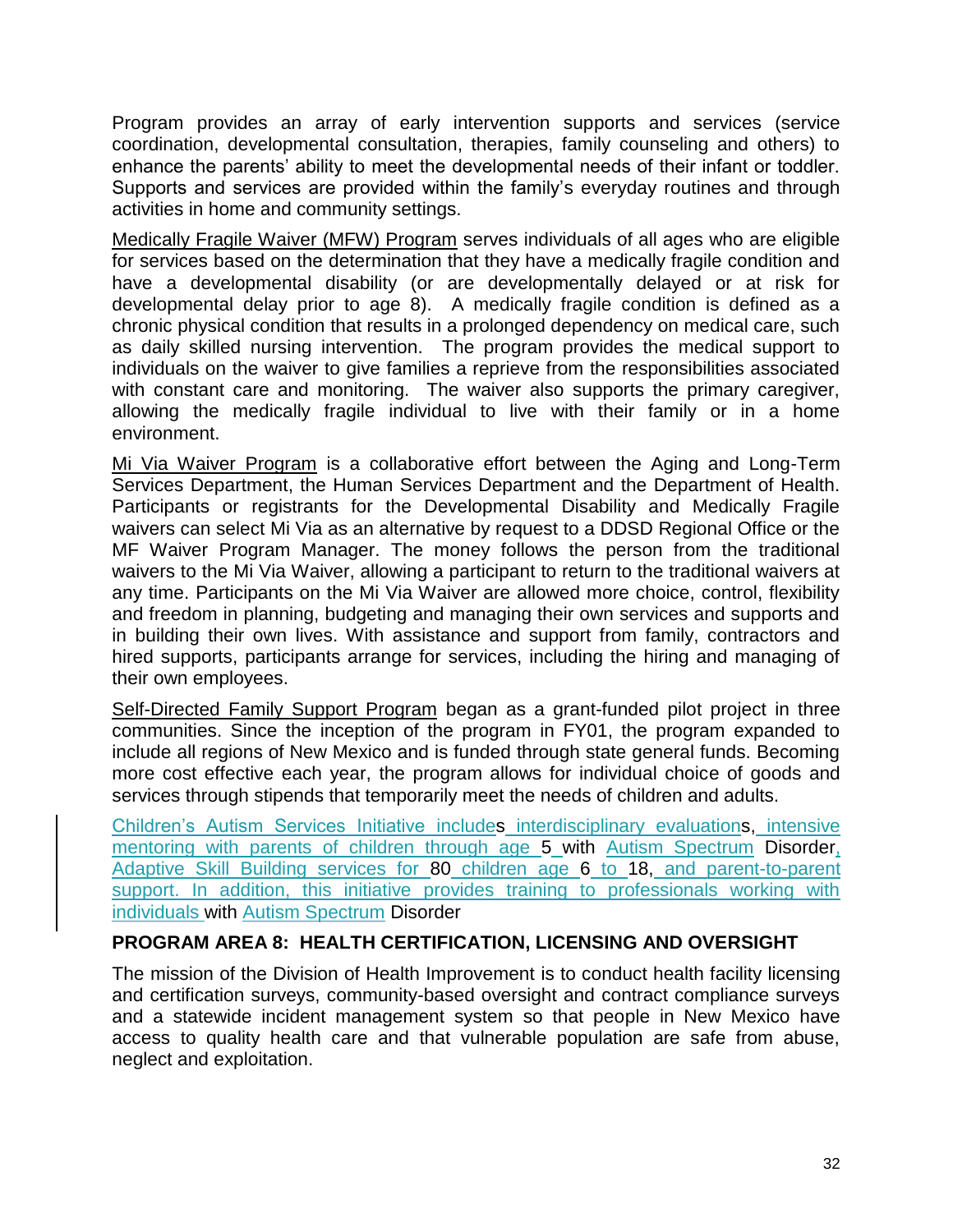Program provides an array of early intervention supports and services (service coordination, developmental consultation, therapies, family counseling and others) to enhance the parents' ability to meet the developmental needs of their infant or toddler. Supports and services are provided within the family's everyday routines and through activities in home and community settings.

Medically Fragile Waiver (MFW) Program serves individuals of all ages who are eligible for services based on the determination that they have a medically fragile condition and have a developmental disability (or are developmentally delayed or at risk for developmental delay prior to age 8). A medically fragile condition is defined as a chronic physical condition that results in a prolonged dependency on medical care, such as daily skilled nursing intervention. The program provides the medical support to individuals on the waiver to give families a reprieve from the responsibilities associated with constant care and monitoring. The waiver also supports the primary caregiver, allowing the medically fragile individual to live with their family or in a home environment.

Mi Via Waiver Program is a collaborative effort between the Aging and Long-Term Services Department, the Human Services Department and the Department of Health. Participants or registrants for the Developmental Disability and Medically Fragile waivers can select Mi Via as an alternative by request to a DDSD Regional Office or the MF Waiver Program Manager. The money follows the person from the traditional waivers to the Mi Via Waiver, allowing a participant to return to the traditional waivers at any time. Participants on the Mi Via Waiver are allowed more choice, control, flexibility and freedom in planning, budgeting and managing their own services and supports and in building their own lives. With assistance and support from family, contractors and hired supports, participants arrange for services, including the hiring and managing of their own employees.

Self-Directed Family Support Program began as a grant-funded pilot project in three communities. Since the inception of the program in FY01, the program expanded to include all regions of New Mexico and is funded through state general funds. Becoming more cost effective each year, the program allows for individual choice of goods and services through stipends that temporarily meet the needs of children and adults.

Children's Autism Services Initiative includes interdisciplinary evaluations, intensive mentoring with parents of children through age 5 with Autism Spectrum Disorder, Adaptive Skill Building services for 80 children age 6 to 18, and parent-to-parent support. In addition, this initiative provides training to professionals working with individuals with Autism Spectrum Disorder

**PROGRAM AREA 8: HEALTH CERTIFICATION, LICENSING AND OVERSIGHT**

The mission of the Division of Health Improvement is to conduct health facility licensing and certification surveys, community-based oversight and contract compliance surveys and a statewide incident management system so that people in New Mexico have access to quality health care and that vulnerable population are safe from abuse, neglect and exploitation.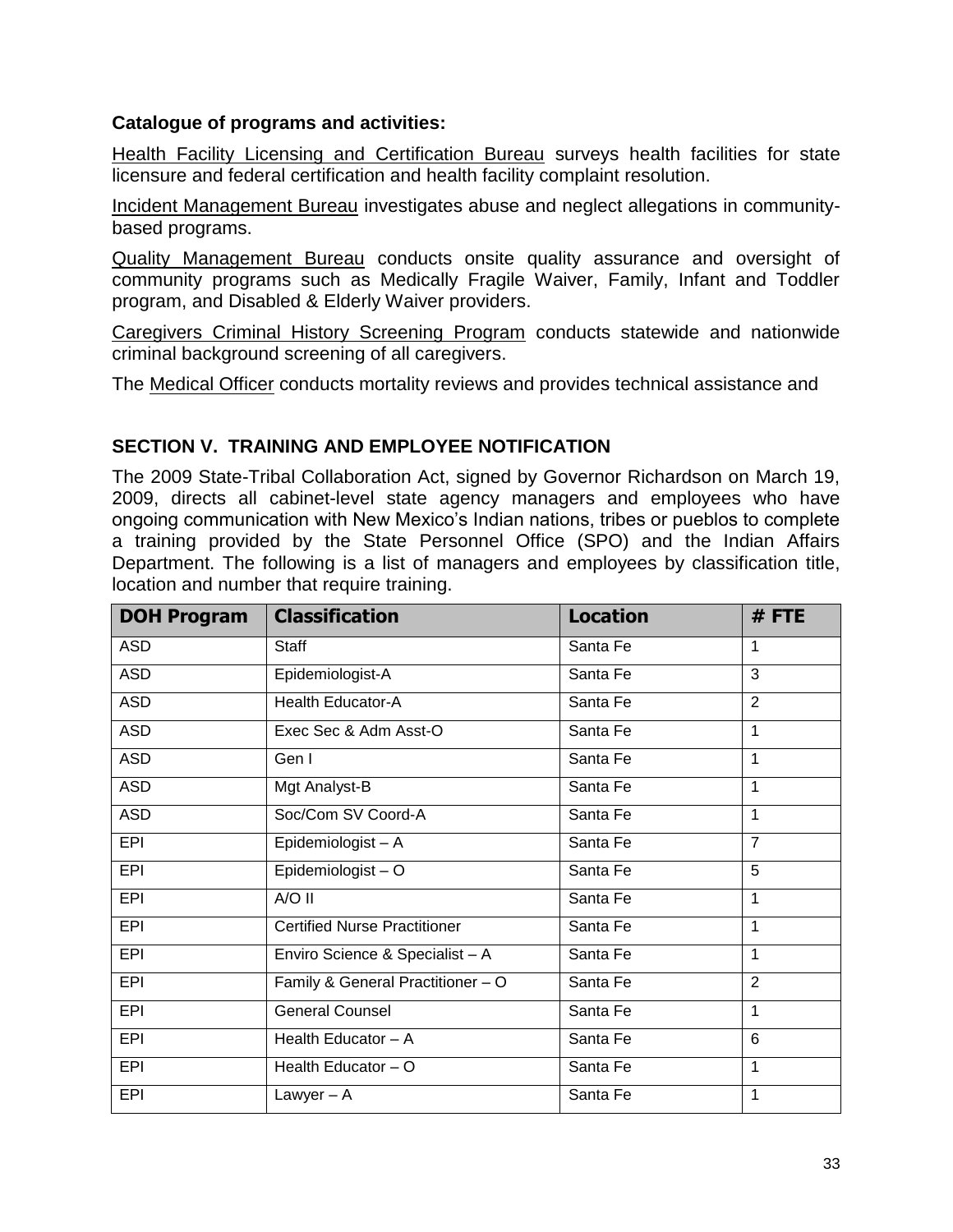**Catalogue of programs and activities:**

Health Facility Licensing and Certification Bureau surveys health facilities for state licensure and federal certification and health facility complaint resolution.

Incident Management Bureau investigates abuse and neglect allegations in community-based programs.

Quality Management Bureau conducts onsite quality assurance and oversight of community programs such as Medically Fragile Waiver, Family, Infant and Toddler program, and Disabled & Elderly Waiver providers.

Caregivers Criminal History Screening Program conducts statewide and nationwide criminal background screening of all caregivers.

The Medical Officer conducts mortality reviews and provides technical assistance and

## SECTION V. TRAINING AND EMPLOYEE NOTIFICATION

The 2009 State-Tribal Collaboration Act, signed by Governor Richardson on March 19, 2009, directs all cabinet-level state agency managers and employees who have ongoing communication with New Mexico's Indian nations, tribes or pueblos to complete a training provided by the State Personnel Office (SPO) and the Indian Affairs Department. The following is a list of managers and employees by classification title, location and number that require training.

| DOH Program | Classification | Location | # FTE |
|---|---|---|---|
| ASD | Staff | Santa Fe | 1 |
| ASD | Epidemiologist-A | Santa Fe | 3 |
| ASD | Health Educator-A | Santa Fe | 2 |
| ASD | Exec Sec & Adm Asst-O | Santa Fe | 1 |
| ASD | Gen I | Santa Fe | 1 |
| ASD | Mgt Analyst-B | Santa Fe | 1 |
| ASD | Soc/Com SV Coord-A | Santa Fe | 1 |
| EPI | Epidemiologist – A | Santa Fe | 7 |
| EPI | Epidemiologist – O | Santa Fe | 5 |
| EPI | A/O II | Santa Fe | 1 |
| EPI | Certified Nurse Practitioner | Santa Fe | 1 |
| EPI | Enviro Science & Specialist – A | Santa Fe | 1 |
| EPI | Family & General Practitioner – O | Santa Fe | 2 |
| EPI | General Counsel | Santa Fe | 1 |
| EPI | Health Educator – A | Santa Fe | 6 |
| EPI | Health Educator – O | Santa Fe | 1 |
| EPI | Lawyer – A | Santa Fe | 1 |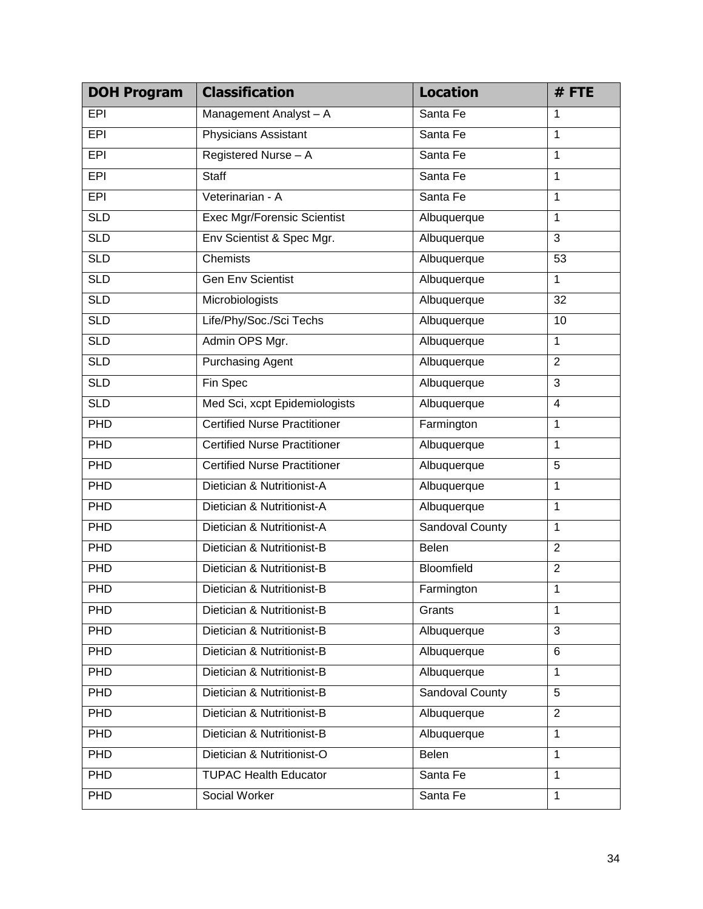| DOH Program | Classification | Location | # FTE |
| --- | --- | --- | --- |
| EPI | Management Analyst – A | Santa Fe | 1 |
| EPI | Physicians Assistant | Santa Fe | 1 |
| EPI | Registered Nurse – A | Santa Fe | 1 |
| EPI | Staff | Santa Fe | 1 |
| EPI | Veterinarian - A | Santa Fe | 1 |
| SLD | Exec Mgr/Forensic Scientist | Albuquerque | 1 |
| SLD | Env Scientist & Spec Mgr. | Albuquerque | 3 |
| SLD | Chemists | Albuquerque | 53 |
| SLD | Gen Env Scientist | Albuquerque | 1 |
| SLD | Microbiologists | Albuquerque | 32 |
| SLD | Life/Phy/Soc./Sci Techs | Albuquerque | 10 |
| SLD | Admin OPS Mgr. | Albuquerque | 1 |
| SLD | Purchasing Agent | Albuquerque | 2 |
| SLD | Fin Spec | Albuquerque | 3 |
| SLD | Med Sci, xcpt Epidemiologists | Albuquerque | 4 |
| PHD | Certified Nurse Practitioner | Farmington | 1 |
| PHD | Certified Nurse Practitioner | Albuquerque | 1 |
| PHD | Certified Nurse Practitioner | Albuquerque | 5 |
| PHD | Dietician & Nutritionist-A | Albuquerque | 1 |
| PHD | Dietician & Nutritionist-A | Albuquerque | 1 |
| PHD | Dietician & Nutritionist-A | Sandoval County | 1 |
| PHD | Dietician & Nutritionist-B | Belen | 2 |
| PHD | Dietician & Nutritionist-B | Bloomfield | 2 |
| PHD | Dietician & Nutritionist-B | Farmington | 1 |
| PHD | Dietician & Nutritionist-B | Grants | 1 |
| PHD | Dietician & Nutritionist-B | Albuquerque | 3 |
| PHD | Dietician & Nutritionist-B | Albuquerque | 6 |
| PHD | Dietician & Nutritionist-B | Albuquerque | 1 |
| PHD | Dietician & Nutritionist-B | Sandoval County | 5 |
| PHD | Dietician & Nutritionist-B | Albuquerque | 2 |
| PHD | Dietician & Nutritionist-B | Albuquerque | 1 |
| PHD | Dietician & Nutritionist-O | Belen | 1 |
| PHD | TUPAC Health Educator | Santa Fe | 1 |
| PHD | Social Worker | Santa Fe | 1 |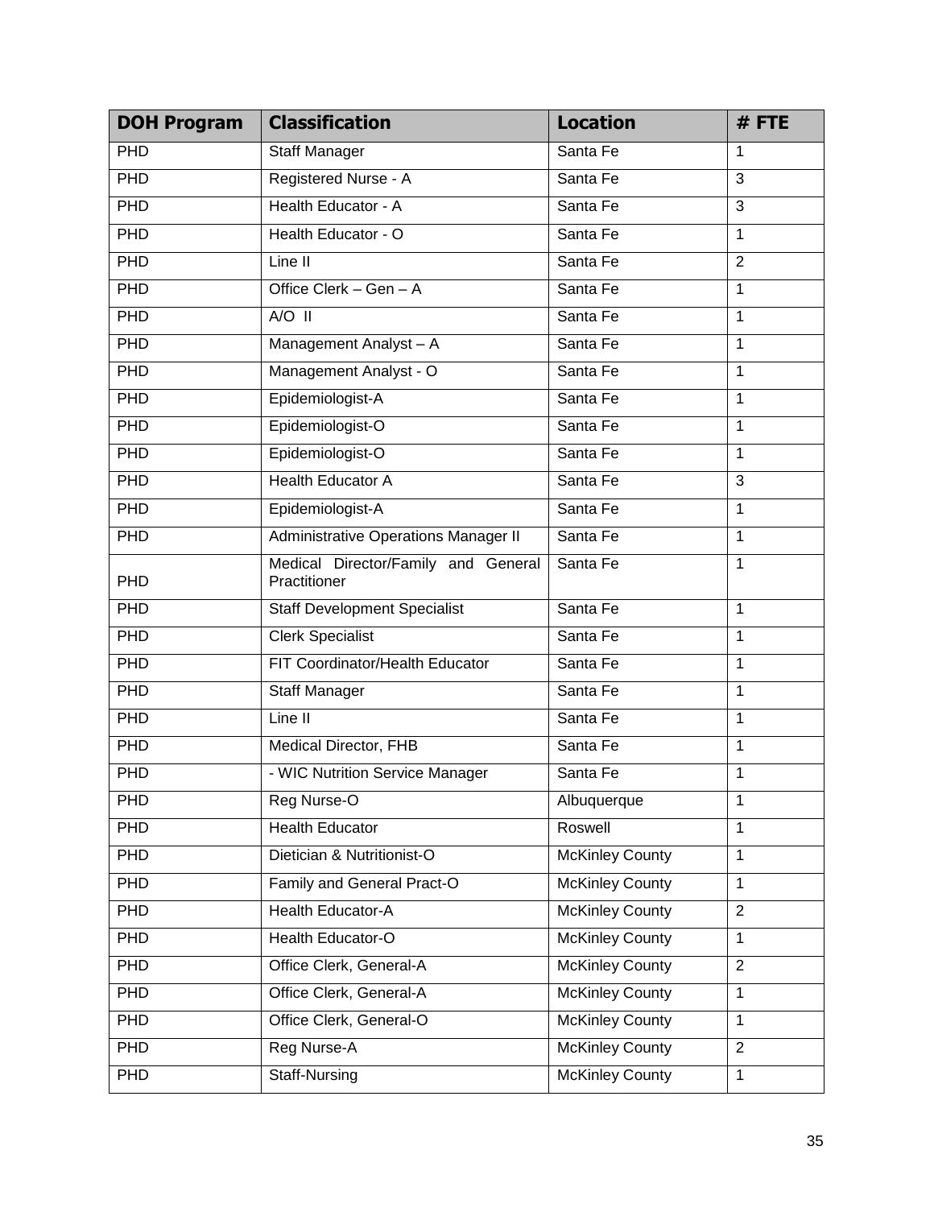| DOH Program | Classification | Location | # FTE |
| --- | --- | --- | --- |
| PHD | Staff Manager | Santa Fe | 1 |
| PHD | Registered Nurse - A | Santa Fe | 3 |
| PHD | Health Educator - A | Santa Fe | 3 |
| PHD | Health Educator - O | Santa Fe | 1 |
| PHD | Line II | Santa Fe | 2 |
| PHD | Office Clerk – Gen – A | Santa Fe | 1 |
| PHD | A/O II | Santa Fe | 1 |
| PHD | Management Analyst – A | Santa Fe | 1 |
| PHD | Management Analyst - O | Santa Fe | 1 |
| PHD | Epidemiologist-A | Santa Fe | 1 |
| PHD | Epidemiologist-O | Santa Fe | 1 |
| PHD | Epidemiologist-O | Santa Fe | 1 |
| PHD | Health Educator A | Santa Fe | 3 |
| PHD | Epidemiologist-A | Santa Fe | 1 |
| PHD | Administrative Operations Manager II | Santa Fe | 1 |
| PHD | Medical Director/Family and General Practitioner | Santa Fe | 1 |
| PHD | Staff Development Specialist | Santa Fe | 1 |
| PHD | Clerk Specialist | Santa Fe | 1 |
| PHD | FIT Coordinator/Health Educator | Santa Fe | 1 |
| PHD | Staff Manager | Santa Fe | 1 |
| PHD | Line II | Santa Fe | 1 |
| PHD | Medical Director, FHB | Santa Fe | 1 |
| PHD | - WIC Nutrition Service Manager | Santa Fe | 1 |
| PHD | Reg Nurse-O | Albuquerque | 1 |
| PHD | Health Educator | Roswell | 1 |
| PHD | Dietician & Nutritionist-O | McKinley County | 1 |
| PHD | Family and General Pract-O | McKinley County | 1 |
| PHD | Health Educator-A | McKinley County | 2 |
| PHD | Health Educator-O | McKinley County | 1 |
| PHD | Office Clerk, General-A | McKinley County | 2 |
| PHD | Office Clerk, General-A | McKinley County | 1 |
| PHD | Office Clerk, General-O | McKinley County | 1 |
| PHD | Reg Nurse-A | McKinley County | 2 |
| PHD | Staff-Nursing | McKinley County | 1 |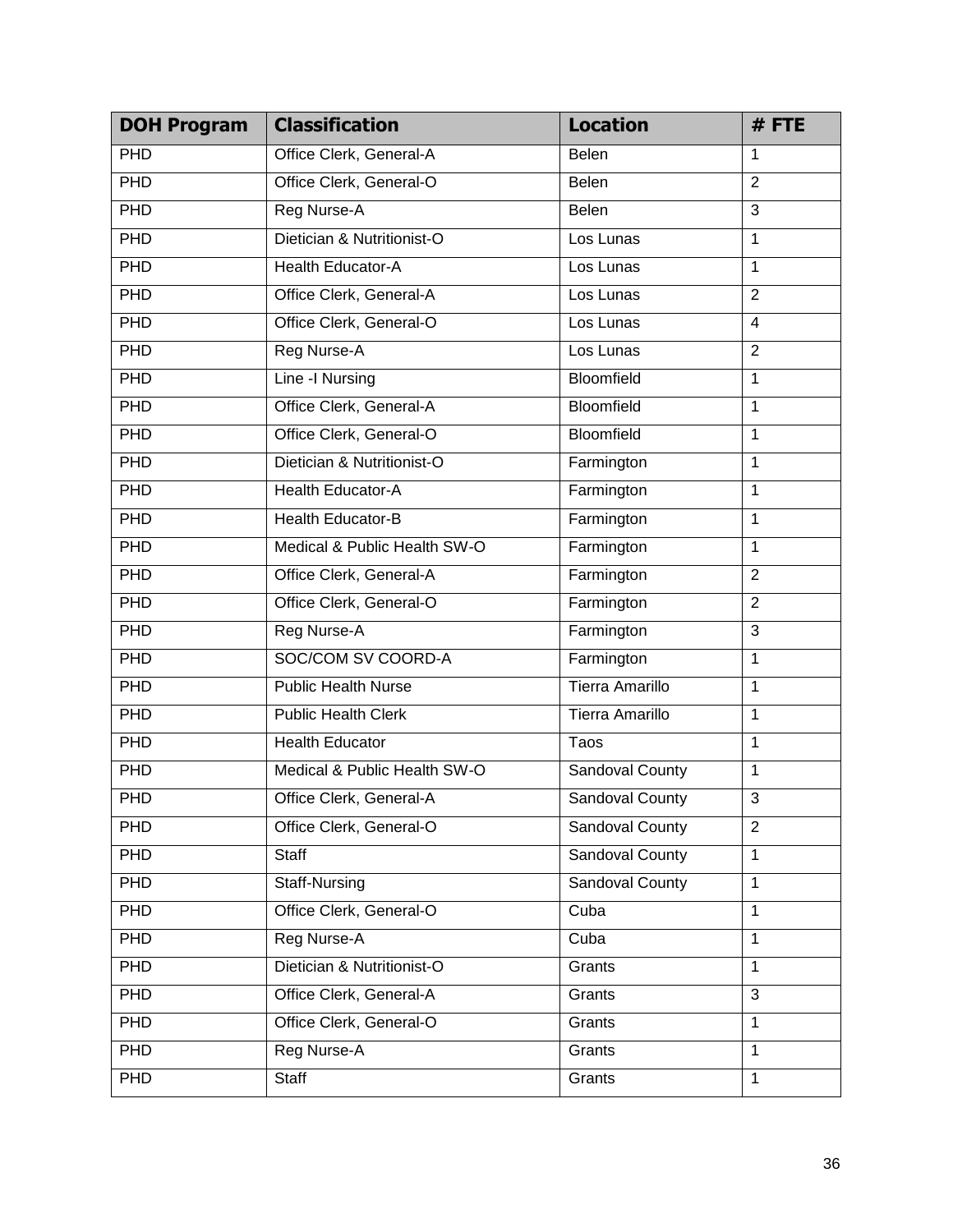| DOH Program | Classification | Location | # FTE |
|---|---|---|---|
| PHD | Office Clerk, General-A | Belen | 1 |
| PHD | Office Clerk, General-O | Belen | 2 |
| PHD | Reg Nurse-A | Belen | 3 |
| PHD | Dietician & Nutritionist-O | Los Lunas | 1 |
| PHD | Health Educator-A | Los Lunas | 1 |
| PHD | Office Clerk, General-A | Los Lunas | 2 |
| PHD | Office Clerk, General-O | Los Lunas | 4 |
| PHD | Reg Nurse-A | Los Lunas | 2 |
| PHD | Line -I Nursing | Bloomfield | 1 |
| PHD | Office Clerk, General-A | Bloomfield | 1 |
| PHD | Office Clerk, General-O | Bloomfield | 1 |
| PHD | Dietician & Nutritionist-O | Farmington | 1 |
| PHD | Health Educator-A | Farmington | 1 |
| PHD | Health Educator-B | Farmington | 1 |
| PHD | Medical & Public Health SW-O | Farmington | 1 |
| PHD | Office Clerk, General-A | Farmington | 2 |
| PHD | Office Clerk, General-O | Farmington | 2 |
| PHD | Reg Nurse-A | Farmington | 3 |
| PHD | SOC/COM SV COORD-A | Farmington | 1 |
| PHD | Public Health Nurse | Tierra Amarillo | 1 |
| PHD | Public Health Clerk | Tierra Amarillo | 1 |
| PHD | Health Educator | Taos | 1 |
| PHD | Medical & Public Health SW-O | Sandoval County | 1 |
| PHD | Office Clerk, General-A | Sandoval County | 3 |
| PHD | Office Clerk, General-O | Sandoval County | 2 |
| PHD | Staff | Sandoval County | 1 |
| PHD | Staff-Nursing | Sandoval County | 1 |
| PHD | Office Clerk, General-O | Cuba | 1 |
| PHD | Reg Nurse-A | Cuba | 1 |
| PHD | Dietician & Nutritionist-O | Grants | 1 |
| PHD | Office Clerk, General-A | Grants | 3 |
| PHD | Office Clerk, General-O | Grants | 1 |
| PHD | Reg Nurse-A | Grants | 1 |
| PHD | Staff | Grants | 1 |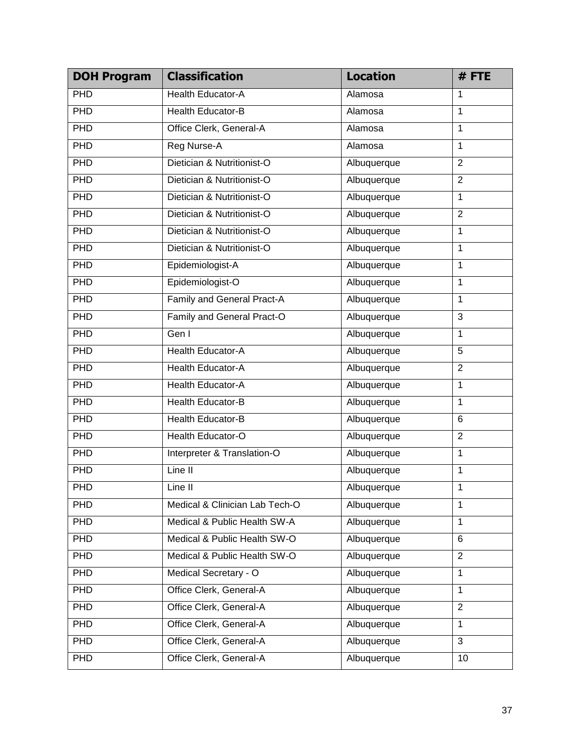| DOH Program | Classification | Location | # FTE |
|---|---|---|---|
| PHD | Health Educator-A | Alamosa | 1 |
| PHD | Health Educator-B | Alamosa | 1 |
| PHD | Office Clerk, General-A | Alamosa | 1 |
| PHD | Reg Nurse-A | Alamosa | 1 |
| PHD | Dietician & Nutritionist-O | Albuquerque | 2 |
| PHD | Dietician & Nutritionist-O | Albuquerque | 2 |
| PHD | Dietician & Nutritionist-O | Albuquerque | 1 |
| PHD | Dietician & Nutritionist-O | Albuquerque | 2 |
| PHD | Dietician & Nutritionist-O | Albuquerque | 1 |
| PHD | Dietician & Nutritionist-O | Albuquerque | 1 |
| PHD | Epidemiologist-A | Albuquerque | 1 |
| PHD | Epidemiologist-O | Albuquerque | 1 |
| PHD | Family and General Pract-A | Albuquerque | 1 |
| PHD | Family and General Pract-O | Albuquerque | 3 |
| PHD | Gen I | Albuquerque | 1 |
| PHD | Health Educator-A | Albuquerque | 5 |
| PHD | Health Educator-A | Albuquerque | 2 |
| PHD | Health Educator-A | Albuquerque | 1 |
| PHD | Health Educator-B | Albuquerque | 1 |
| PHD | Health Educator-B | Albuquerque | 6 |
| PHD | Health Educator-O | Albuquerque | 2 |
| PHD | Interpreter & Translation-O | Albuquerque | 1 |
| PHD | Line II | Albuquerque | 1 |
| PHD | Line II | Albuquerque | 1 |
| PHD | Medical & Clinician Lab Tech-O | Albuquerque | 1 |
| PHD | Medical & Public Health SW-A | Albuquerque | 1 |
| PHD | Medical & Public Health SW-O | Albuquerque | 6 |
| PHD | Medical & Public Health SW-O | Albuquerque | 2 |
| PHD | Medical Secretary - O | Albuquerque | 1 |
| PHD | Office Clerk, General-A | Albuquerque | 1 |
| PHD | Office Clerk, General-A | Albuquerque | 2 |
| PHD | Office Clerk, General-A | Albuquerque | 1 |
| PHD | Office Clerk, General-A | Albuquerque | 3 |
| PHD | Office Clerk, General-A | Albuquerque | 10 |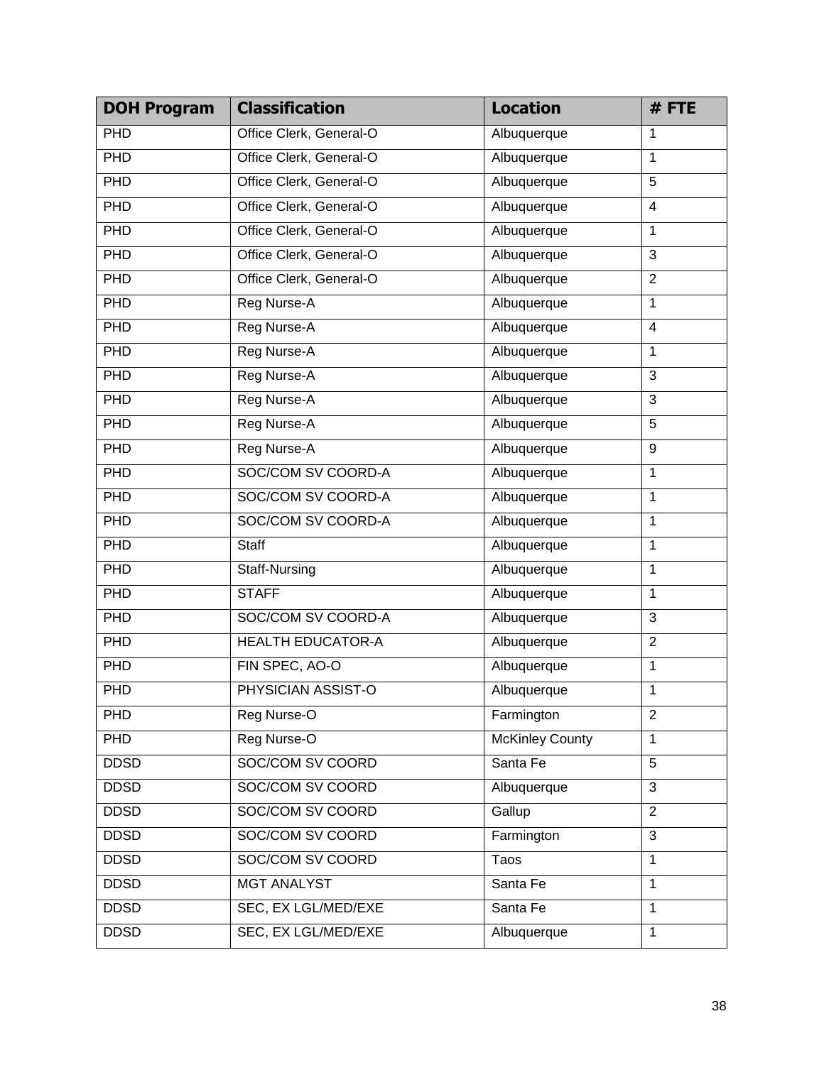| DOH Program | Classification | Location | # FTE |
|---|---|---|---|
| PHD | Office Clerk, General-O | Albuquerque | 1 |
| PHD | Office Clerk, General-O | Albuquerque | 1 |
| PHD | Office Clerk, General-O | Albuquerque | 5 |
| PHD | Office Clerk, General-O | Albuquerque | 4 |
| PHD | Office Clerk, General-O | Albuquerque | 1 |
| PHD | Office Clerk, General-O | Albuquerque | 3 |
| PHD | Office Clerk, General-O | Albuquerque | 2 |
| PHD | Reg Nurse-A | Albuquerque | 1 |
| PHD | Reg Nurse-A | Albuquerque | 4 |
| PHD | Reg Nurse-A | Albuquerque | 1 |
| PHD | Reg Nurse-A | Albuquerque | 3 |
| PHD | Reg Nurse-A | Albuquerque | 3 |
| PHD | Reg Nurse-A | Albuquerque | 5 |
| PHD | Reg Nurse-A | Albuquerque | 9 |
| PHD | SOC/COM SV COORD-A | Albuquerque | 1 |
| PHD | SOC/COM SV COORD-A | Albuquerque | 1 |
| PHD | SOC/COM SV COORD-A | Albuquerque | 1 |
| PHD | Staff | Albuquerque | 1 |
| PHD | Staff-Nursing | Albuquerque | 1 |
| PHD | STAFF | Albuquerque | 1 |
| PHD | SOC/COM SV COORD-A | Albuquerque | 3 |
| PHD | HEALTH EDUCATOR-A | Albuquerque | 2 |
| PHD | FIN SPEC, AO-O | Albuquerque | 1 |
| PHD | PHYSICIAN ASSIST-O | Albuquerque | 1 |
| PHD | Reg Nurse-O | Farmington | 2 |
| PHD | Reg Nurse-O | McKinley County | 1 |
| DDSD | SOC/COM SV COORD | Santa Fe | 5 |
| DDSD | SOC/COM SV COORD | Albuquerque | 3 |
| DDSD | SOC/COM SV COORD | Gallup | 2 |
| DDSD | SOC/COM SV COORD | Farmington | 3 |
| DDSD | SOC/COM SV COORD | Taos | 1 |
| DDSD | MGT ANALYST | Santa Fe | 1 |
| DDSD | SEC, EX LGL/MED/EXE | Santa Fe | 1 |
| DDSD | SEC, EX LGL/MED/EXE | Albuquerque | 1 |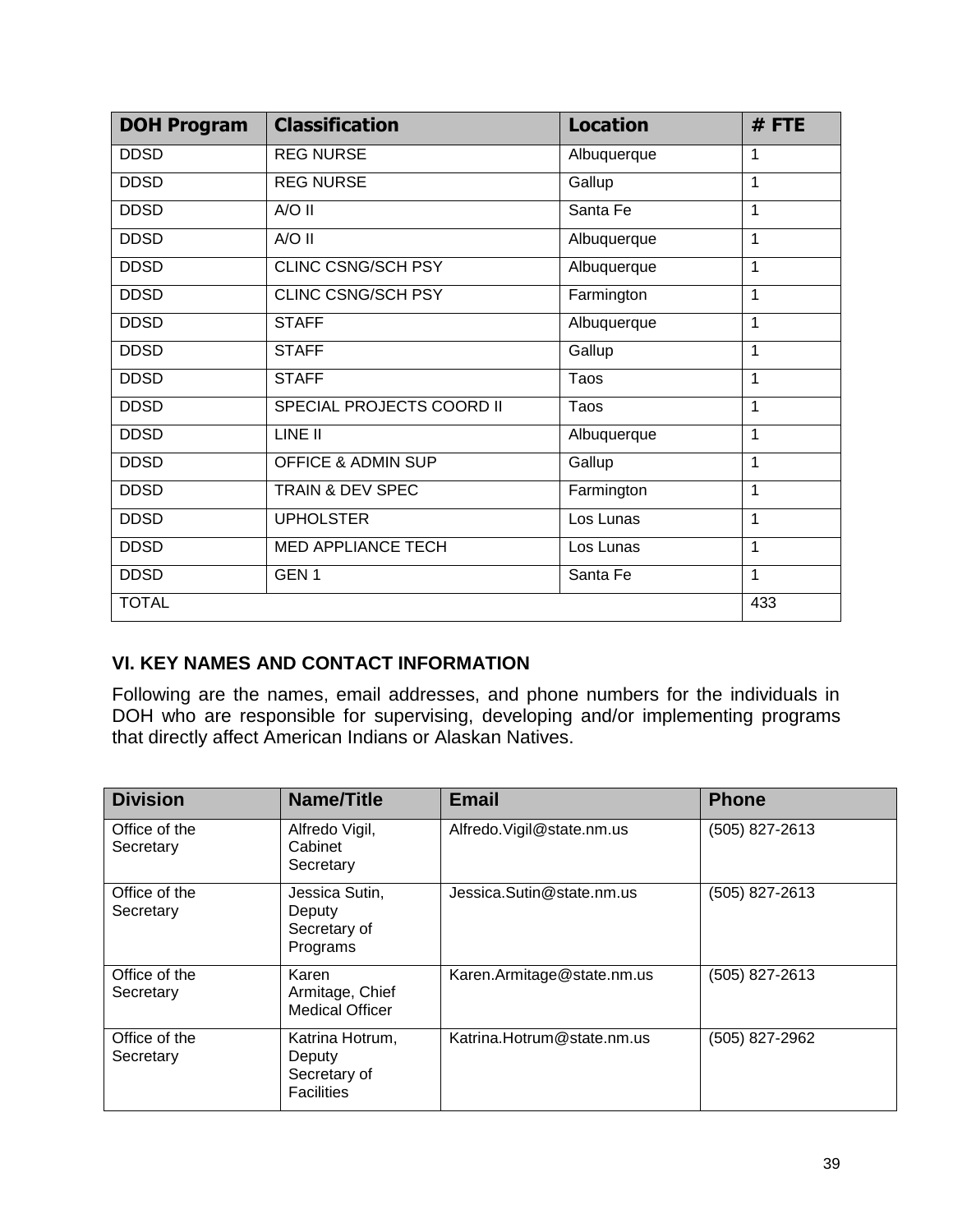| DOH Program | Classification | Location | # FTE |
|---|---|---|---|
| DDSD | REG NURSE | Albuquerque | 1 |
| DDSD | REG NURSE | Gallup | 1 |
| DDSD | A/O II | Santa Fe | 1 |
| DDSD | A/O II | Albuquerque | 1 |
| DDSD | CLINC CSNG/SCH PSY | Albuquerque | 1 |
| DDSD | CLINC CSNG/SCH PSY | Farmington | 1 |
| DDSD | STAFF | Albuquerque | 1 |
| DDSD | STAFF | Gallup | 1 |
| DDSD | STAFF | Taos | 1 |
| DDSD | SPECIAL PROJECTS COORD II | Taos | 1 |
| DDSD | LINE II | Albuquerque | 1 |
| DDSD | OFFICE & ADMIN SUP | Gallup | 1 |
| DDSD | TRAIN & DEV SPEC | Farmington | 1 |
| DDSD | UPHOLSTER | Los Lunas | 1 |
| DDSD | MED APPLIANCE TECH | Los Lunas | 1 |
| DDSD | GEN 1 | Santa Fe | 1 |
| TOTAL | | | 433 |

## VI. KEY NAMES AND CONTACT INFORMATION

Following are the names, email addresses, and phone numbers for the individuals in DOH who are responsible for supervising, developing and/or implementing programs that directly affect American Indians or Alaskan Natives.

| Division | Name/Title | Email | Phone |
|---|---|---|---|
| Office of the Secretary | Alfredo Vigil, Cabinet Secretary | Alfredo.Vigil@state.nm.us | (505) 827-2613 |
| Office of the Secretary | Jessica Sutin, Deputy Secretary of Programs | Jessica.Sutin@state.nm.us | (505) 827-2613 |
| Office of the Secretary | Karen Armitage, Chief Medical Officer | Karen.Armitage@state.nm.us | (505) 827-2613 |
| Office of the Secretary | Katrina Hotrum, Deputy Secretary of Facilities | Katrina.Hotrum@state.nm.us | (505) 827-2962 |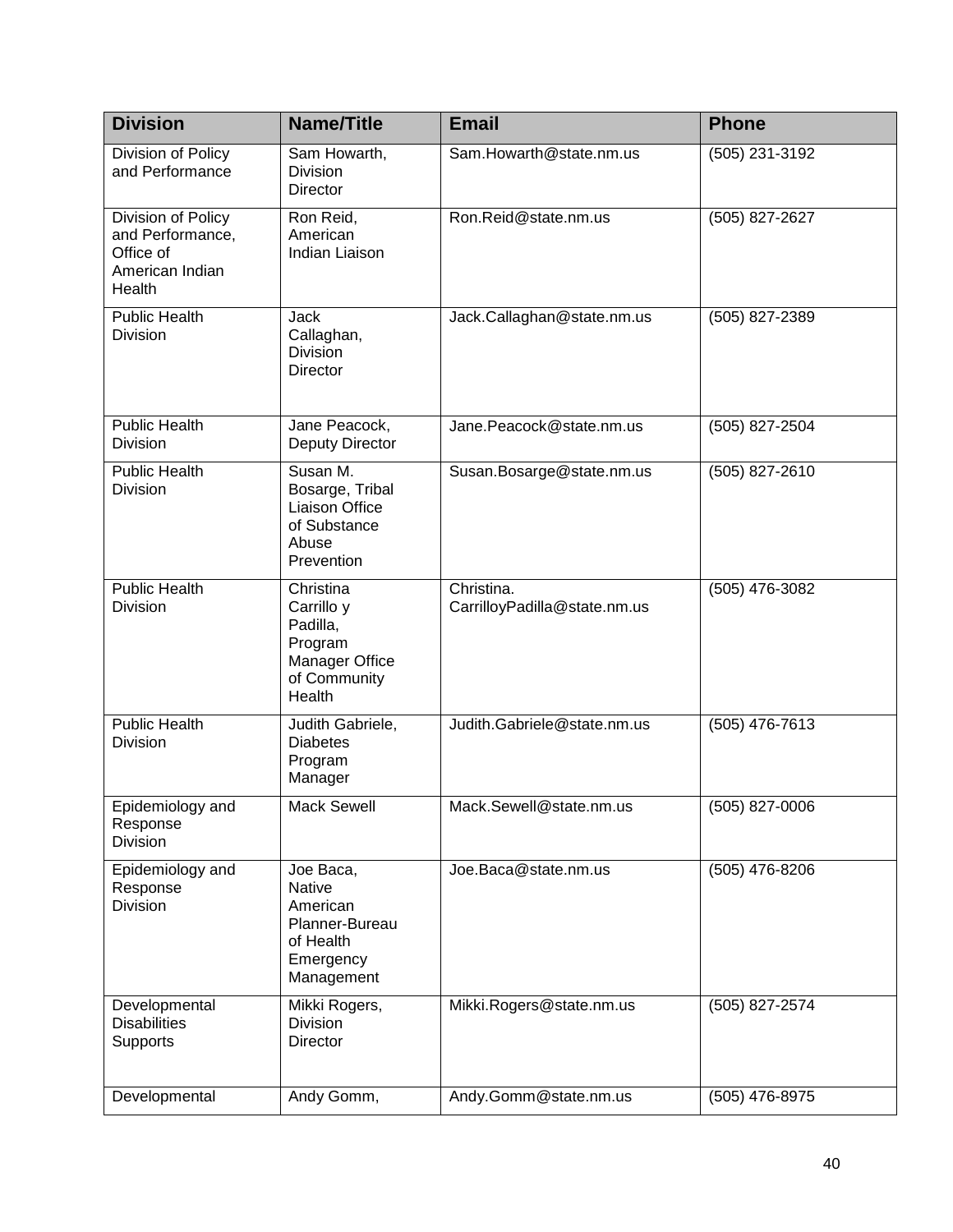| Division | Name/Title | Email | Phone |
|---|---|---|---|
| Division of Policy and Performance | Sam Howarth, Division Director | Sam.Howarth@state.nm.us | (505) 231-3192 |
| Division of Policy and Performance, Office of American Indian Health | Ron Reid, American Indian Liaison | Ron.Reid@state.nm.us | (505) 827-2627 |
| Public Health Division | Jack Callaghan, Division Director | Jack.Callaghan@state.nm.us | (505) 827-2389 |
| Public Health Division | Jane Peacock, Deputy Director | Jane.Peacock@state.nm.us | (505) 827-2504 |
| Public Health Division | Susan M. Bosarge, Tribal Liaison Office of Substance Abuse Prevention | Susan.Bosarge@state.nm.us | (505) 827-2610 |
| Public Health Division | Christina Carrillo y Padilla, Program Manager Office of Community Health | Christina. CarrilloyPadilla@state.nm.us | (505) 476-3082 |
| Public Health Division | Judith Gabriele, Diabetes Program Manager | Judith.Gabriele@state.nm.us | (505) 476-7613 |
| Epidemiology and Response Division | Mack Sewell | Mack.Sewell@state.nm.us | (505) 827-0006 |
| Epidemiology and Response Division | Joe Baca, Native American Planner-Bureau of Health Emergency Management | Joe.Baca@state.nm.us | (505) 476-8206 |
| Developmental Disabilities Supports | Mikki Rogers, Division Director | Mikki.Rogers@state.nm.us | (505) 827-2574 |
| Developmental | Andy Gomm, | Andy.Gomm@state.nm.us | (505) 476-8975 |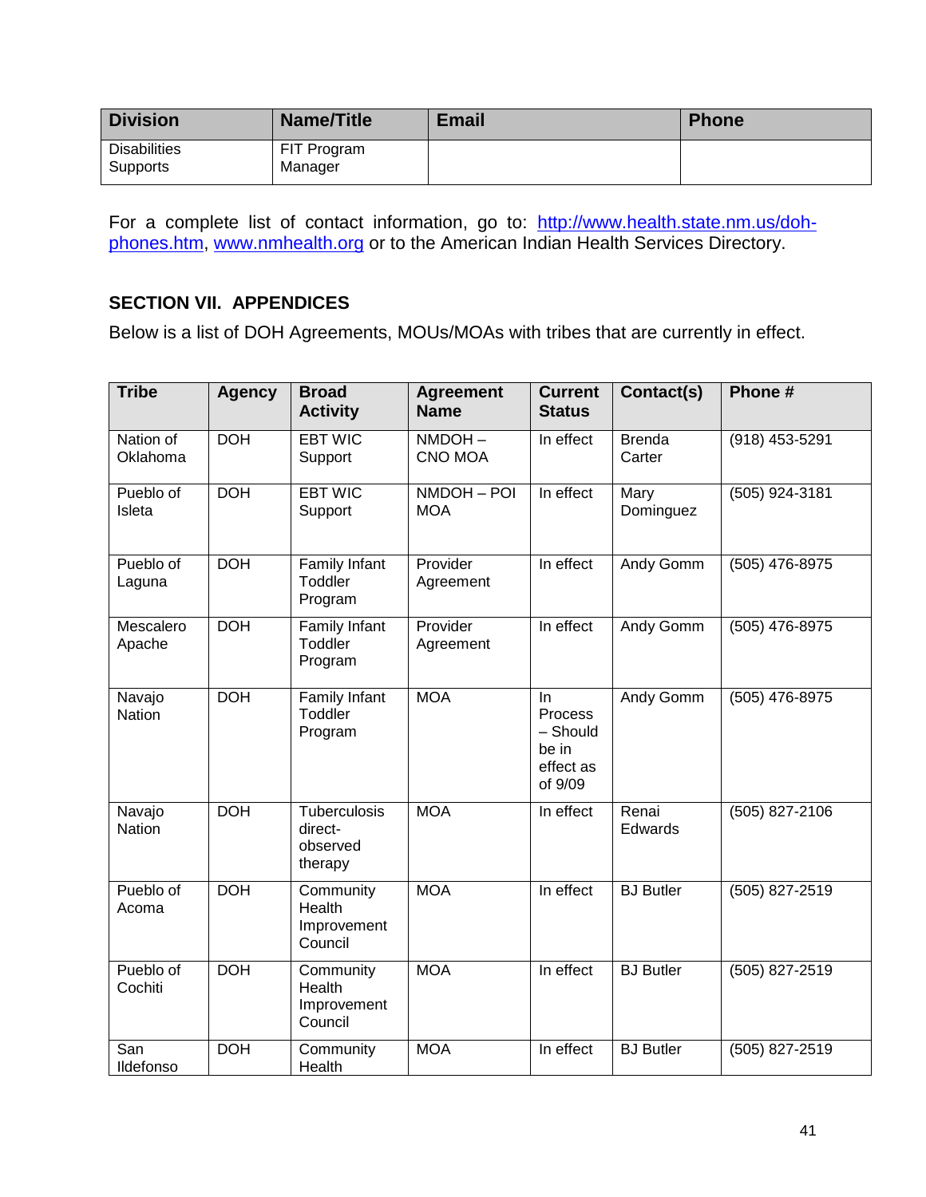| Division | Name/Title | Email | Phone |
|---|---|---|---|
| Disabilities Supports | FIT Program Manager | | |

For a complete list of contact information, go to: http://www.health.state.nm.us/doh-phones.htm, www.nmhealth.org or to the American Indian Health Services Directory.

## SECTION VII. APPENDICES

Below is a list of DOH Agreements, MOUs/MOAs with tribes that are currently in effect.

| Tribe | Agency | Broad Activity | Agreement Name | Current Status | Contact(s) | Phone # |
|---|---|---|---|---|---|---|
| Nation of Oklahoma | DOH | EBT WIC Support | NMDOH – CNO MOA | In effect | Brenda Carter | (918) 453-5291 |
| Pueblo of Isleta | DOH | EBT WIC Support | NMDOH – POI MOA | In effect | Mary Dominguez | (505) 924-3181 |
| Pueblo of Laguna | DOH | Family Infant Toddler Program | Provider Agreement | In effect | Andy Gomm | (505) 476-8975 |
| Mescalero Apache | DOH | Family Infant Toddler Program | Provider Agreement | In effect | Andy Gomm | (505) 476-8975 |
| Navajo Nation | DOH | Family Infant Toddler Program | MOA | In Process – Should be in effect as of 9/09 | Andy Gomm | (505) 476-8975 |
| Navajo Nation | DOH | Tuberculosis direct-observed therapy | MOA | In effect | Renai Edwards | (505) 827-2106 |
| Pueblo of Acoma | DOH | Community Health Improvement Council | MOA | In effect | BJ Butler | (505) 827-2519 |
| Pueblo of Cochiti | DOH | Community Health Improvement Council | MOA | In effect | BJ Butler | (505) 827-2519 |
| San Ildefonso | DOH | Community Health | MOA | In effect | BJ Butler | (505) 827-2519 |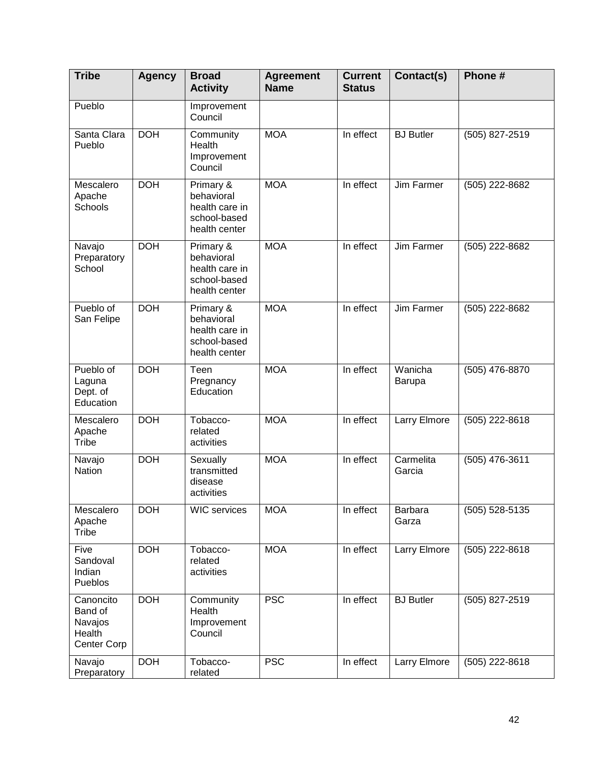| Tribe | Agency | Broad Activity | Agreement Name | Current Status | Contact(s) | Phone # |
|---|---|---|---|---|---|---|
| Pueblo | | Improvement Council | | | | |
| Santa Clara Pueblo | DOH | Community Health Improvement Council | MOA | In effect | BJ Butler | (505) 827-2519 |
| Mescalero Apache Schools | DOH | Primary & behavioral health care in school-based health center | MOA | In effect | Jim Farmer | (505) 222-8682 |
| Navajo Preparatory School | DOH | Primary & behavioral health care in school-based health center | MOA | In effect | Jim Farmer | (505) 222-8682 |
| Pueblo of San Felipe | DOH | Primary & behavioral health care in school-based health center | MOA | In effect | Jim Farmer | (505) 222-8682 |
| Pueblo of Laguna Dept. of Education | DOH | Teen Pregnancy Education | MOA | In effect | Wanicha Barupa | (505) 476-8870 |
| Mescalero Apache Tribe | DOH | Tobacco-related activities | MOA | In effect | Larry Elmore | (505) 222-8618 |
| Navajo Nation | DOH | Sexually transmitted disease activities | MOA | In effect | Carmelita Garcia | (505) 476-3611 |
| Mescalero Apache Tribe | DOH | WIC services | MOA | In effect | Barbara Garza | (505) 528-5135 |
| Five Sandoval Indian Pueblos | DOH | Tobacco-related activities | MOA | In effect | Larry Elmore | (505) 222-8618 |
| Canoncito Band of Navajos Health Center Corp | DOH | Community Health Improvement Council | PSC | In effect | BJ Butler | (505) 827-2519 |
| Navajo Preparatory | DOH | Tobacco-related | PSC | In effect | Larry Elmore | (505) 222-8618 |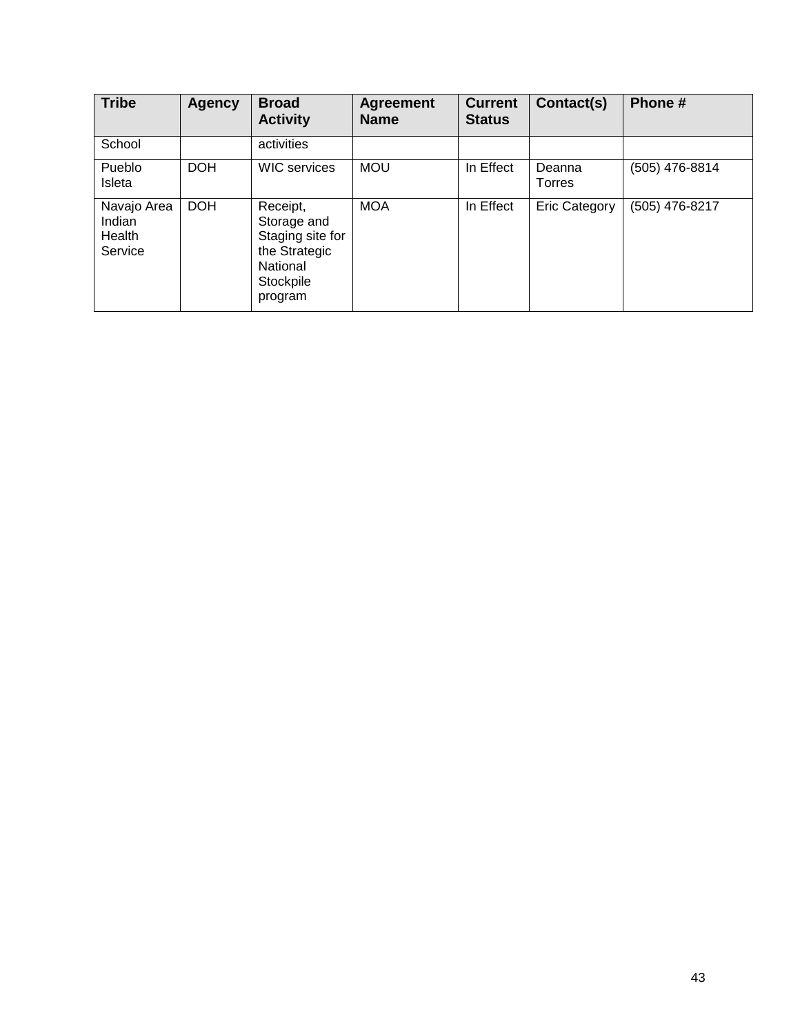| Tribe | Agency | Broad Activity | Agreement Name | Current Status | Contact(s) | Phone # |
|---|---|---|---|---|---|---|
| School | | activities | | | | |
| Pueblo Isleta | DOH | WIC services | MOU | In Effect | Deanna Torres | (505) 476-8814 |
| Navajo Area Indian Health Service | DOH | Receipt, Storage and Staging site for the Strategic National Stockpile program | MOA | In Effect | Eric Category | (505) 476-8217 |